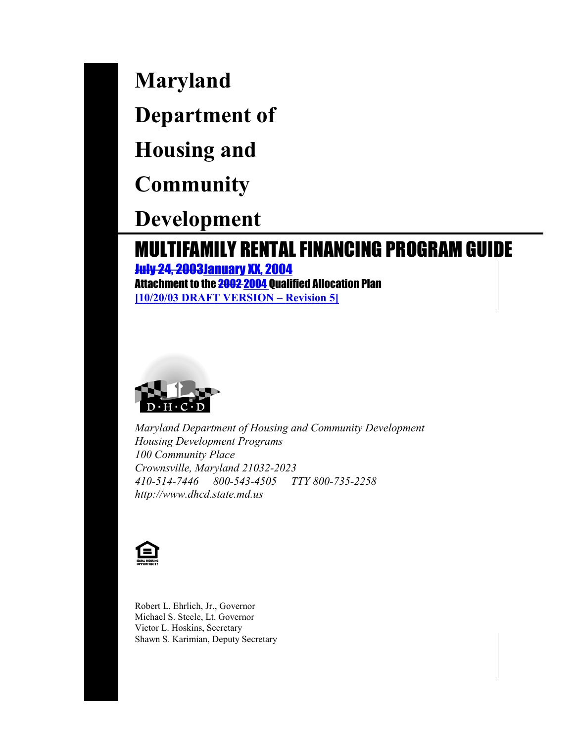# Maryland Department of Housing and Community Development

## MULTIFAMILY RENTAL FINANCING PROGRAM GUIDE

~~July 24, 2003~~January XX, 2004

**Attachment to the ~~2002~~ 2004 Qualified Allocation Plan**

**[10/20/03 DRAFT VERSION – Revision 5]**

D·H·C·D

*Maryland Department of Housing and Community Development*
*Housing Development Programs*
*100 Community Place*
*Crownsville, Maryland 21032-2023*
*410-514-7446 800-543-4505 TTY 800-735-2258*
*http://www.dhcd.state.md.us*

EQUAL HOUSING OPPORTUNITY

Robert L. Ehrlich, Jr., Governor
Michael S. Steele, Lt. Governor
Victor L. Hoskins, Secretary
Shawn S. Karimian, Deputy Secretary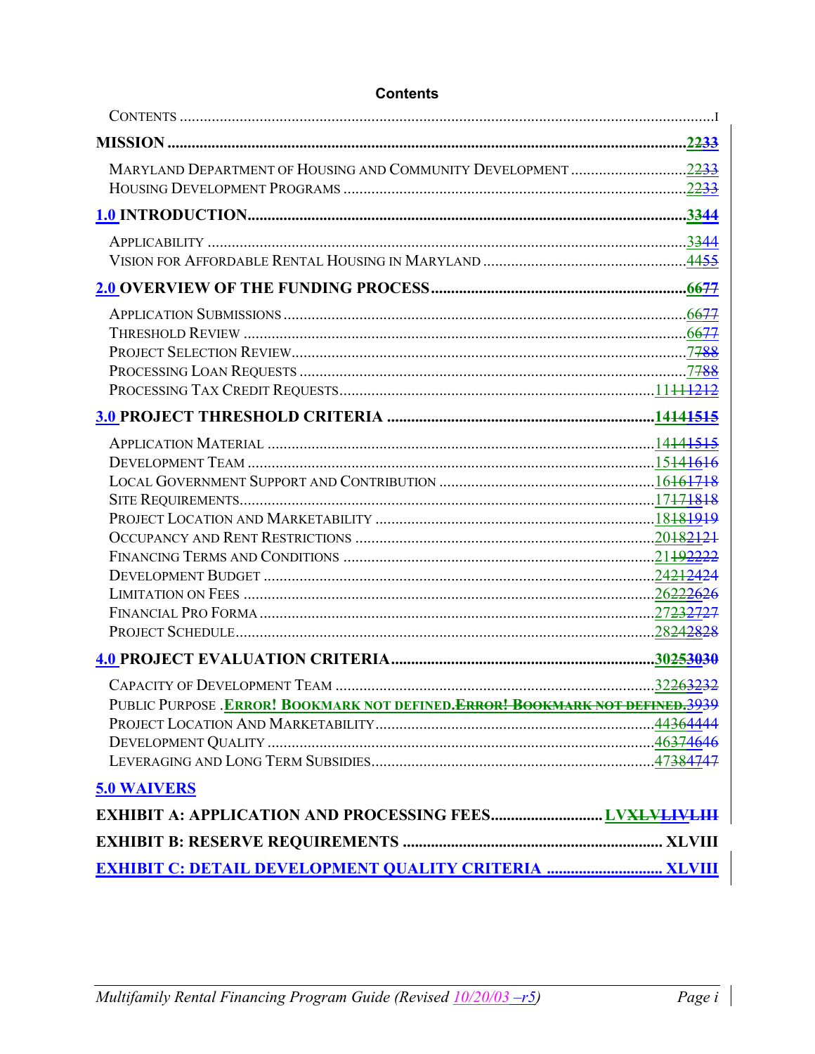# Contents

CONTENTS ..................................................................................................................................I

**MISSION** ........................................................................................................................ **2233**

MARYLAND DEPARTMENT OF HOUSING AND COMMUNITY DEVELOPMENT ........................... 2233
HOUSING DEVELOPMENT PROGRAMS .................................................................................... 2233

**1.0 INTRODUCTION** .......................................................................................................... **3344**

APPLICABILITY ...................................................................................................................... 3344
VISION FOR AFFORDABLE RENTAL HOUSING IN MARYLAND .................................................. 4455

**2.0 OVERVIEW OF THE FUNDING PROCESS** .............................................................. **6677**

APPLICATION SUBMISSIONS .................................................................................................. 6677
THRESHOLD REVIEW .............................................................................................................. 6677
PROJECT SELECTION REVIEW ................................................................................................ 7788
PROCESSING LOAN REQUESTS .............................................................................................. 7788
PROCESSING TAX CREDIT REQUESTS .................................................................................... 11111212

**3.0 PROJECT THRESHOLD CRITERIA** ........................................................................ **14141515**

APPLICATION MATERIAL ........................................................................................................ 14141515
DEVELOPMENT TEAM .............................................................................................................. 15141616
LOCAL GOVERNMENT SUPPORT AND CONTRIBUTION .............................................................. 16161718
SITE REQUIREMENTS .............................................................................................................. 17171818
PROJECT LOCATION AND MARKETABILITY ............................................................................. 18181919
OCCUPANCY AND RENT RESTRICTIONS .................................................................................. 20182121
FINANCING TERMS AND CONDITIONS ...................................................................................... 21192222
DEVELOPMENT BUDGET .......................................................................................................... 24212424
LIMITATION ON FEES .............................................................................................................. 26222626
FINANCIAL PRO FORMA ........................................................................................................... 27232727
PROJECT SCHEDULE ................................................................................................................ 28242828

**4.0 PROJECT EVALUATION CRITERIA** ........................................................................ **30253030**

CAPACITY OF DEVELOPMENT TEAM ........................................................................................ 32263232
PUBLIC PURPOSE .**ERROR! BOOKMARK NOT DEFINED.ERROR! BOOKMARK NOT DEFINED.**3939
PROJECT LOCATION AND MARKETABILITY ............................................................................. 44364444
DEVELOPMENT QUALITY .......................................................................................................... 46374646
LEVERAGING AND LONG TERM SUBSIDIES .............................................................................. 47384747

**5.0 WAIVERS**

**EXHIBIT A: APPLICATION AND PROCESSING FEES** .............................. **LVXLVLIVLIII**

**EXHIBIT B: RESERVE REQUIREMENTS** .................................................................. **XLVIII**

**EXHIBIT C: DETAIL DEVELOPMENT QUALITY CRITERIA** ............................ **XLVIII**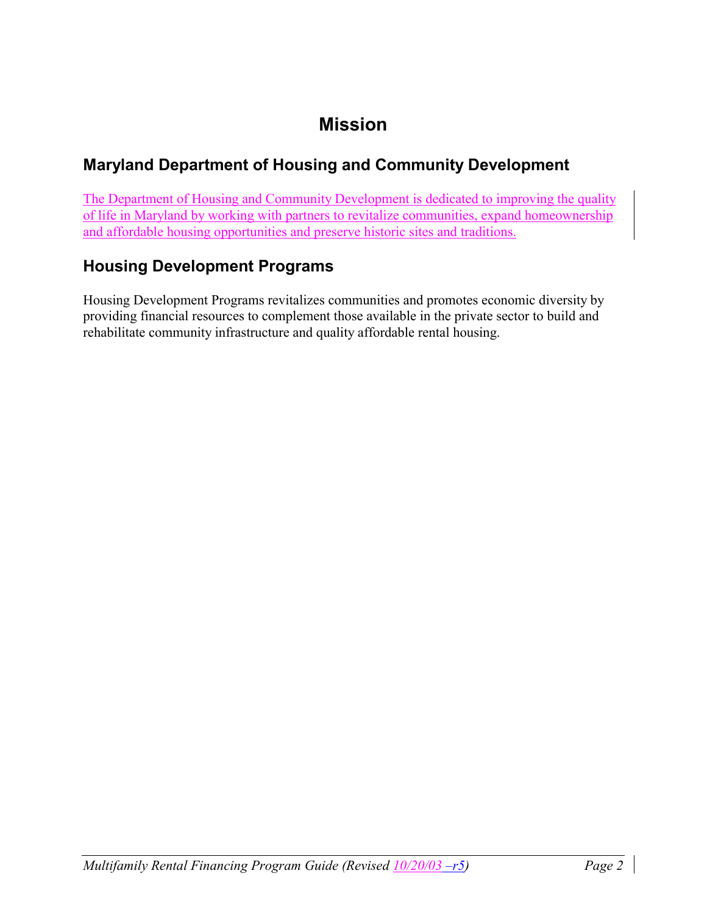# Mission

## Maryland Department of Housing and Community Development

The Department of Housing and Community Development is dedicated to improving the quality of life in Maryland by working with partners to revitalize communities, expand homeownership and affordable housing opportunities and preserve historic sites and traditions.

## Housing Development Programs

Housing Development Programs revitalizes communities and promotes economic diversity by providing financial resources to complement those available in the private sector to build and rehabilitate community infrastructure and quality affordable rental housing.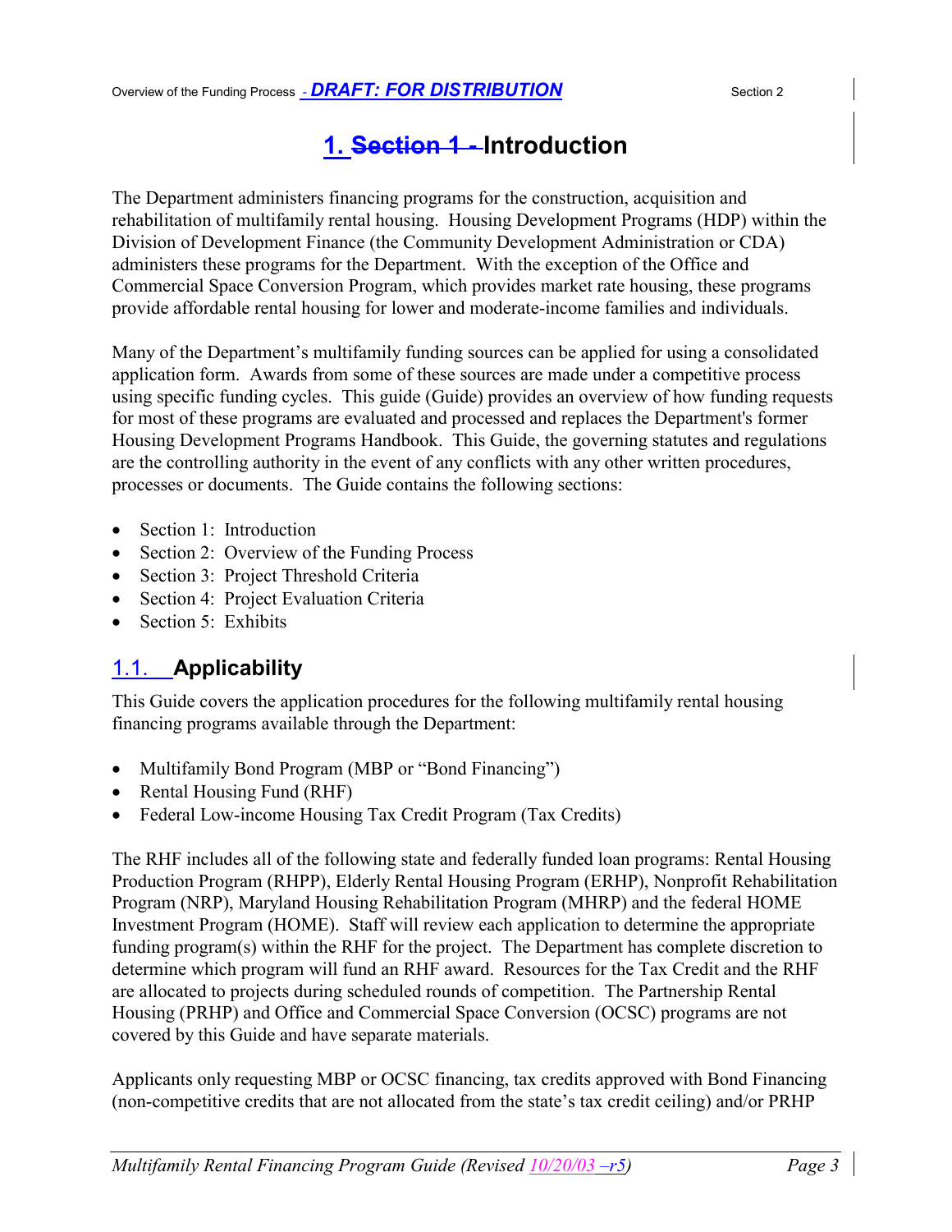# 1. ~~Section 1 -~~ Introduction

The Department administers financing programs for the construction, acquisition and rehabilitation of multifamily rental housing. Housing Development Programs (HDP) within the Division of Development Finance (the Community Development Administration or CDA) administers these programs for the Department. With the exception of the Office and Commercial Space Conversion Program, which provides market rate housing, these programs provide affordable rental housing for lower and moderate-income families and individuals.

Many of the Department's multifamily funding sources can be applied for using a consolidated application form. Awards from some of these sources are made under a competitive process using specific funding cycles. This guide (Guide) provides an overview of how funding requests for most of these programs are evaluated and processed and replaces the Department's former Housing Development Programs Handbook. This Guide, the governing statutes and regulations are the controlling authority in the event of any conflicts with any other written procedures, processes or documents. The Guide contains the following sections:

- Section 1: Introduction
- Section 2: Overview of the Funding Process
- Section 3: Project Threshold Criteria
- Section 4: Project Evaluation Criteria
- Section 5: Exhibits

## 1.1. Applicability

This Guide covers the application procedures for the following multifamily rental housing financing programs available through the Department:

- Multifamily Bond Program (MBP or "Bond Financing")
- Rental Housing Fund (RHF)
- Federal Low-income Housing Tax Credit Program (Tax Credits)

The RHF includes all of the following state and federally funded loan programs: Rental Housing Production Program (RHPP), Elderly Rental Housing Program (ERHP), Nonprofit Rehabilitation Program (NRP), Maryland Housing Rehabilitation Program (MHRP) and the federal HOME Investment Program (HOME). Staff will review each application to determine the appropriate funding program(s) within the RHF for the project. The Department has complete discretion to determine which program will fund an RHF award. Resources for the Tax Credit and the RHF are allocated to projects during scheduled rounds of competition. The Partnership Rental Housing (PRHP) and Office and Commercial Space Conversion (OCSC) programs are not covered by this Guide and have separate materials.

Applicants only requesting MBP or OCSC financing, tax credits approved with Bond Financing (non-competitive credits that are not allocated from the state's tax credit ceiling) and/or PRHP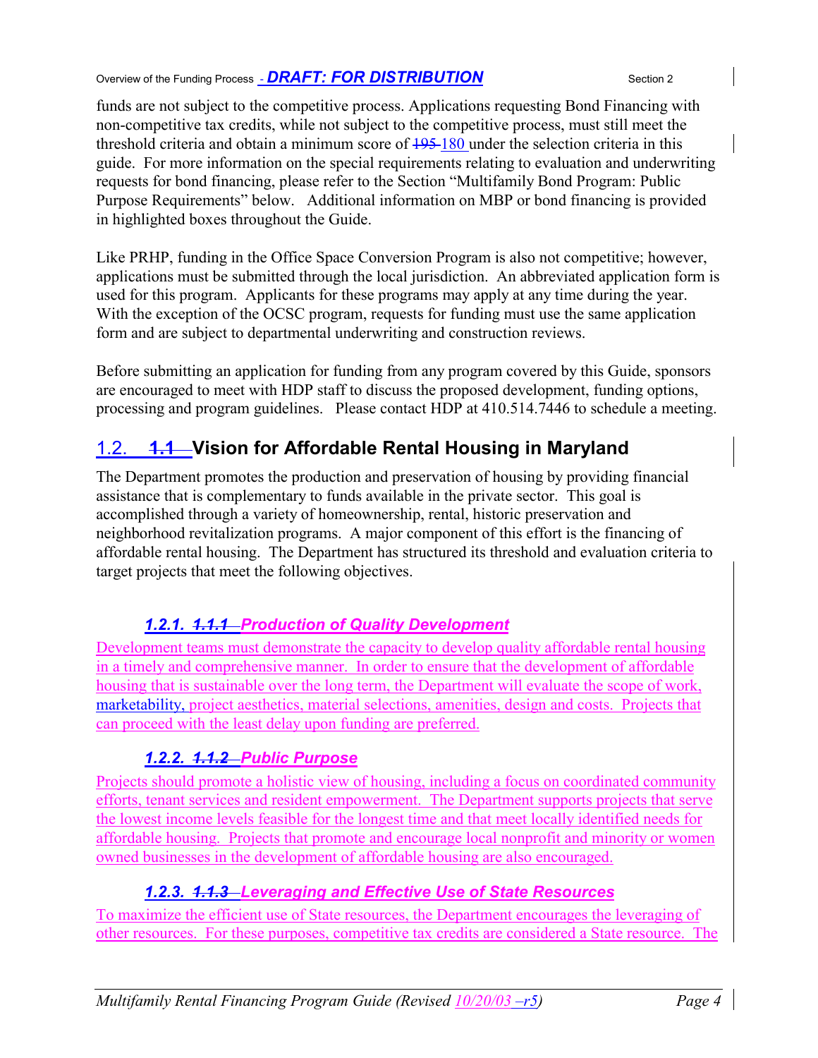funds are not subject to the competitive process. Applications requesting Bond Financing with non-competitive tax credits, while not subject to the competitive process, must still meet the threshold criteria and obtain a minimum score of ~~195~~ 180 under the selection criteria in this guide. For more information on the special requirements relating to evaluation and underwriting requests for bond financing, please refer to the Section "Multifamily Bond Program: Public Purpose Requirements" below. Additional information on MBP or bond financing is provided in highlighted boxes throughout the Guide.

Like PRHP, funding in the Office Space Conversion Program is also not competitive; however, applications must be submitted through the local jurisdiction. An abbreviated application form is used for this program. Applicants for these programs may apply at any time during the year. With the exception of the OCSC program, requests for funding must use the same application form and are subject to departmental underwriting and construction reviews.

Before submitting an application for funding from any program covered by this Guide, sponsors are encouraged to meet with HDP staff to discuss the proposed development, funding options, processing and program guidelines. Please contact HDP at 410.514.7446 to schedule a meeting.

## 1.2. ~~1.1~~ Vision for Affordable Rental Housing in Maryland

The Department promotes the production and preservation of housing by providing financial assistance that is complementary to funds available in the private sector. This goal is accomplished through a variety of homeownership, rental, historic preservation and neighborhood revitalization programs. A major component of this effort is the financing of affordable rental housing. The Department has structured its threshold and evaluation criteria to target projects that meet the following objectives.

### *1.2.1. ~~1.1.1~~ Production of Quality Development*

Development teams must demonstrate the capacity to develop quality affordable rental housing in a timely and comprehensive manner. In order to ensure that the development of affordable housing that is sustainable over the long term, the Department will evaluate the scope of work, marketability, project aesthetics, material selections, amenities, design and costs. Projects that can proceed with the least delay upon funding are preferred.

### *1.2.2. ~~1.1.2~~ Public Purpose*

Projects should promote a holistic view of housing, including a focus on coordinated community efforts, tenant services and resident empowerment. The Department supports projects that serve the lowest income levels feasible for the longest time and that meet locally identified needs for affordable housing. Projects that promote and encourage local nonprofit and minority or women owned businesses in the development of affordable housing are also encouraged.

### *1.2.3. ~~1.1.3~~ Leveraging and Effective Use of State Resources*

To maximize the efficient use of State resources, the Department encourages the leveraging of other resources. For these purposes, competitive tax credits are considered a State resource. The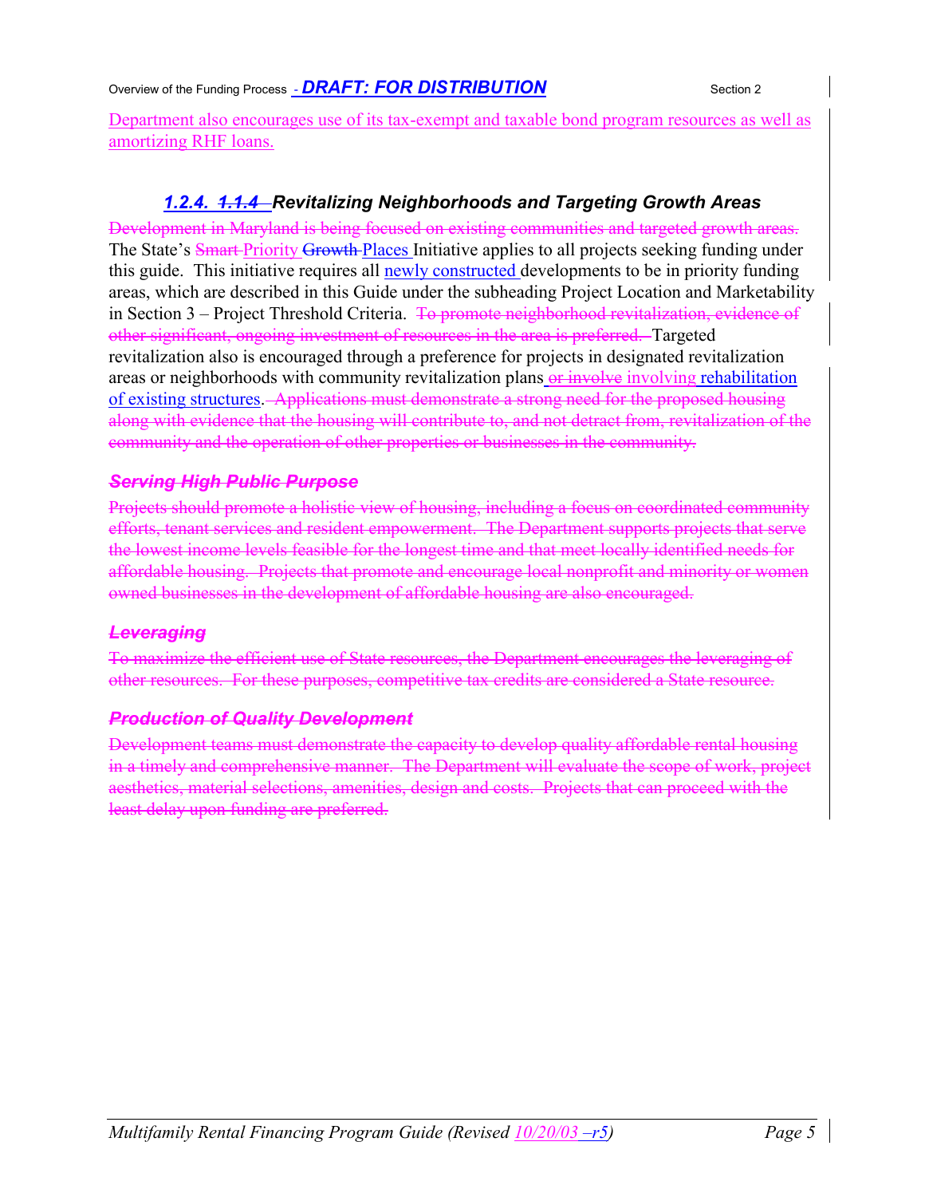Department also encourages use of its tax-exempt and taxable bond program resources as well as amortizing RHF loans.

### 1.2.4. 1.1.4 Revitalizing Neighborhoods and Targeting Growth Areas

Development in Maryland is being focused on existing communities and targeted growth areas. The State's Smart Priority Growth Places Initiative applies to all projects seeking funding under this guide. This initiative requires all newly constructed developments to be in priority funding areas, which are described in this Guide under the subheading Project Location and Marketability in Section 3 – Project Threshold Criteria. To promote neighborhood revitalization, evidence of other significant, ongoing investment of resources in the area is preferred. Targeted revitalization also is encouraged through a preference for projects in designated revitalization areas or neighborhoods with community revitalization plans or involve involving rehabilitation of existing structures. Applications must demonstrate a strong need for the proposed housing along with evidence that the housing will contribute to, and not detract from, revitalization of the community and the operation of other properties or businesses in the community.

#### *Serving High Public Purpose*

Projects should promote a holistic view of housing, including a focus on coordinated community efforts, tenant services and resident empowerment. The Department supports projects that serve the lowest income levels feasible for the longest time and that meet locally identified needs for affordable housing. Projects that promote and encourage local nonprofit and minority or women owned businesses in the development of affordable housing are also encouraged.

#### *Leveraging*

To maximize the efficient use of State resources, the Department encourages the leveraging of other resources. For these purposes, competitive tax credits are considered a State resource.

#### *Production of Quality Development*

Development teams must demonstrate the capacity to develop quality affordable rental housing in a timely and comprehensive manner. The Department will evaluate the scope of work, project aesthetics, material selections, amenities, design and costs. Projects that can proceed with the least delay upon funding are preferred.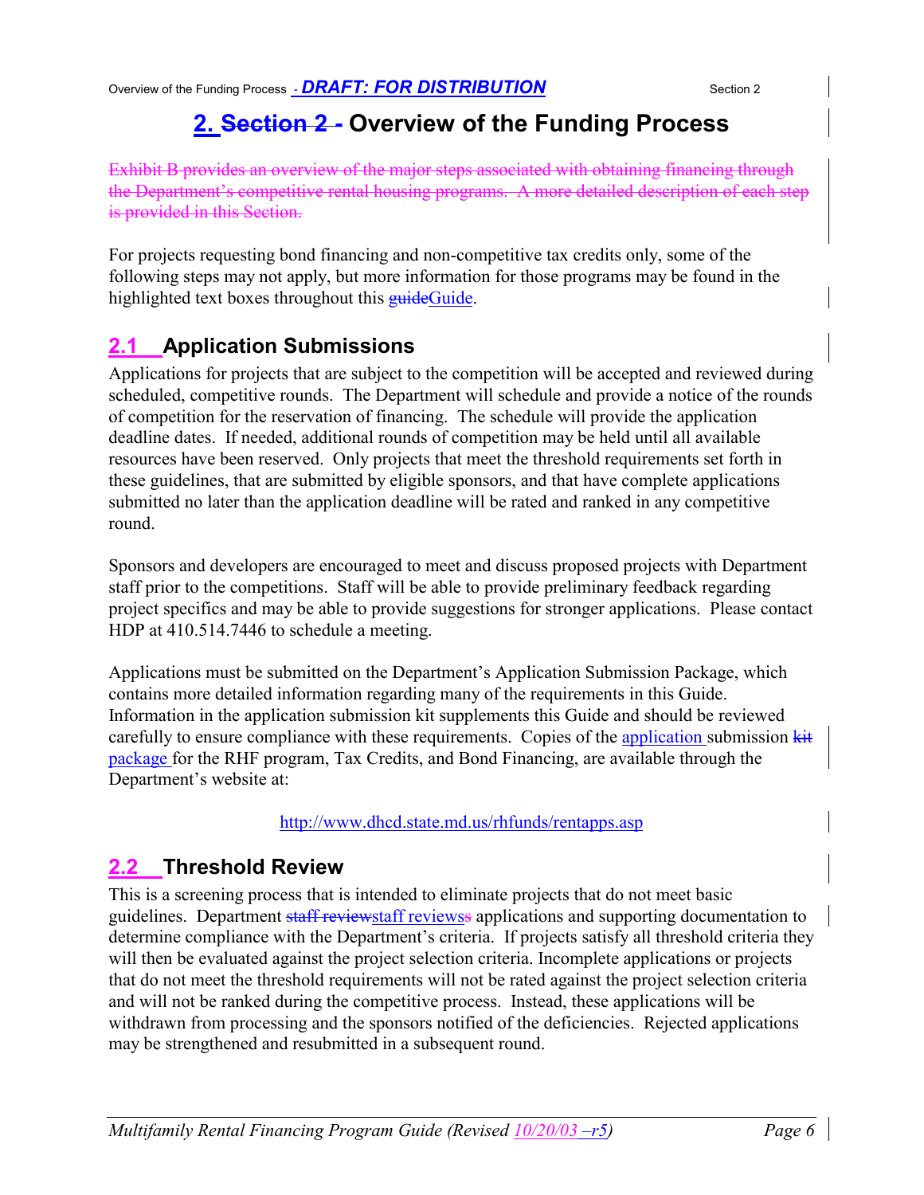# 2. ~~Section 2 -~~ Overview of the Funding Process

~~Exhibit B provides an overview of the major steps associated with obtaining financing through the Department's competitive rental housing programs. A more detailed description of each step is provided in this Section.~~

For projects requesting bond financing and non-competitive tax credits only, some of the following steps may not apply, but more information for those programs may be found in the highlighted text boxes throughout this ~~guide~~Guide.

## 2.1 Application Submissions

Applications for projects that are subject to the competition will be accepted and reviewed during scheduled, competitive rounds. The Department will schedule and provide a notice of the rounds of competition for the reservation of financing. The schedule will provide the application deadline dates. If needed, additional rounds of competition may be held until all available resources have been reserved. Only projects that meet the threshold requirements set forth in these guidelines, that are submitted by eligible sponsors, and that have complete applications submitted no later than the application deadline will be rated and ranked in any competitive round.

Sponsors and developers are encouraged to meet and discuss proposed projects with Department staff prior to the competitions. Staff will be able to provide preliminary feedback regarding project specifics and may be able to provide suggestions for stronger applications. Please contact HDP at 410.514.7446 to schedule a meeting.

Applications must be submitted on the Department's Application Submission Package, which contains more detailed information regarding many of the requirements in this Guide. Information in the application submission kit supplements this Guide and should be reviewed carefully to ensure compliance with these requirements. Copies of the application submission ~~kit~~ package for the RHF program, Tax Credits, and Bond Financing, are available through the Department's website at:

http://www.dhcd.state.md.us/rhfunds/rentapps.asp

## 2.2 Threshold Review

This is a screening process that is intended to eliminate projects that do not meet basic guidelines. Department ~~staff review~~staff reviews~~s~~ applications and supporting documentation to determine compliance with the Department's criteria. If projects satisfy all threshold criteria they will then be evaluated against the project selection criteria. Incomplete applications or projects that do not meet the threshold requirements will not be rated against the project selection criteria and will not be ranked during the competitive process. Instead, these applications will be withdrawn from processing and the sponsors notified of the deficiencies. Rejected applications may be strengthened and resubmitted in a subsequent round.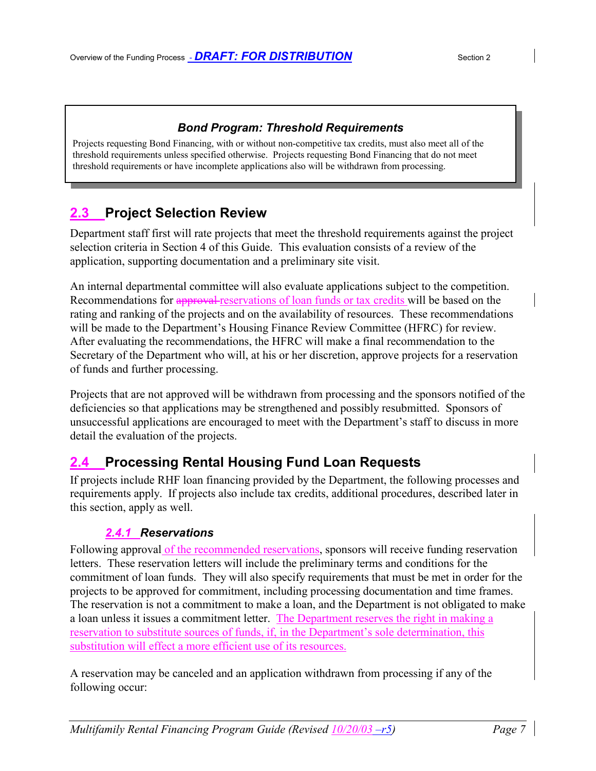### *Bond Program: Threshold Requirements*

Projects requesting Bond Financing, with or without non-competitive tax credits, must also meet all of the threshold requirements unless specified otherwise. Projects requesting Bond Financing that do not meet threshold requirements or have incomplete applications also will be withdrawn from processing.

## 2.3 Project Selection Review

Department staff first will rate projects that meet the threshold requirements against the project selection criteria in Section 4 of this Guide. This evaluation consists of a review of the application, supporting documentation and a preliminary site visit.

An internal departmental committee will also evaluate applications subject to the competition. Recommendations for ~~approval~~ reservations of loan funds or tax credits will be based on the rating and ranking of the projects and on the availability of resources. These recommendations will be made to the Department's Housing Finance Review Committee (HFRC) for review. After evaluating the recommendations, the HFRC will make a final recommendation to the Secretary of the Department who will, at his or her discretion, approve projects for a reservation of funds and further processing.

Projects that are not approved will be withdrawn from processing and the sponsors notified of the deficiencies so that applications may be strengthened and possibly resubmitted. Sponsors of unsuccessful applications are encouraged to meet with the Department's staff to discuss in more detail the evaluation of the projects.

## 2.4 Processing Rental Housing Fund Loan Requests

If projects include RHF loan financing provided by the Department, the following processes and requirements apply. If projects also include tax credits, additional procedures, described later in this section, apply as well.

### *2.4.1 Reservations*

Following approval of the recommended reservations, sponsors will receive funding reservation letters. These reservation letters will include the preliminary terms and conditions for the commitment of loan funds. They will also specify requirements that must be met in order for the projects to be approved for commitment, including processing documentation and time frames. The reservation is not a commitment to make a loan, and the Department is not obligated to make a loan unless it issues a commitment letter. The Department reserves the right in making a reservation to substitute sources of funds, if, in the Department's sole determination, this substitution will effect a more efficient use of its resources.

A reservation may be canceled and an application withdrawn from processing if any of the following occur: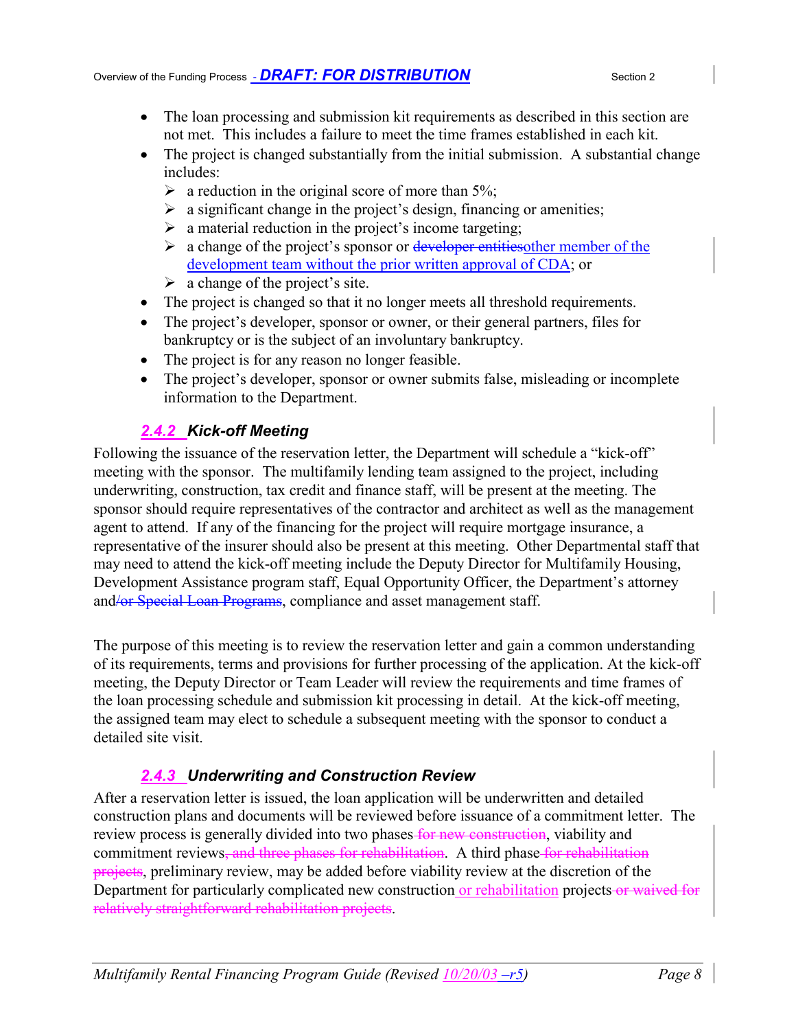- The loan processing and submission kit requirements as described in this section are not met. This includes a failure to meet the time frames established in each kit.
- The project is changed substantially from the initial submission. A substantial change includes:
  - a reduction in the original score of more than 5%;
  - a significant change in the project's design, financing or amenities;
  - a material reduction in the project's income targeting;
  - a change of the project's sponsor or ~~developer entities~~other member of the development team without the prior written approval of CDA; or
  - a change of the project's site.
- The project is changed so that it no longer meets all threshold requirements.
- The project's developer, sponsor or owner, or their general partners, files for bankruptcy or is the subject of an involuntary bankruptcy.
- The project is for any reason no longer feasible.
- The project's developer, sponsor or owner submits false, misleading or incomplete information to the Department.

### *2.4.2 Kick-off Meeting*

Following the issuance of the reservation letter, the Department will schedule a "kick-off" meeting with the sponsor. The multifamily lending team assigned to the project, including underwriting, construction, tax credit and finance staff, will be present at the meeting. The sponsor should require representatives of the contractor and architect as well as the management agent to attend. If any of the financing for the project will require mortgage insurance, a representative of the insurer should also be present at this meeting. Other Departmental staff that may need to attend the kick-off meeting include the Deputy Director for Multifamily Housing, Development Assistance program staff, Equal Opportunity Officer, the Department's attorney and~~/or Special Loan Programs~~, compliance and asset management staff.

The purpose of this meeting is to review the reservation letter and gain a common understanding of its requirements, terms and provisions for further processing of the application. At the kick-off meeting, the Deputy Director or Team Leader will review the requirements and time frames of the loan processing schedule and submission kit processing in detail. At the kick-off meeting, the assigned team may elect to schedule a subsequent meeting with the sponsor to conduct a detailed site visit.

### *2.4.3 Underwriting and Construction Review*

After a reservation letter is issued, the loan application will be underwritten and detailed construction plans and documents will be reviewed before issuance of a commitment letter. The review process is generally divided into two phases~~ for new construction~~, viability and commitment reviews~~, and three phases for rehabilitation~~. A third phase~~ for rehabilitation projects~~, preliminary review, may be added before viability review at the discretion of the Department for particularly complicated new construction or rehabilitation projects~~ or waived for relatively straightforward rehabilitation projects~~.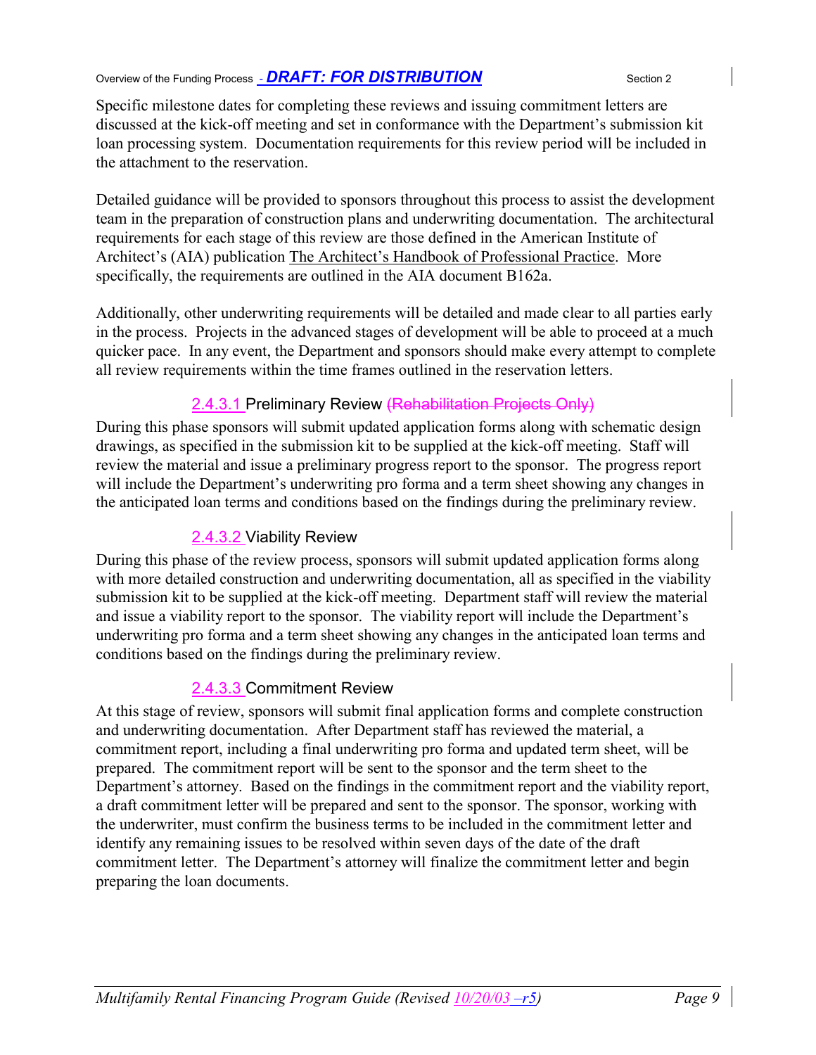Specific milestone dates for completing these reviews and issuing commitment letters are discussed at the kick-off meeting and set in conformance with the Department's submission kit loan processing system. Documentation requirements for this review period will be included in the attachment to the reservation.

Detailed guidance will be provided to sponsors throughout this process to assist the development team in the preparation of construction plans and underwriting documentation. The architectural requirements for each stage of this review are those defined in the American Institute of Architect's (AIA) publication The Architect's Handbook of Professional Practice. More specifically, the requirements are outlined in the AIA document B162a.

Additionally, other underwriting requirements will be detailed and made clear to all parties early in the process. Projects in the advanced stages of development will be able to proceed at a much quicker pace. In any event, the Department and sponsors should make every attempt to complete all review requirements within the time frames outlined in the reservation letters.

#### 2.4.3.1 Preliminary Review ~~(Rehabilitation Projects Only)~~

During this phase sponsors will submit updated application forms along with schematic design drawings, as specified in the submission kit to be supplied at the kick-off meeting. Staff will review the material and issue a preliminary progress report to the sponsor. The progress report will include the Department's underwriting pro forma and a term sheet showing any changes in the anticipated loan terms and conditions based on the findings during the preliminary review.

#### 2.4.3.2 Viability Review

During this phase of the review process, sponsors will submit updated application forms along with more detailed construction and underwriting documentation, all as specified in the viability submission kit to be supplied at the kick-off meeting. Department staff will review the material and issue a viability report to the sponsor. The viability report will include the Department's underwriting pro forma and a term sheet showing any changes in the anticipated loan terms and conditions based on the findings during the preliminary review.

#### 2.4.3.3 Commitment Review

At this stage of review, sponsors will submit final application forms and complete construction and underwriting documentation. After Department staff has reviewed the material, a commitment report, including a final underwriting pro forma and updated term sheet, will be prepared. The commitment report will be sent to the sponsor and the term sheet to the Department's attorney. Based on the findings in the commitment report and the viability report, a draft commitment letter will be prepared and sent to the sponsor. The sponsor, working with the underwriter, must confirm the business terms to be included in the commitment letter and identify any remaining issues to be resolved within seven days of the date of the draft commitment letter. The Department's attorney will finalize the commitment letter and begin preparing the loan documents.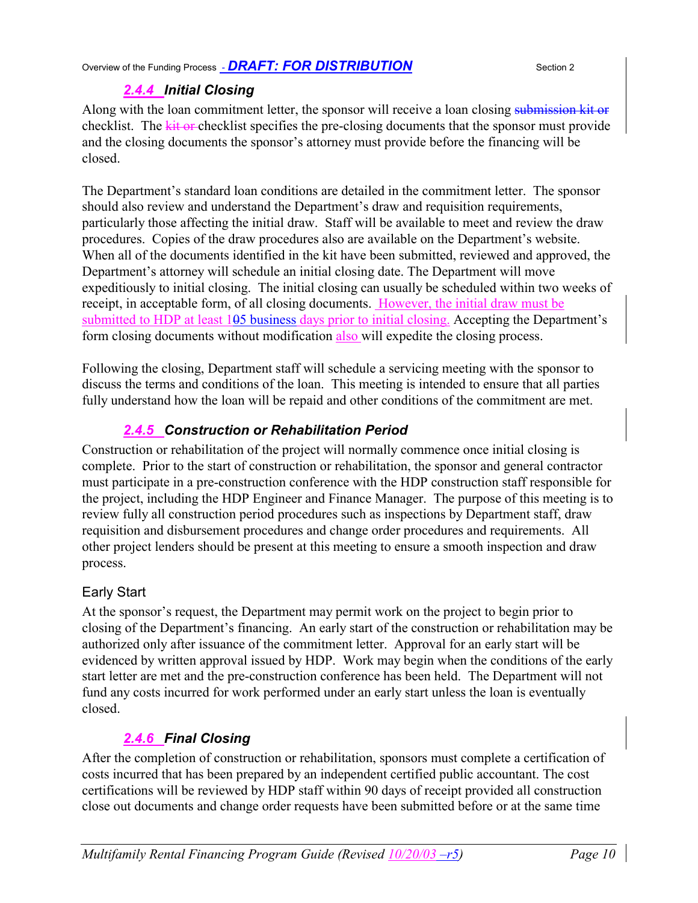### 2.4.4 Initial Closing

Along with the loan commitment letter, the sponsor will receive a loan closing ~~submission kit or~~ checklist. The ~~kit or~~ checklist specifies the pre-closing documents that the sponsor must provide and the closing documents the sponsor's attorney must provide before the financing will be closed.

The Department's standard loan conditions are detailed in the commitment letter. The sponsor should also review and understand the Department's draw and requisition requirements, particularly those affecting the initial draw. Staff will be available to meet and review the draw procedures. Copies of the draw procedures also are available on the Department's website. When all of the documents identified in the kit have been submitted, reviewed and approved, the Department's attorney will schedule an initial closing date. The Department will move expeditiously to initial closing. The initial closing can usually be scheduled within two weeks of receipt, in acceptable form, of all closing documents. However, the initial draw must be submitted to HDP at least 1~~0~~5 business days prior to initial closing. Accepting the Department's form closing documents without modification also will expedite the closing process.

Following the closing, Department staff will schedule a servicing meeting with the sponsor to discuss the terms and conditions of the loan. This meeting is intended to ensure that all parties fully understand how the loan will be repaid and other conditions of the commitment are met.

### 2.4.5 Construction or Rehabilitation Period

Construction or rehabilitation of the project will normally commence once initial closing is complete. Prior to the start of construction or rehabilitation, the sponsor and general contractor must participate in a pre-construction conference with the HDP construction staff responsible for the project, including the HDP Engineer and Finance Manager. The purpose of this meeting is to review fully all construction period procedures such as inspections by Department staff, draw requisition and disbursement procedures and change order procedures and requirements. All other project lenders should be present at this meeting to ensure a smooth inspection and draw process.

#### Early Start

At the sponsor's request, the Department may permit work on the project to begin prior to closing of the Department's financing. An early start of the construction or rehabilitation may be authorized only after issuance of the commitment letter. Approval for an early start will be evidenced by written approval issued by HDP. Work may begin when the conditions of the early start letter are met and the pre-construction conference has been held. The Department will not fund any costs incurred for work performed under an early start unless the loan is eventually closed.

### 2.4.6 Final Closing

After the completion of construction or rehabilitation, sponsors must complete a certification of costs incurred that has been prepared by an independent certified public accountant. The cost certifications will be reviewed by HDP staff within 90 days of receipt provided all construction close out documents and change order requests have been submitted before or at the same time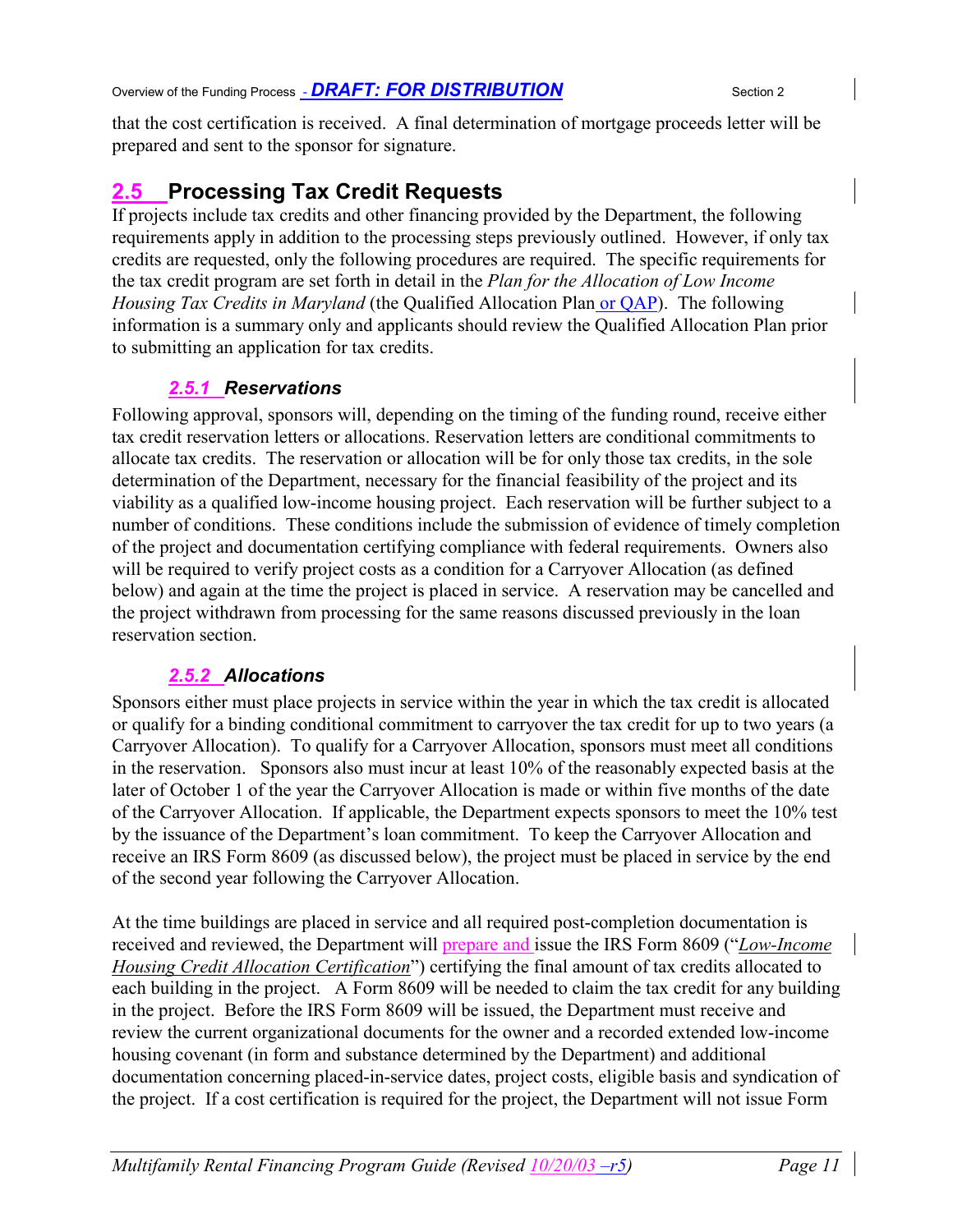that the cost certification is received. A final determination of mortgage proceeds letter will be prepared and sent to the sponsor for signature.

## 2.5 Processing Tax Credit Requests

If projects include tax credits and other financing provided by the Department, the following requirements apply in addition to the processing steps previously outlined. However, if only tax credits are requested, only the following procedures are required. The specific requirements for the tax credit program are set forth in detail in the *Plan for the Allocation of Low Income Housing Tax Credits in Maryland* (the Qualified Allocation Plan or QAP). The following information is a summary only and applicants should review the Qualified Allocation Plan prior to submitting an application for tax credits.

### *2.5.1 Reservations*

Following approval, sponsors will, depending on the timing of the funding round, receive either tax credit reservation letters or allocations. Reservation letters are conditional commitments to allocate tax credits. The reservation or allocation will be for only those tax credits, in the sole determination of the Department, necessary for the financial feasibility of the project and its viability as a qualified low-income housing project. Each reservation will be further subject to a number of conditions. These conditions include the submission of evidence of timely completion of the project and documentation certifying compliance with federal requirements. Owners also will be required to verify project costs as a condition for a Carryover Allocation (as defined below) and again at the time the project is placed in service. A reservation may be cancelled and the project withdrawn from processing for the same reasons discussed previously in the loan reservation section.

### *2.5.2 Allocations*

Sponsors either must place projects in service within the year in which the tax credit is allocated or qualify for a binding conditional commitment to carryover the tax credit for up to two years (a Carryover Allocation). To qualify for a Carryover Allocation, sponsors must meet all conditions in the reservation. Sponsors also must incur at least 10% of the reasonably expected basis at the later of October 1 of the year the Carryover Allocation is made or within five months of the date of the Carryover Allocation. If applicable, the Department expects sponsors to meet the 10% test by the issuance of the Department's loan commitment. To keep the Carryover Allocation and receive an IRS Form 8609 (as discussed below), the project must be placed in service by the end of the second year following the Carryover Allocation.

At the time buildings are placed in service and all required post-completion documentation is received and reviewed, the Department will prepare and issue the IRS Form 8609 ("*Low-Income Housing Credit Allocation Certification*") certifying the final amount of tax credits allocated to each building in the project. A Form 8609 will be needed to claim the tax credit for any building in the project. Before the IRS Form 8609 will be issued, the Department must receive and review the current organizational documents for the owner and a recorded extended low-income housing covenant (in form and substance determined by the Department) and additional documentation concerning placed-in-service dates, project costs, eligible basis and syndication of the project. If a cost certification is required for the project, the Department will not issue Form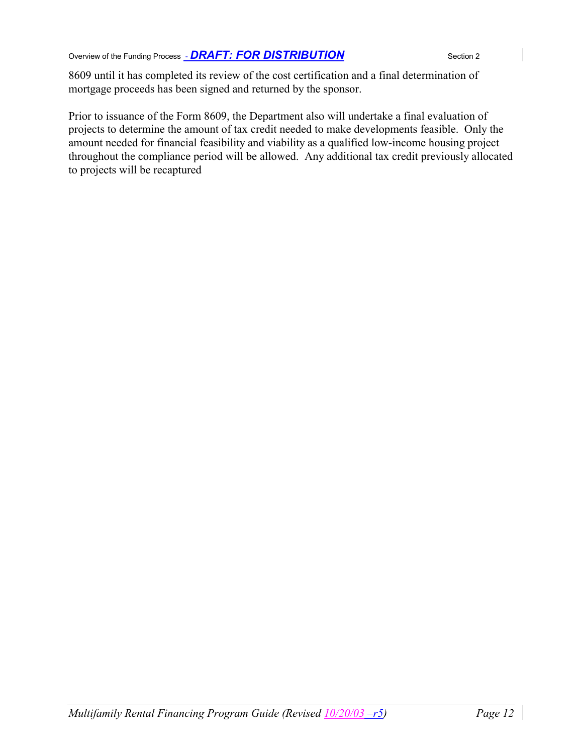8609 until it has completed its review of the cost certification and a final determination of mortgage proceeds has been signed and returned by the sponsor.

Prior to issuance of the Form 8609, the Department also will undertake a final evaluation of projects to determine the amount of tax credit needed to make developments feasible. Only the amount needed for financial feasibility and viability as a qualified low-income housing project throughout the compliance period will be allowed. Any additional tax credit previously allocated to projects will be recaptured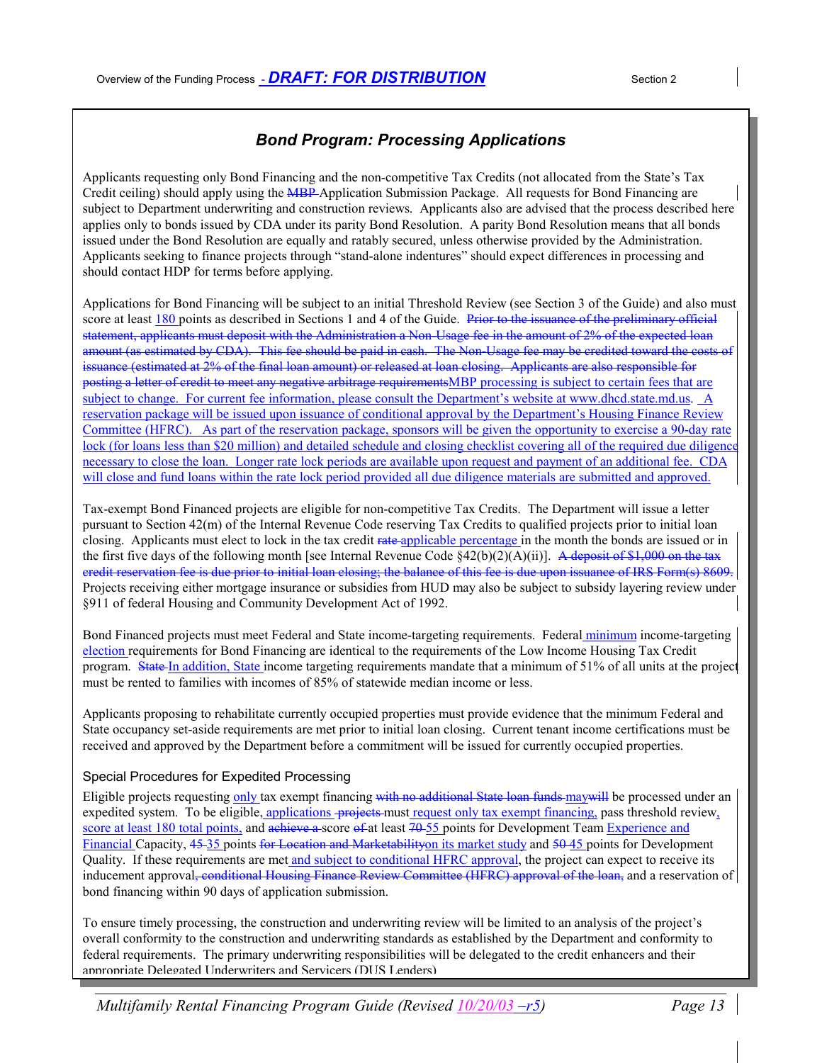## *Bond Program: Processing Applications*

Applicants requesting only Bond Financing and the non-competitive Tax Credits (not allocated from the State's Tax Credit ceiling) should apply using the ~~MBP~~ Application Submission Package. All requests for Bond Financing are subject to Department underwriting and construction reviews. Applicants also are advised that the process described here applies only to bonds issued by CDA under its parity Bond Resolution. A parity Bond Resolution means that all bonds issued under the Bond Resolution are equally and ratably secured, unless otherwise provided by the Administration. Applicants seeking to finance projects through "stand-alone indentures" should expect differences in processing and should contact HDP for terms before applying.

Applications for Bond Financing will be subject to an initial Threshold Review (see Section 3 of the Guide) and also must score at least 180 points as described in Sections 1 and 4 of the Guide. ~~Prior to the issuance of the preliminary official statement, applicants must deposit with the Administration a Non-Usage fee in the amount of 2% of the expected loan amount (as estimated by CDA). This fee should be paid in cash. The Non-Usage fee may be credited toward the costs of issuance (estimated at 2% of the final loan amount) or released at loan closing. Applicants are also responsible for posting a letter of credit to meet any negative arbitrage requirements~~MBP processing is subject to certain fees that are subject to change. For current fee information, please consult the Department's website at www.dhcd.state.md.us. A reservation package will be issued upon issuance of conditional approval by the Department's Housing Finance Review Committee (HFRC). As part of the reservation package, sponsors will be given the opportunity to exercise a 90-day rate lock (for loans less than $20 million) and detailed schedule and closing checklist covering all of the required due diligence necessary to close the loan. Longer rate lock periods are available upon request and payment of an additional fee. CDA will close and fund loans within the rate lock period provided all due diligence materials are submitted and approved.

Tax-exempt Bond Financed projects are eligible for non-competitive Tax Credits. The Department will issue a letter pursuant to Section 42(m) of the Internal Revenue Code reserving Tax Credits to qualified projects prior to initial loan closing. Applicants must elect to lock in the tax credit ~~rate~~ applicable percentage in the month the bonds are issued or in the first five days of the following month [see Internal Revenue Code §42(b)(2)(A)(ii)]. ~~A deposit of $1,000 on the tax credit reservation fee is due prior to initial loan closing; the balance of this fee is due upon issuance of IRS Form(s) 8609.~~ Projects receiving either mortgage insurance or subsidies from HUD may also be subject to subsidy layering review under §911 of federal Housing and Community Development Act of 1992.

Bond Financed projects must meet Federal and State income-targeting requirements. Federal minimum income-targeting election requirements for Bond Financing are identical to the requirements of the Low Income Housing Tax Credit program. ~~State~~ In addition, State income targeting requirements mandate that a minimum of 51% of all units at the project must be rented to families with incomes of 85% of statewide median income or less.

Applicants proposing to rehabilitate currently occupied properties must provide evidence that the minimum Federal and State occupancy set-aside requirements are met prior to initial loan closing. Current tenant income certifications must be received and approved by the Department before a commitment will be issued for currently occupied properties.

### Special Procedures for Expedited Processing

Eligible projects requesting only tax exempt financing ~~with no additional State loan funds~~ ~~may~~will be processed under an expedited system. To be eligible, applications ~~projects~~ must request only tax exempt financing, pass threshold review, score at least 180 total points, and ~~achieve a~~ score ~~of~~ at least ~~70~~ 55 points for Development Team Experience and Financial Capacity, ~~45~~ 35 points ~~for Location and Marketability~~on its market study and ~~50~~ 45 points for Development Quality. If these requirements are met and subject to conditional HFRC approval, the project can expect to receive its inducement approval~~, conditional Housing Finance Review Committee (HFRC) approval of the loan,~~ and a reservation of bond financing within 90 days of application submission.

To ensure timely processing, the construction and underwriting review will be limited to an analysis of the project's overall conformity to the construction and underwriting standards as established by the Department and conformity to federal requirements. The primary underwriting responsibilities will be delegated to the credit enhancers and their appropriate Delegated Underwriters and Servicers (DUS Lenders)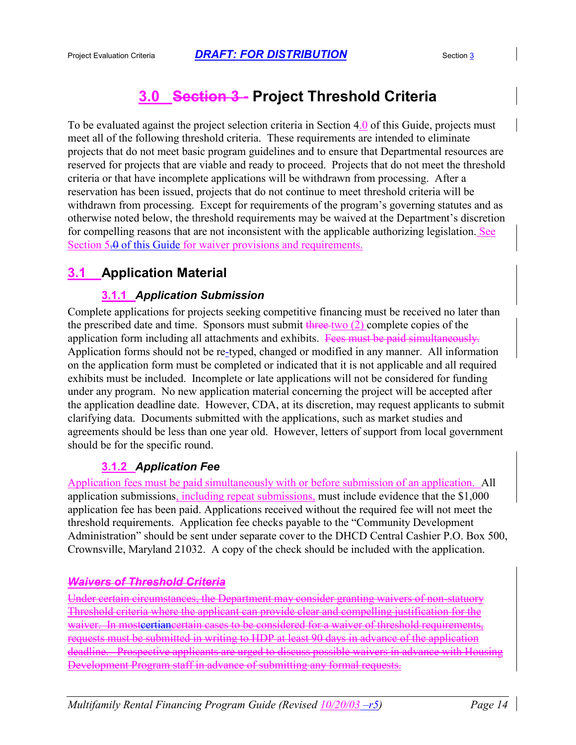# 3.0 ~~Section 3 -~~ Project Threshold Criteria

To be evaluated against the project selection criteria in Section 4.0 of this Guide, projects must meet all of the following threshold criteria. These requirements are intended to eliminate projects that do not meet basic program guidelines and to ensure that Departmental resources are reserved for projects that are viable and ready to proceed. Projects that do not meet the threshold criteria or that have incomplete applications will be withdrawn from processing. After a reservation has been issued, projects that do not continue to meet threshold criteria will be withdrawn from processing. Except for requirements of the program's governing statutes and as otherwise noted below, the threshold requirements may be waived at the Department's discretion for compelling reasons that are not inconsistent with the applicable authorizing legislation. See Section 5.~~0~~ of this Guide for waiver provisions and requirements.

## 3.1 Application Material

### 3.1.1 *Application Submission*

Complete applications for projects seeking competitive financing must be received no later than the prescribed date and time. Sponsors must submit ~~three~~ two (2) complete copies of the application form including all attachments and exhibits. ~~Fees must be paid simultaneously.~~ Application forms should not be re-typed, changed or modified in any manner. All information on the application form must be completed or indicated that it is not applicable and all required exhibits must be included. Incomplete or late applications will not be considered for funding under any program. No new application material concerning the project will be accepted after the application deadline date. However, CDA, at its discretion, may request applicants to submit clarifying data. Documents submitted with the applications, such as market studies and agreements should be less than one year old. However, letters of support from local government should be for the specific round.

### 3.1.2 *Application Fee*

Application fees must be paid simultaneously with or before submission of an application. All application submissions, including repeat submissions, must include evidence that the $1,000 application fee has been paid. Applications received without the required fee will not meet the threshold requirements. Application fee checks payable to the "Community Development Administration" should be sent under separate cover to the DHCD Central Cashier P.O. Box 500, Crownsville, Maryland 21032. A copy of the check should be included with the application.

~~***Waivers of Threshold Criteria***~~

~~Under certain circumstances, the Department may consider granting waivers of non-statuory Threshold criteria where the applicant can provide clear and compelling justification for the waiver. In mostcertiancertain cases to be considered for a waiver of threshold requirements, requests must be submitted in writing to HDP at least 90 days in advance of the application deadline. Prospective applicants are urged to discuss possible waivers in advance with Housing Development Program staff in advance of submitting any formal requests.~~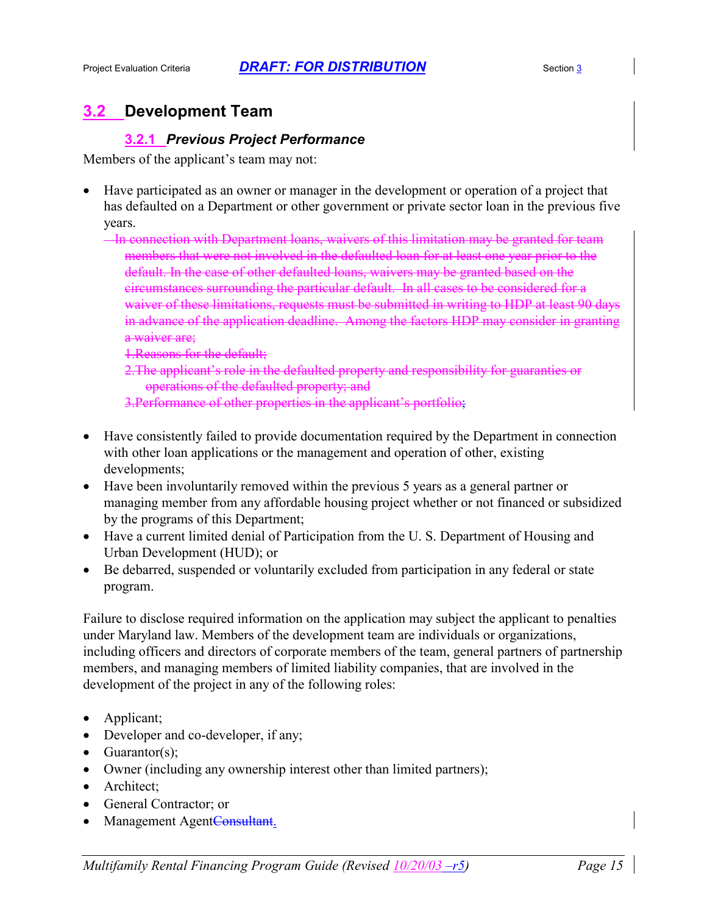## 3.2 Development Team

### 3.2.1 *Previous Project Performance*

Members of the applicant's team may not:

- Have participated as an owner or manager in the development or operation of a project that has defaulted on a Department or other government or private sector loan in the previous five years.

  ~~In connection with Department loans, waivers of this limitation may be granted for team members that were not involved in the defaulted loan for at least one year prior to the default. In the case of other defaulted loans, waivers may be granted based on the circumstances surrounding the particular default. In all cases to be considered for a waiver of these limitations, requests must be submitted in writing to HDP at least 90 days in advance of the application deadline. Among the factors HDP may consider in granting a waiver are;~~

  ~~1. Reasons for the default;~~
  ~~2. The applicant's role in the defaulted property and responsibility for guaranties or operations of the defaulted property; and~~
  ~~3. Performance of other properties in the applicant's portfolio;~~

- Have consistently failed to provide documentation required by the Department in connection with other loan applications or the management and operation of other, existing developments;
- Have been involuntarily removed within the previous 5 years as a general partner or managing member from any affordable housing project whether or not financed or subsidized by the programs of this Department;
- Have a current limited denial of Participation from the U. S. Department of Housing and Urban Development (HUD); or
- Be debarred, suspended or voluntarily excluded from participation in any federal or state program.

Failure to disclose required information on the application may subject the applicant to penalties under Maryland law. Members of the development team are individuals or organizations, including officers and directors of corporate members of the team, general partners of partnership members, and managing members of limited liability companies, that are involved in the development of the project in any of the following roles:

- Applicant;
- Developer and co-developer, if any;
- Guarantor(s);
- Owner (including any ownership interest other than limited partners);
- Architect;
- General Contractor; or
- Management Agent~~Consultant~~.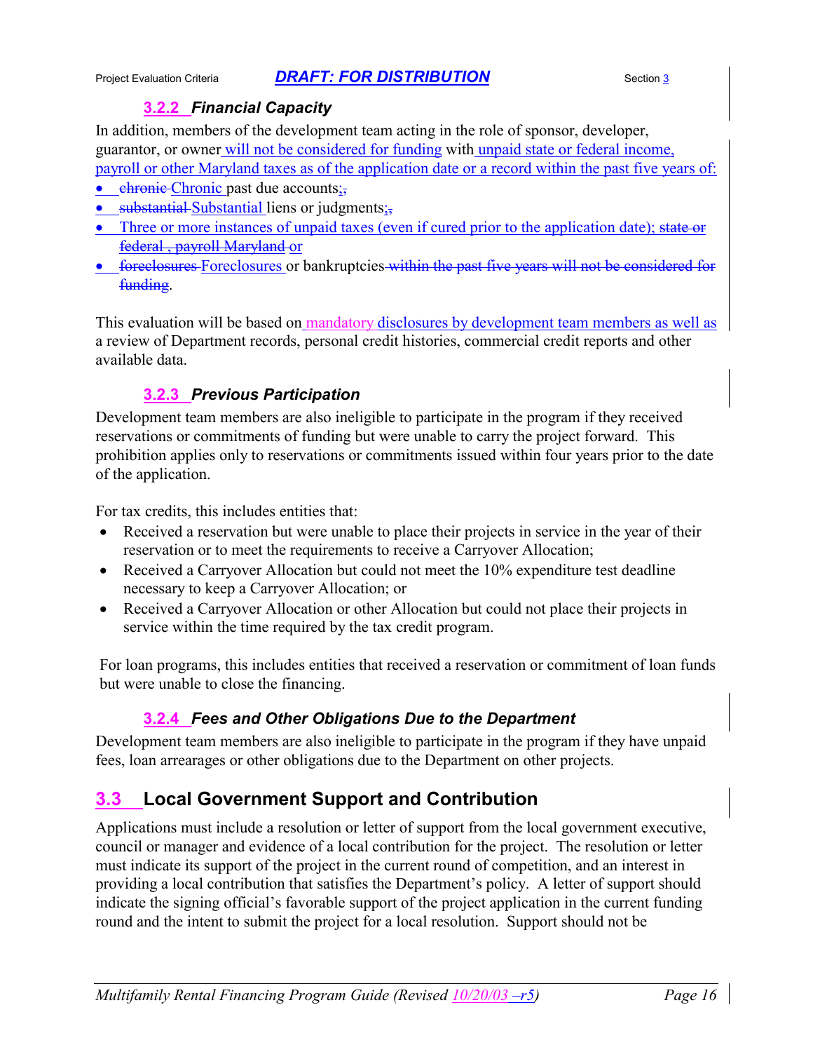### 3.2.2 *Financial Capacity*

In addition, members of the development team acting in the role of sponsor, developer, guarantor, or owner will not be considered for funding with unpaid state or federal income, payroll or other Maryland taxes as of the application date or a record within the past five years of:

- ~~chronic~~ Chronic past due accounts;~~,~~
- ~~substantial~~ Substantial liens or judgments;~~,~~
- Three or more instances of unpaid taxes (even if cured prior to the application date); ~~state or federal , payroll Maryland~~ or
- ~~foreclosures~~ Foreclosures or bankruptcies ~~within the past five years will not be considered for funding~~.

This evaluation will be based on mandatory disclosures by development team members as well as a review of Department records, personal credit histories, commercial credit reports and other available data.

### 3.2.3 *Previous Participation*

Development team members are also ineligible to participate in the program if they received reservations or commitments of funding but were unable to carry the project forward. This prohibition applies only to reservations or commitments issued within four years prior to the date of the application.

For tax credits, this includes entities that:

- Received a reservation but were unable to place their projects in service in the year of their reservation or to meet the requirements to receive a Carryover Allocation;
- Received a Carryover Allocation but could not meet the 10% expenditure test deadline necessary to keep a Carryover Allocation; or
- Received a Carryover Allocation or other Allocation but could not place their projects in service within the time required by the tax credit program.

For loan programs, this includes entities that received a reservation or commitment of loan funds but were unable to close the financing.

### 3.2.4 *Fees and Other Obligations Due to the Department*

Development team members are also ineligible to participate in the program if they have unpaid fees, loan arrearages or other obligations due to the Department on other projects.

## 3.3 Local Government Support and Contribution

Applications must include a resolution or letter of support from the local government executive, council or manager and evidence of a local contribution for the project. The resolution or letter must indicate its support of the project in the current round of competition, and an interest in providing a local contribution that satisfies the Department's policy. A letter of support should indicate the signing official's favorable support of the project application in the current funding round and the intent to submit the project for a local resolution. Support should not be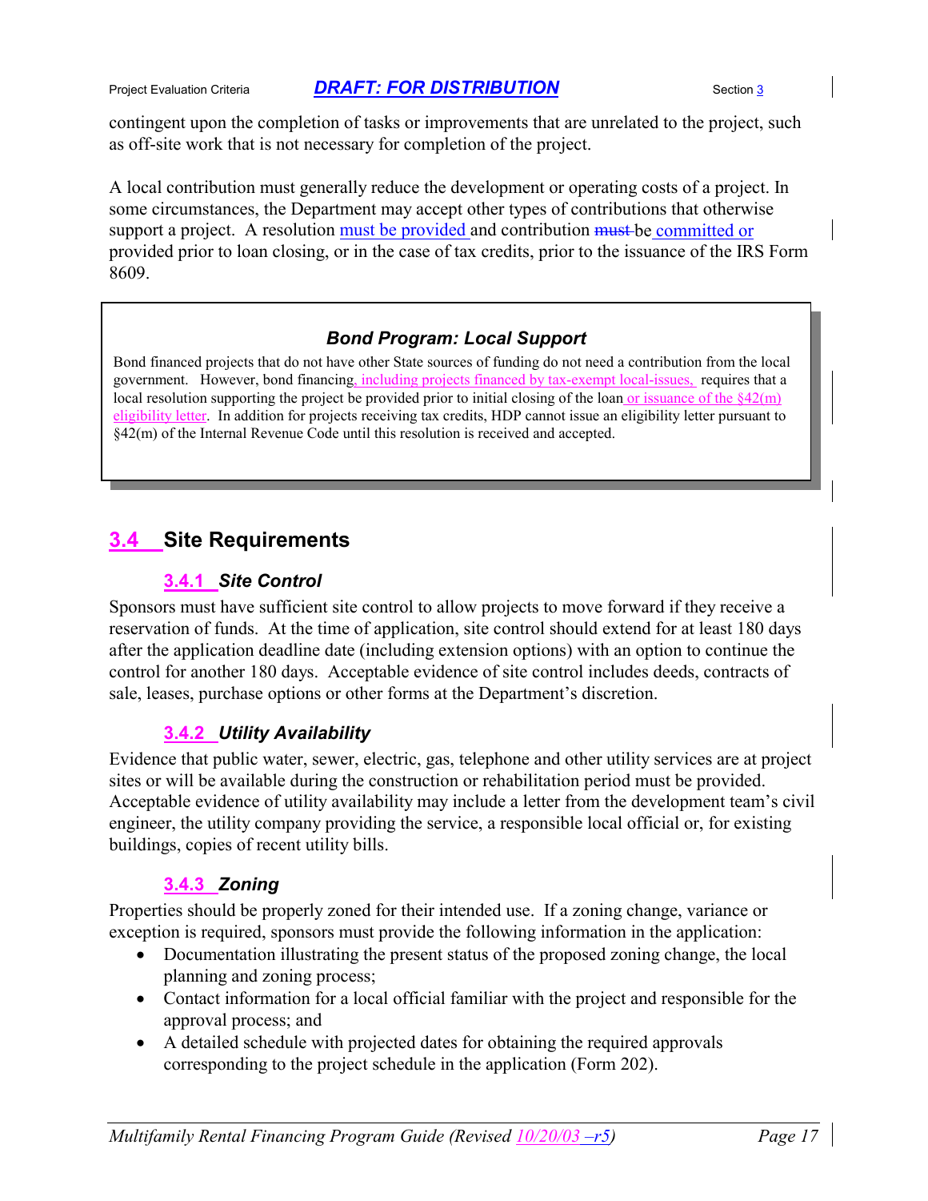contingent upon the completion of tasks or improvements that are unrelated to the project, such as off-site work that is not necessary for completion of the project.

A local contribution must generally reduce the development or operating costs of a project. In some circumstances, the Department may accept other types of contributions that otherwise support a project. A resolution must be provided and contribution ~~must~~ be committed or provided prior to loan closing, or in the case of tax credits, prior to the issuance of the IRS Form 8609.

> ### *Bond Program: Local Support*
>
> Bond financed projects that do not have other State sources of funding do not need a contribution from the local government. However, bond financing, including projects financed by tax-exempt local-issues, requires that a local resolution supporting the project be provided prior to initial closing of the loan or issuance of the §42(m) eligibility letter. In addition for projects receiving tax credits, HDP cannot issue an eligibility letter pursuant to §42(m) of the Internal Revenue Code until this resolution is received and accepted.

## 3.4 Site Requirements

### 3.4.1 *Site Control*

Sponsors must have sufficient site control to allow projects to move forward if they receive a reservation of funds. At the time of application, site control should extend for at least 180 days after the application deadline date (including extension options) with an option to continue the control for another 180 days. Acceptable evidence of site control includes deeds, contracts of sale, leases, purchase options or other forms at the Department's discretion.

### 3.4.2 *Utility Availability*

Evidence that public water, sewer, electric, gas, telephone and other utility services are at project sites or will be available during the construction or rehabilitation period must be provided. Acceptable evidence of utility availability may include a letter from the development team's civil engineer, the utility company providing the service, a responsible local official or, for existing buildings, copies of recent utility bills.

### 3.4.3 *Zoning*

Properties should be properly zoned for their intended use. If a zoning change, variance or exception is required, sponsors must provide the following information in the application:

- Documentation illustrating the present status of the proposed zoning change, the local planning and zoning process;
- Contact information for a local official familiar with the project and responsible for the approval process; and
- A detailed schedule with projected dates for obtaining the required approvals corresponding to the project schedule in the application (Form 202).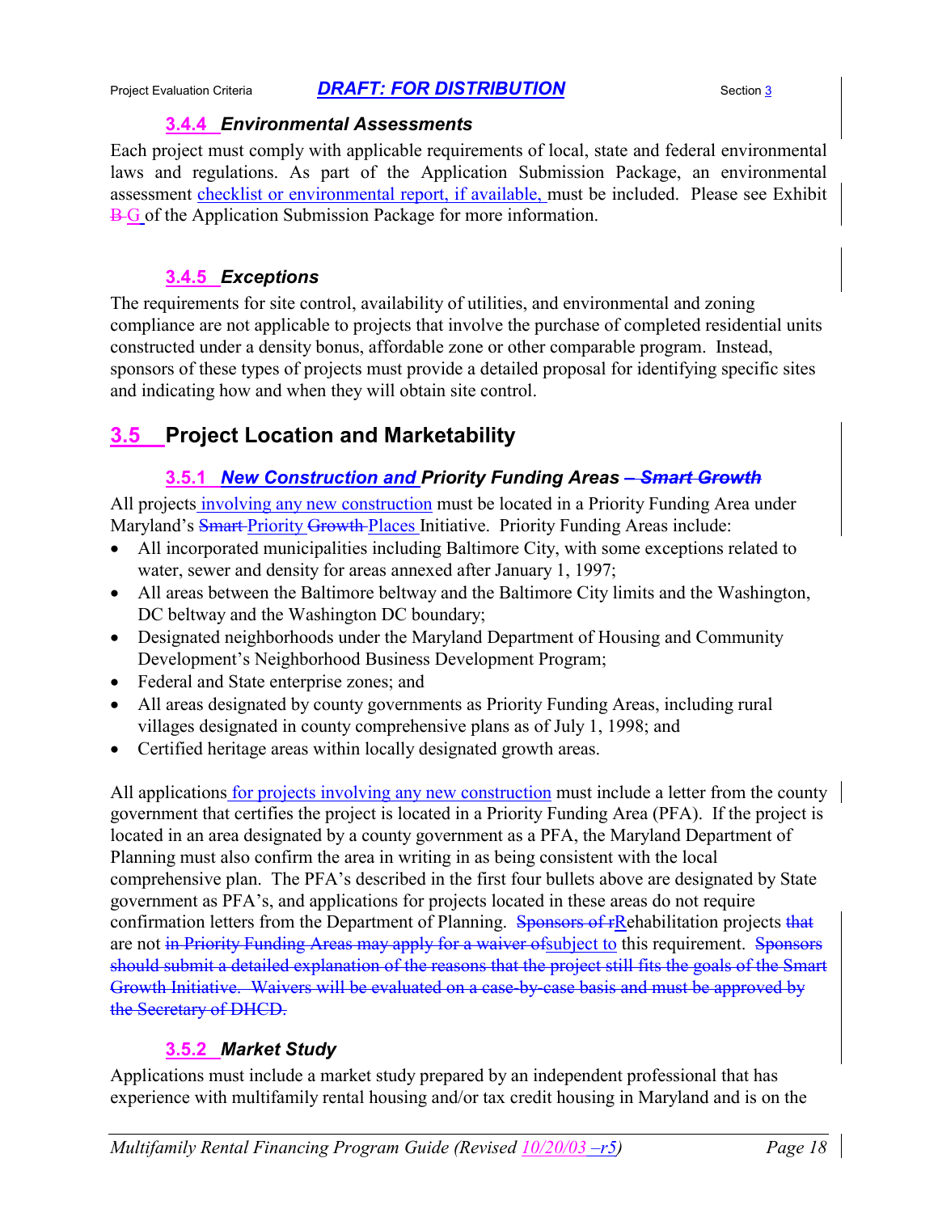### 3.4.4 *Environmental Assessments*

Each project must comply with applicable requirements of local, state and federal environmental laws and regulations. As part of the Application Submission Package, an environmental assessment checklist or environmental report, if available, must be included. Please see Exhibit ~~B~~ G of the Application Submission Package for more information.

### 3.4.5 *Exceptions*

The requirements for site control, availability of utilities, and environmental and zoning compliance are not applicable to projects that involve the purchase of completed residential units constructed under a density bonus, affordable zone or other comparable program. Instead, sponsors of these types of projects must provide a detailed proposal for identifying specific sites and indicating how and when they will obtain site control.

## 3.5 Project Location and Marketability

### 3.5.1 *New Construction and Priority Funding Areas ~~– Smart Growth~~*

All projects involving any new construction must be located in a Priority Funding Area under Maryland's ~~Smart~~ Priority ~~Growth~~ Places Initiative. Priority Funding Areas include:

- All incorporated municipalities including Baltimore City, with some exceptions related to water, sewer and density for areas annexed after January 1, 1997;
- All areas between the Baltimore beltway and the Baltimore City limits and the Washington, DC beltway and the Washington DC boundary;
- Designated neighborhoods under the Maryland Department of Housing and Community Development's Neighborhood Business Development Program;
- Federal and State enterprise zones; and
- All areas designated by county governments as Priority Funding Areas, including rural villages designated in county comprehensive plans as of July 1, 1998; and
- Certified heritage areas within locally designated growth areas.

All applications for projects involving any new construction must include a letter from the county government that certifies the project is located in a Priority Funding Area (PFA). If the project is located in an area designated by a county government as a PFA, the Maryland Department of Planning must also confirm the area in writing in as being consistent with the local comprehensive plan. The PFA's described in the first four bullets above are designated by State government as PFA's, and applications for projects located in these areas do not require confirmation letters from the Department of Planning. ~~Sponsors of r~~Rehabilitation projects ~~that~~ are not ~~in Priority Funding Areas may apply for a waiver of~~subject to this requirement. ~~Sponsors should submit a detailed explanation of the reasons that the project still fits the goals of the Smart Growth Initiative. Waivers will be evaluated on a case-by-case basis and must be approved by the Secretary of DHCD.~~

### 3.5.2 *Market Study*

Applications must include a market study prepared by an independent professional that has experience with multifamily rental housing and/or tax credit housing in Maryland and is on the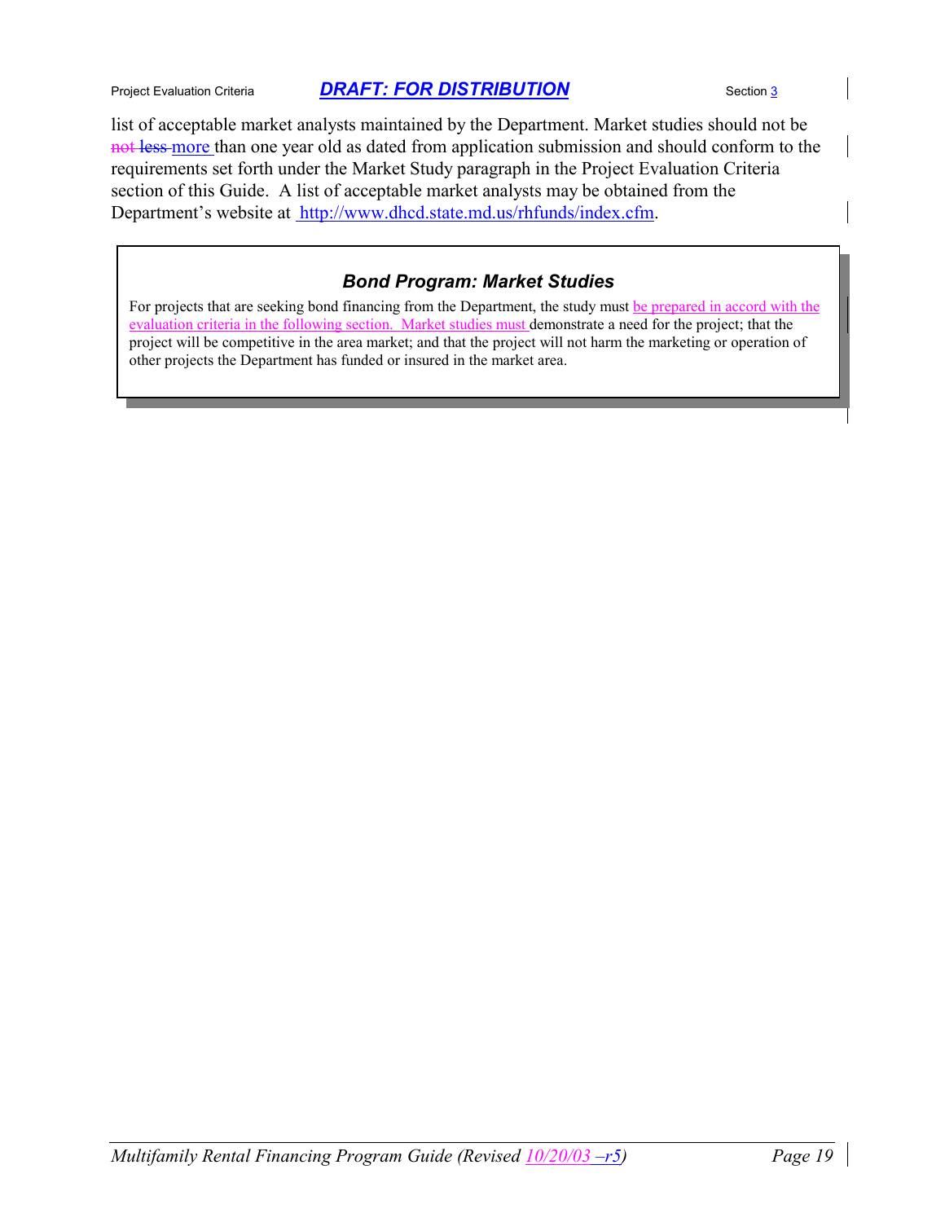list of acceptable market analysts maintained by the Department. Market studies should not be ~~not less~~ more than one year old as dated from application submission and should conform to the requirements set forth under the Market Study paragraph in the Project Evaluation Criteria section of this Guide. A list of acceptable market analysts may be obtained from the Department's website at http://www.dhcd.state.md.us/rhfunds/index.cfm.

### *Bond Program: Market Studies*

For projects that are seeking bond financing from the Department, the study must be prepared in accord with the evaluation criteria in the following section. Market studies must demonstrate a need for the project; that the project will be competitive in the area market; and that the project will not harm the marketing or operation of other projects the Department has funded or insured in the market area.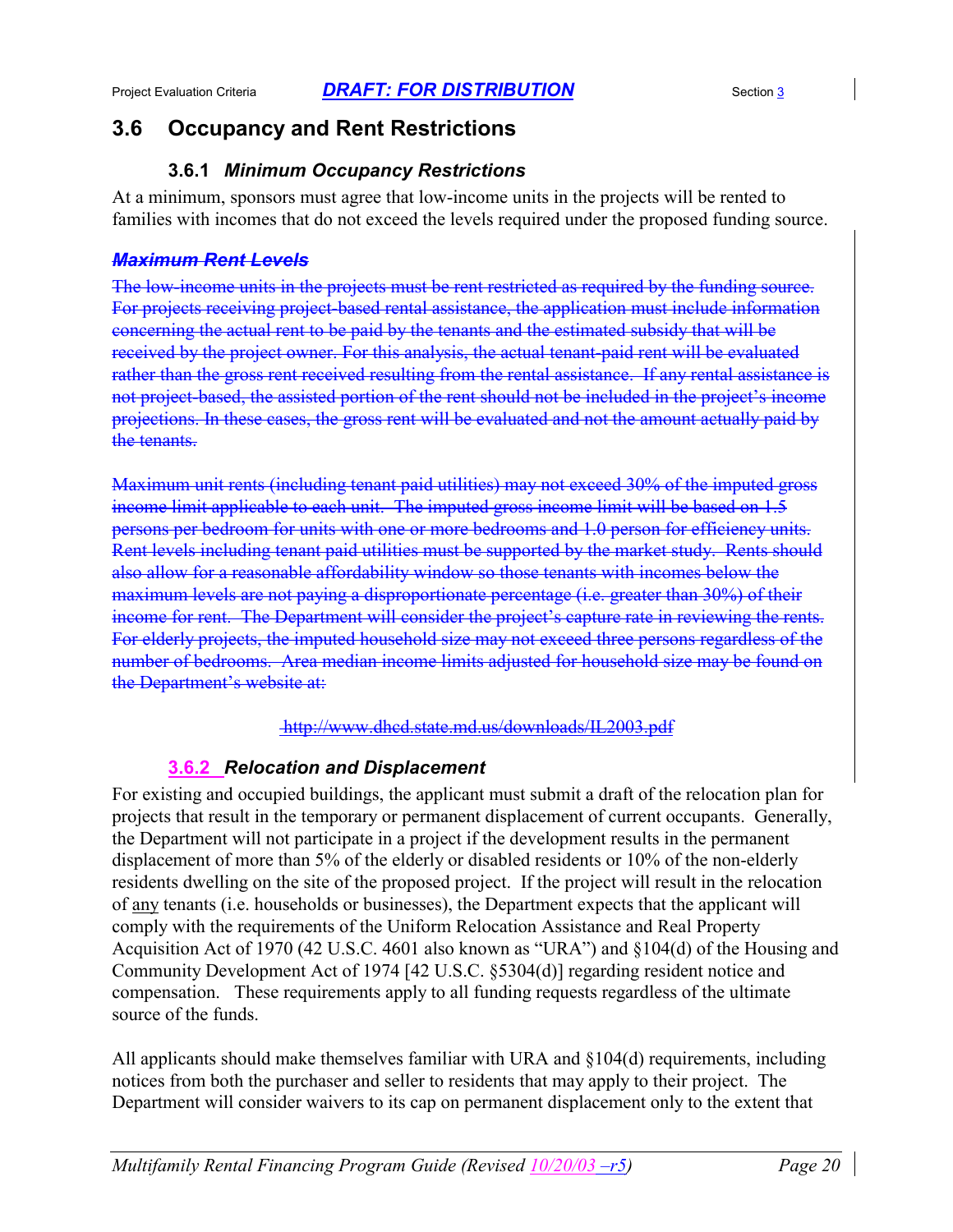## 3.6 Occupancy and Rent Restrictions

### 3.6.1 *Minimum Occupancy Restrictions*

At a minimum, sponsors must agree that low-income units in the projects will be rented to families with incomes that do not exceed the levels required under the proposed funding source.

~~***Maximum Rent Levels***~~

~~The low-income units in the projects must be rent restricted as required by the funding source. For projects receiving project-based rental assistance, the application must include information concerning the actual rent to be paid by the tenants and the estimated subsidy that will be received by the project owner. For this analysis, the actual tenant-paid rent will be evaluated rather than the gross rent received resulting from the rental assistance. If any rental assistance is not project-based, the assisted portion of the rent should not be included in the project's income projections. In these cases, the gross rent will be evaluated and not the amount actually paid by the tenants.~~

~~Maximum unit rents (including tenant paid utilities) may not exceed 30% of the imputed gross income limit applicable to each unit. The imputed gross income limit will be based on 1.5 persons per bedroom for units with one or more bedrooms and 1.0 person for efficiency units. Rent levels including tenant paid utilities must be supported by the market study. Rents should also allow for a reasonable affordability window so those tenants with incomes below the maximum levels are not paying a disproportionate percentage (i.e. greater than 30%) of their income for rent. The Department will consider the project's capture rate in reviewing the rents. For elderly projects, the imputed household size may not exceed three persons regardless of the number of bedrooms. Area median income limits adjusted for household size may be found on the Department's website at:~~

~~http://www.dhcd.state.md.us/downloads/IL2003.pdf~~

### 3.6.2 *Relocation and Displacement*

For existing and occupied buildings, the applicant must submit a draft of the relocation plan for projects that result in the temporary or permanent displacement of current occupants. Generally, the Department will not participate in a project if the development results in the permanent displacement of more than 5% of the elderly or disabled residents or 10% of the non-elderly residents dwelling on the site of the proposed project. If the project will result in the relocation of <u>any</u> tenants (i.e. households or businesses), the Department expects that the applicant will comply with the requirements of the Uniform Relocation Assistance and Real Property Acquisition Act of 1970 (42 U.S.C. 4601 also known as "URA") and §104(d) of the Housing and Community Development Act of 1974 [42 U.S.C. §5304(d)] regarding resident notice and compensation. These requirements apply to all funding requests regardless of the ultimate source of the funds.

All applicants should make themselves familiar with URA and §104(d) requirements, including notices from both the purchaser and seller to residents that may apply to their project. The Department will consider waivers to its cap on permanent displacement only to the extent that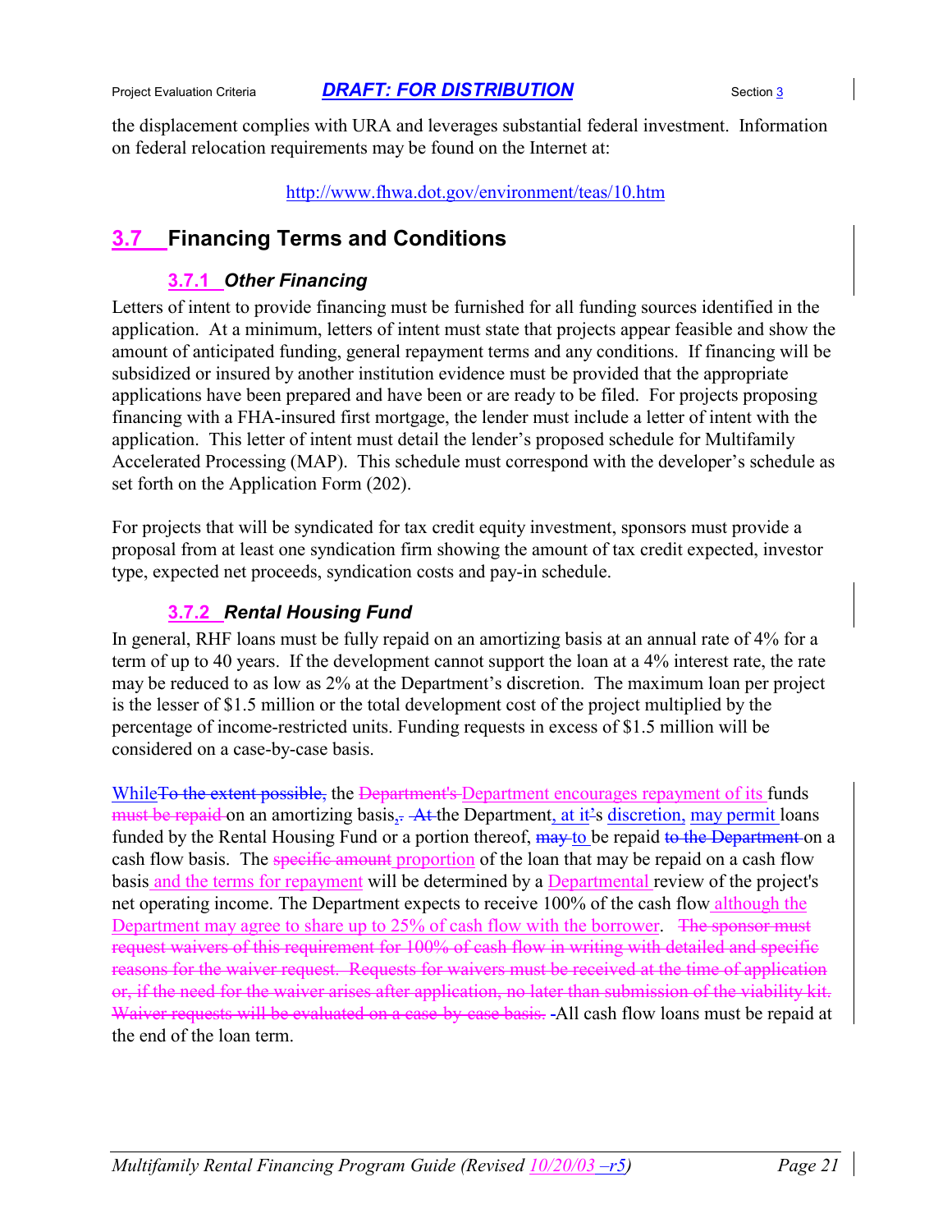the displacement complies with URA and leverages substantial federal investment. Information on federal relocation requirements may be found on the Internet at:

http://www.fhwa.dot.gov/environment/teas/10.htm

## 3.7 Financing Terms and Conditions

### 3.7.1 *Other Financing*

Letters of intent to provide financing must be furnished for all funding sources identified in the application. At a minimum, letters of intent must state that projects appear feasible and show the amount of anticipated funding, general repayment terms and any conditions. If financing will be subsidized or insured by another institution evidence must be provided that the appropriate applications have been prepared and have been or are ready to be filed. For projects proposing financing with a FHA-insured first mortgage, the lender must include a letter of intent with the application. This letter of intent must detail the lender's proposed schedule for Multifamily Accelerated Processing (MAP). This schedule must correspond with the developer's schedule as set forth on the Application Form (202).

For projects that will be syndicated for tax credit equity investment, sponsors must provide a proposal from at least one syndication firm showing the amount of tax credit expected, investor type, expected net proceeds, syndication costs and pay-in schedule.

### 3.7.2 *Rental Housing Fund*

In general, RHF loans must be fully repaid on an amortizing basis at an annual rate of 4% for a term of up to 40 years. If the development cannot support the loan at a 4% interest rate, the rate may be reduced to as low as 2% at the Department's discretion. The maximum loan per project is the lesser of $1.5 million or the total development cost of the project multiplied by the percentage of income-restricted units. Funding requests in excess of $1.5 million will be considered on a case-by-case basis.

While~~To the extent possible,~~ the ~~Department's~~ Department encourages repayment of its funds ~~must be repaid~~ on an amortizing basis,~~.~~ ~~At~~ the Department, at it~~'~~s discretion, may permit loans funded by the Rental Housing Fund or a portion thereof, ~~may~~ to be repaid ~~to the Department~~ on a cash flow basis. The ~~specific amount~~ proportion of the loan that may be repaid on a cash flow basis and the terms for repayment will be determined by a Departmental review of the project's net operating income. The Department expects to receive 100% of the cash flow although the Department may agree to share up to 25% of cash flow with the borrower. ~~The sponsor must request waivers of this requirement for 100% of cash flow in writing with detailed and specific reasons for the waiver request. Requests for waivers must be received at the time of application or, if the need for the waiver arises after application, no later than submission of the viability kit. Waiver requests will be evaluated on a case-by-case basis.~~ All cash flow loans must be repaid at the end of the loan term.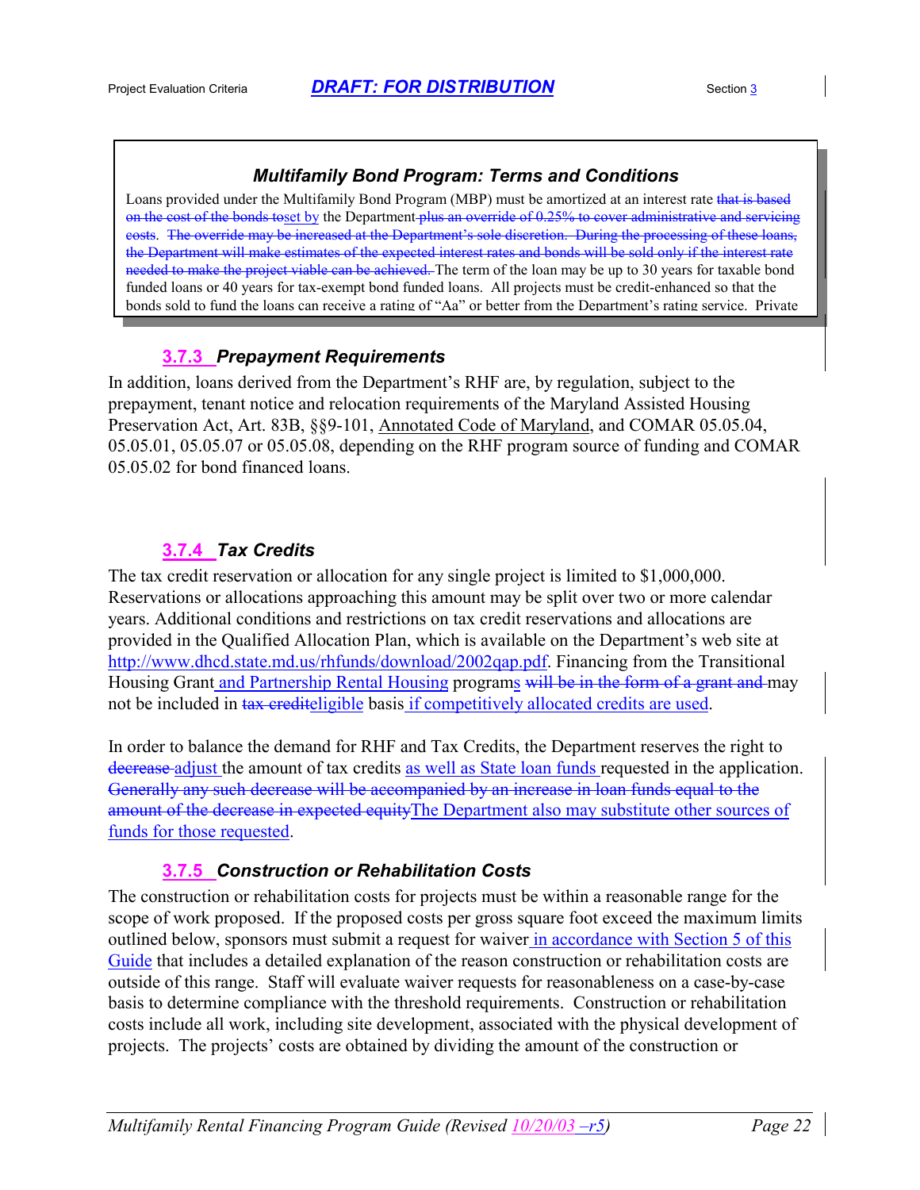**Multifamily Bond Program: Terms and Conditions**

Loans provided under the Multifamily Bond Program (MBP) must be amortized at an interest rate ~~that is based on the cost of the bonds to~~set by the Department ~~plus an override of 0.25% to cover administrative and servicing costs. The override may be increased at the Department's sole discretion. During the processing of these loans, the Department will make estimates of the expected interest rates and bonds will be sold only if the interest rate needed to make the project viable can be achieved.~~ The term of the loan may be up to 30 years for taxable bond funded loans or 40 years for tax-exempt bond funded loans. All projects must be credit-enhanced so that the bonds sold to fund the loans can receive a rating of "Aa" or better from the Department's rating service. Private

### 3.7.3 *Prepayment Requirements*

In addition, loans derived from the Department's RHF are, by regulation, subject to the prepayment, tenant notice and relocation requirements of the Maryland Assisted Housing Preservation Act, Art. 83B, §§9-101, Annotated Code of Maryland, and COMAR 05.05.04, 05.05.01, 05.05.07 or 05.05.08, depending on the RHF program source of funding and COMAR 05.05.02 for bond financed loans.

### 3.7.4 *Tax Credits*

The tax credit reservation or allocation for any single project is limited to $1,000,000. Reservations or allocations approaching this amount may be split over two or more calendar years. Additional conditions and restrictions on tax credit reservations and allocations are provided in the Qualified Allocation Plan, which is available on the Department's web site at http://www.dhcd.state.md.us/rhfunds/download/2002qap.pdf. Financing from the Transitional Housing Grant and Partnership Rental Housing programs ~~will be in the form of a grant and~~ may not be included in ~~tax credit~~eligible basis if competitively allocated credits are used.

In order to balance the demand for RHF and Tax Credits, the Department reserves the right to ~~decrease~~ adjust the amount of tax credits as well as State loan funds requested in the application. ~~Generally any such decrease will be accompanied by an increase in loan funds equal to the amount of the decrease in expected equity~~The Department also may substitute other sources of funds for those requested.

### 3.7.5 *Construction or Rehabilitation Costs*

The construction or rehabilitation costs for projects must be within a reasonable range for the scope of work proposed. If the proposed costs per gross square foot exceed the maximum limits outlined below, sponsors must submit a request for waiver in accordance with Section 5 of this Guide that includes a detailed explanation of the reason construction or rehabilitation costs are outside of this range. Staff will evaluate waiver requests for reasonableness on a case-by-case basis to determine compliance with the threshold requirements. Construction or rehabilitation costs include all work, including site development, associated with the physical development of projects. The projects' costs are obtained by dividing the amount of the construction or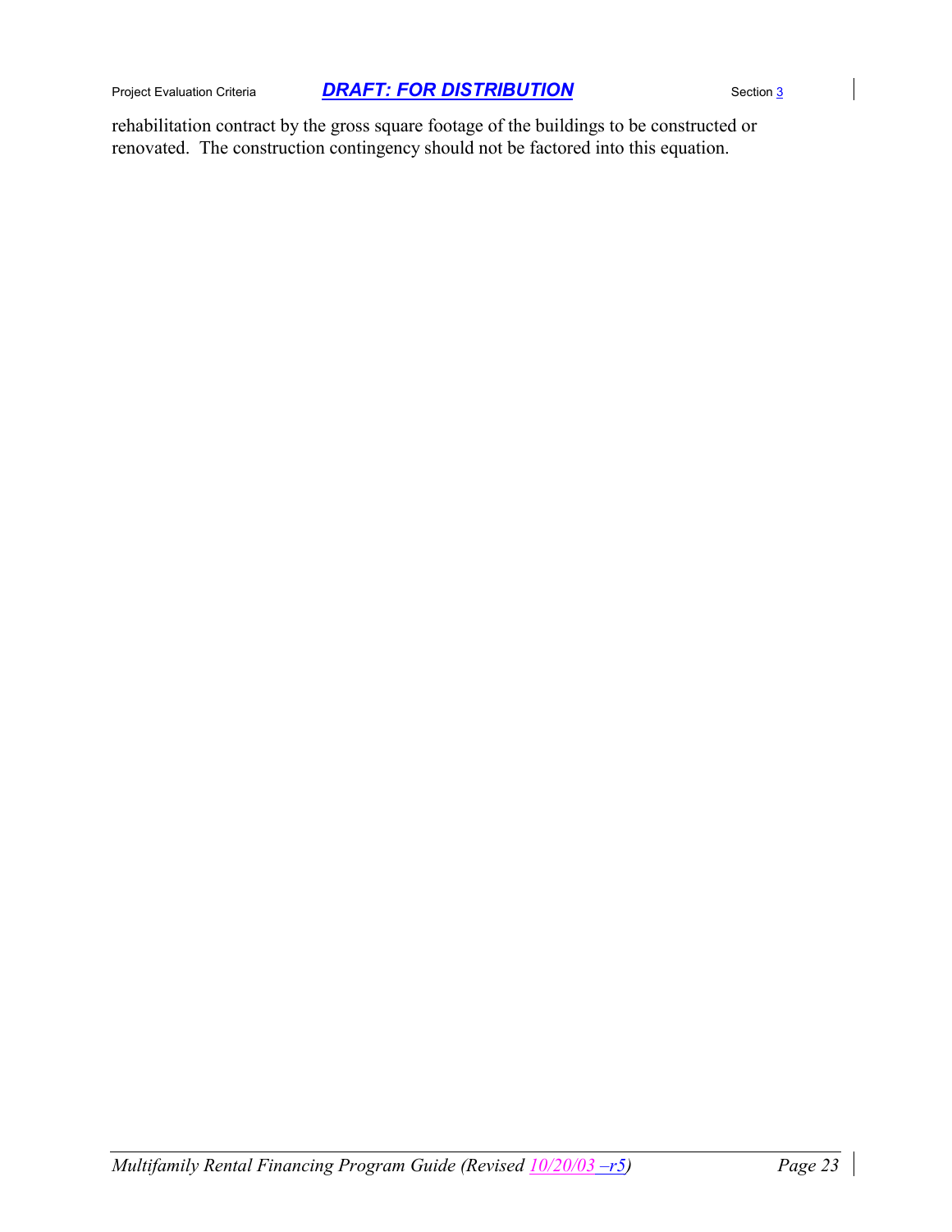rehabilitation contract by the gross square footage of the buildings to be constructed or renovated. The construction contingency should not be factored into this equation.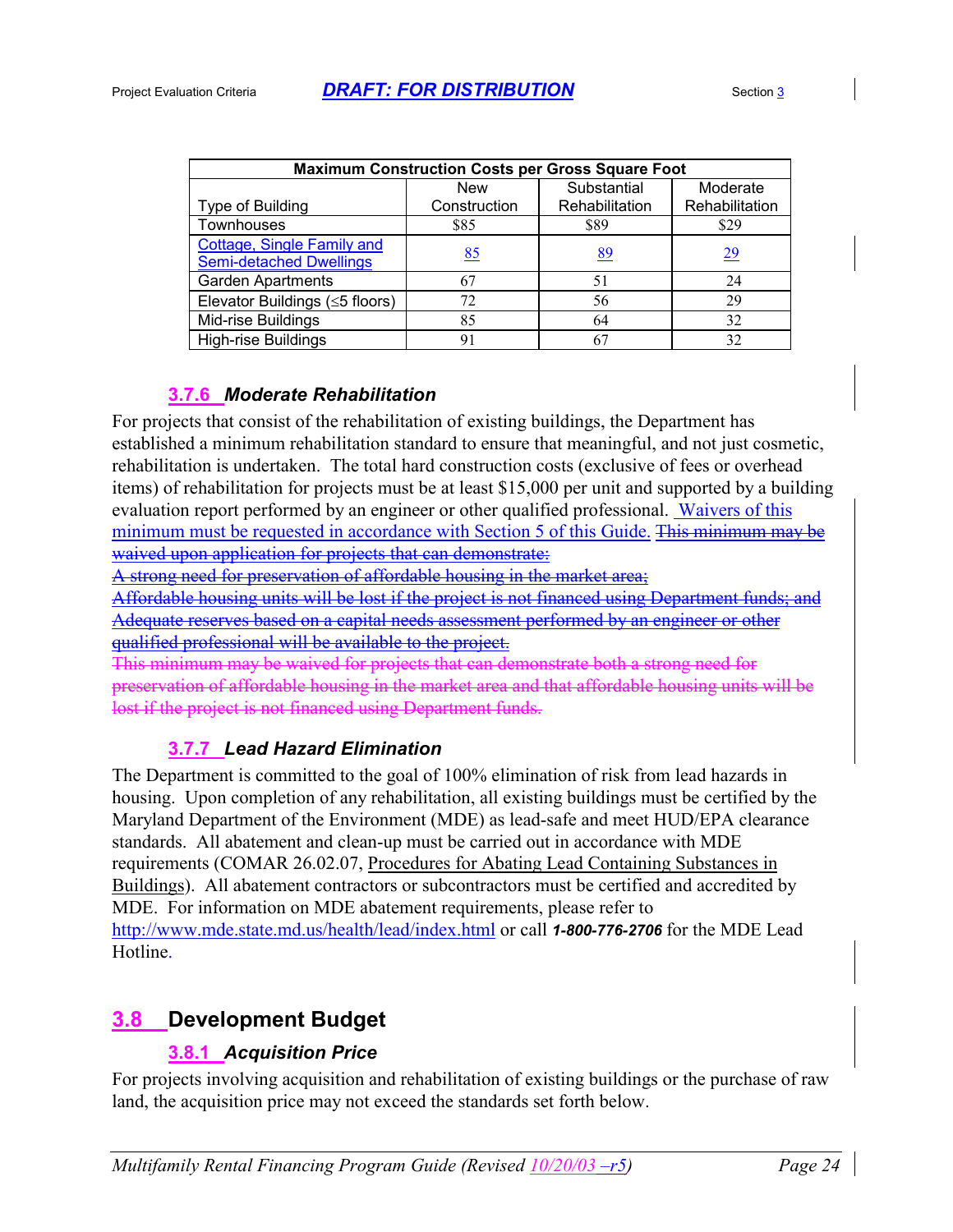| Maximum Construction Costs per Gross Square Foot | | | |
|---|---|---|---|
| Type of Building | New Construction | Substantial Rehabilitation | Moderate Rehabilitation |
| Townhouses | $85 | $89 | $29 |
| Cottage, Single Family and Semi-detached Dwellings | 85 | 89 | 29 |
| Garden Apartments | 67 | 51 | 24 |
| Elevator Buildings (≤5 floors) | 72 | 56 | 29 |
| Mid-rise Buildings | 85 | 64 | 32 |
| High-rise Buildings | 91 | 67 | 32 |

### 3.7.6 *Moderate Rehabilitation*

For projects that consist of the rehabilitation of existing buildings, the Department has established a minimum rehabilitation standard to ensure that meaningful, and not just cosmetic, rehabilitation is undertaken. The total hard construction costs (exclusive of fees or overhead items) of rehabilitation for projects must be at least $15,000 per unit and supported by a building evaluation report performed by an engineer or other qualified professional. Waivers of this minimum must be requested in accordance with Section 5 of this Guide. ~~This minimum may be waived upon application for projects that can demonstrate:~~

~~A strong need for preservation of affordable housing in the market area;~~

~~Affordable housing units will be lost if the project is not financed using Department funds; and~~

~~Adequate reserves based on a capital needs assessment performed by an engineer or other qualified professional will be available to the project.~~

~~This minimum may be waived for projects that can demonstrate both a strong need for preservation of affordable housing in the market area and that affordable housing units will be lost if the project is not financed using Department funds.~~

### 3.7.7 *Lead Hazard Elimination*

The Department is committed to the goal of 100% elimination of risk from lead hazards in housing. Upon completion of any rehabilitation, all existing buildings must be certified by the Maryland Department of the Environment (MDE) as lead-safe and meet HUD/EPA clearance standards. All abatement and clean-up must be carried out in accordance with MDE requirements (COMAR 26.02.07, Procedures for Abating Lead Containing Substances in Buildings). All abatement contractors or subcontractors must be certified and accredited by MDE. For information on MDE abatement requirements, please refer to http://www.mde.state.md.us/health/lead/index.html or call ***1-800-776-2706*** for the MDE Lead Hotline.

## 3.8 Development Budget

### 3.8.1 *Acquisition Price*

For projects involving acquisition and rehabilitation of existing buildings or the purchase of raw land, the acquisition price may not exceed the standards set forth below.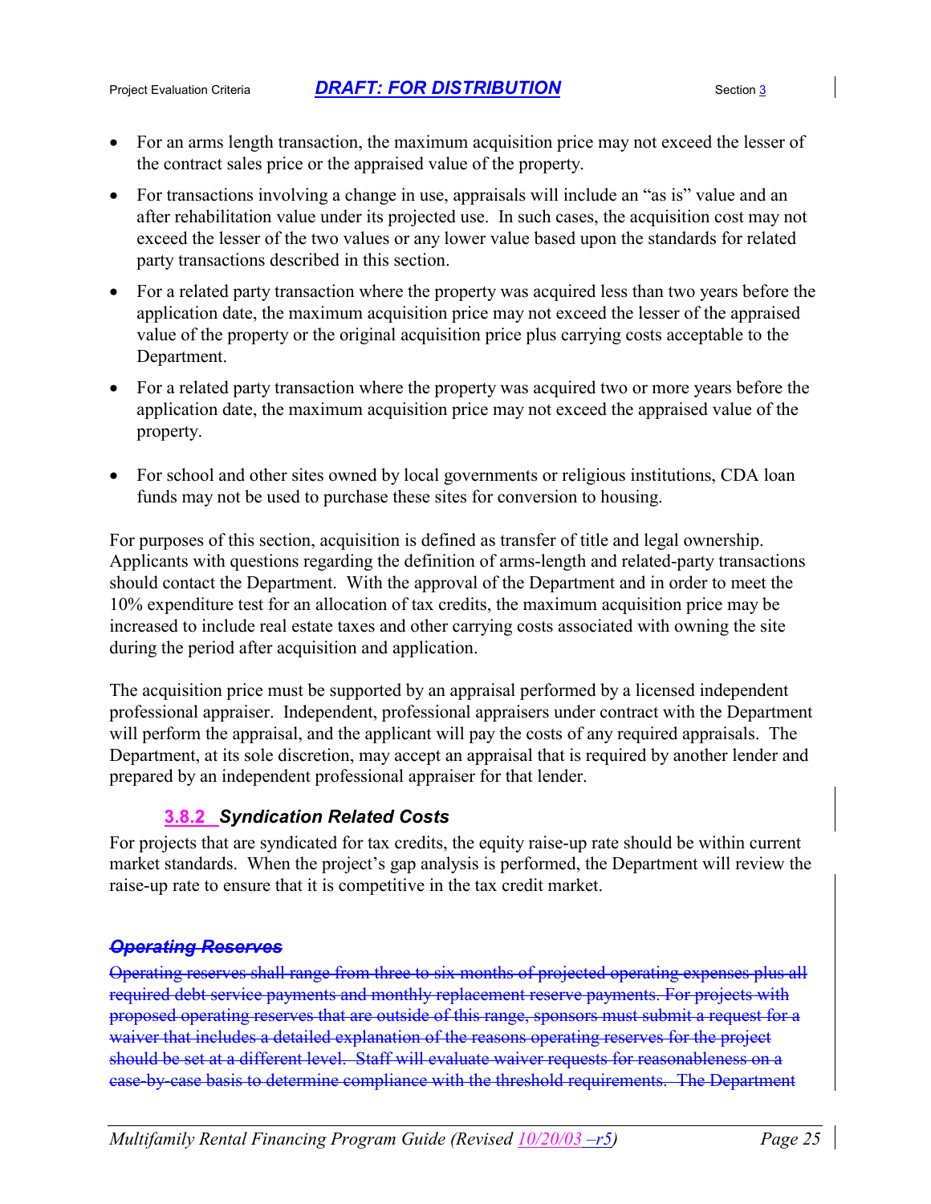- For an arms length transaction, the maximum acquisition price may not exceed the lesser of the contract sales price or the appraised value of the property.
- For transactions involving a change in use, appraisals will include an "as is" value and an after rehabilitation value under its projected use. In such cases, the acquisition cost may not exceed the lesser of the two values or any lower value based upon the standards for related party transactions described in this section.
- For a related party transaction where the property was acquired less than two years before the application date, the maximum acquisition price may not exceed the lesser of the appraised value of the property or the original acquisition price plus carrying costs acceptable to the Department.
- For a related party transaction where the property was acquired two or more years before the application date, the maximum acquisition price may not exceed the appraised value of the property.
- For school and other sites owned by local governments or religious institutions, CDA loan funds may not be used to purchase these sites for conversion to housing.

For purposes of this section, acquisition is defined as transfer of title and legal ownership. Applicants with questions regarding the definition of arms-length and related-party transactions should contact the Department. With the approval of the Department and in order to meet the 10% expenditure test for an allocation of tax credits, the maximum acquisition price may be increased to include real estate taxes and other carrying costs associated with owning the site during the period after acquisition and application.

The acquisition price must be supported by an appraisal performed by a licensed independent professional appraiser. Independent, professional appraisers under contract with the Department will perform the appraisal, and the applicant will pay the costs of any required appraisals. The Department, at its sole discretion, may accept an appraisal that is required by another lender and prepared by an independent professional appraiser for that lender.

### 3.8.2 *Syndication Related Costs*

For projects that are syndicated for tax credits, the equity raise-up rate should be within current market standards. When the project's gap analysis is performed, the Department will review the raise-up rate to ensure that it is competitive in the tax credit market.

~~***Operating Reserves***~~

~~Operating reserves shall range from three to six months of projected operating expenses plus all required debt service payments and monthly replacement reserve payments. For projects with proposed operating reserves that are outside of this range, sponsors must submit a request for a waiver that includes a detailed explanation of the reasons operating reserves for the project should be set at a different level. Staff will evaluate waiver requests for reasonableness on a case-by-case basis to determine compliance with the threshold requirements. The Department~~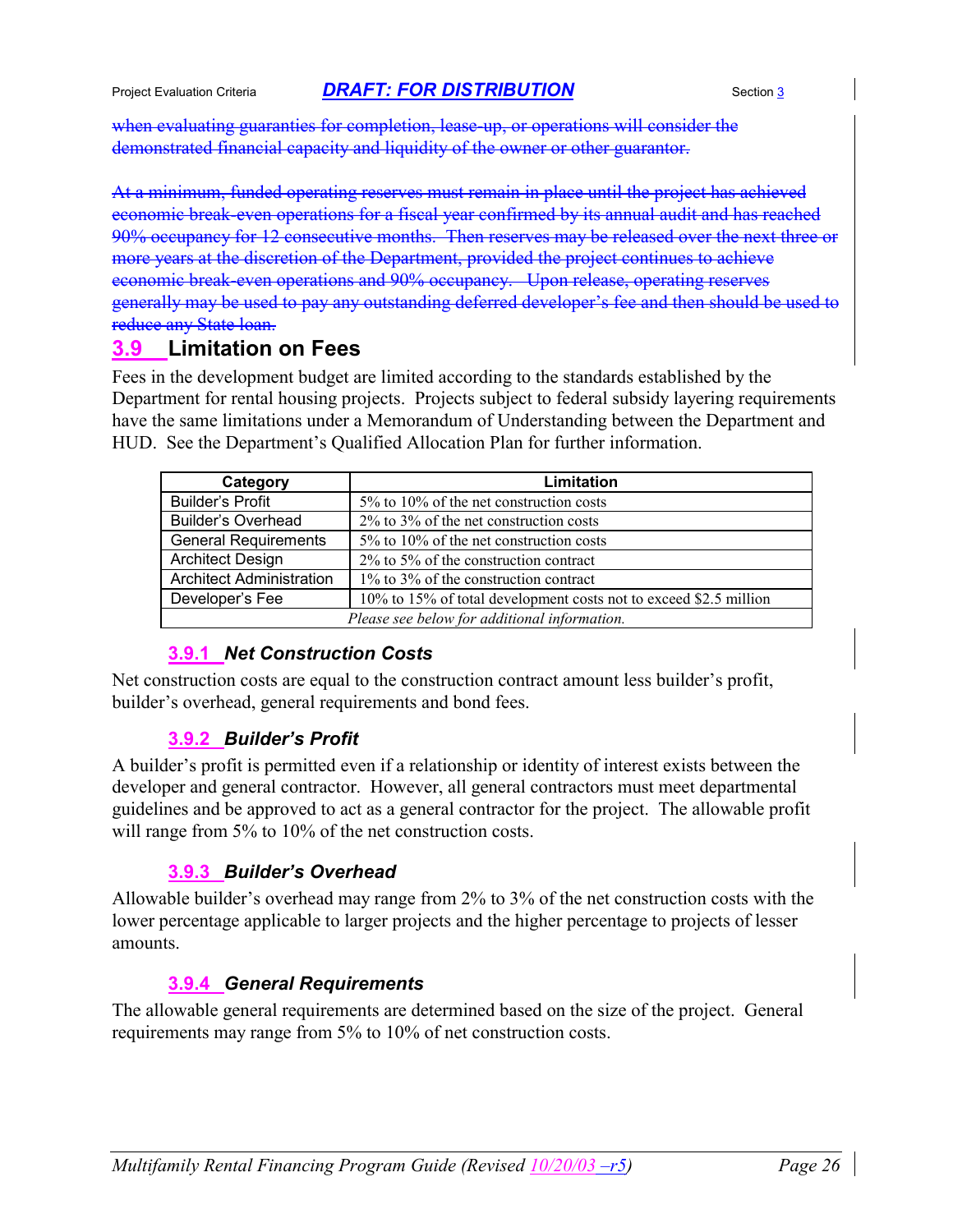~~when evaluating guaranties for completion, lease-up, or operations will consider the demonstrated financial capacity and liquidity of the owner or other guarantor.~~

~~At a minimum, funded operating reserves must remain in place until the project has achieved economic break-even operations for a fiscal year confirmed by its annual audit and has reached 90% occupancy for 12 consecutive months. Then reserves may be released over the next three or more years at the discretion of the Department, provided the project continues to achieve economic break-even operations and 90% occupancy. Upon release, operating reserves generally may be used to pay any outstanding deferred developer's fee and then should be used to reduce any State loan.~~

## 3.9 Limitation on Fees

Fees in the development budget are limited according to the standards established by the Department for rental housing projects. Projects subject to federal subsidy layering requirements have the same limitations under a Memorandum of Understanding between the Department and HUD. See the Department's Qualified Allocation Plan for further information.

| Category | Limitation |
|---|---|
| Builder's Profit | 5% to 10% of the net construction costs |
| Builder's Overhead | 2% to 3% of the net construction costs |
| General Requirements | 5% to 10% of the net construction costs |
| Architect Design | 2% to 5% of the construction contract |
| Architect Administration | 1% to 3% of the construction contract |
| Developer's Fee | 10% to 15% of total development costs not to exceed $2.5 million |
| *Please see below for additional information.* | |

### 3.9.1 *Net Construction Costs*

Net construction costs are equal to the construction contract amount less builder's profit, builder's overhead, general requirements and bond fees.

### 3.9.2 *Builder's Profit*

A builder's profit is permitted even if a relationship or identity of interest exists between the developer and general contractor. However, all general contractors must meet departmental guidelines and be approved to act as a general contractor for the project. The allowable profit will range from 5% to 10% of the net construction costs.

### 3.9.3 *Builder's Overhead*

Allowable builder's overhead may range from 2% to 3% of the net construction costs with the lower percentage applicable to larger projects and the higher percentage to projects of lesser amounts.

### 3.9.4 *General Requirements*

The allowable general requirements are determined based on the size of the project. General requirements may range from 5% to 10% of net construction costs.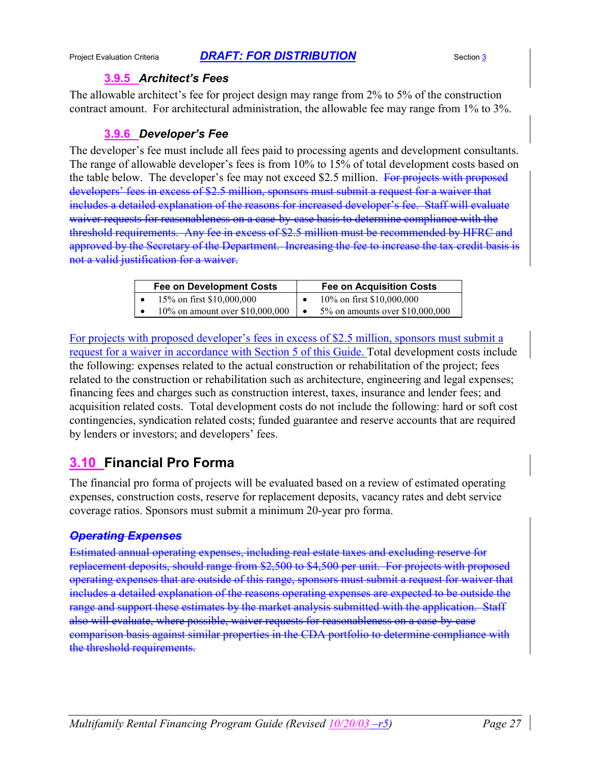### 3.9.5 *Architect's Fees*

The allowable architect's fee for project design may range from 2% to 5% of the construction contract amount. For architectural administration, the allowable fee may range from 1% to 3%.

### 3.9.6 *Developer's Fee*

The developer's fee must include all fees paid to processing agents and development consultants. The range of allowable developer's fees is from 10% to 15% of total development costs based on the table below. The developer's fee may not exceed $2.5 million. ~~For projects with proposed developers' fees in excess of $2.5 million, sponsors must submit a request for a waiver that includes a detailed explanation of the reasons for increased developer's fee. Staff will evaluate waiver requests for reasonableness on a case-by-case basis to determine compliance with the threshold requirements. Any fee in excess of $2.5 million must be recommended by HFRC and approved by the Secretary of the Department. Increasing the fee to increase the tax credit basis is not a valid justification for a waiver.~~

| Fee on Development Costs | Fee on Acquisition Costs |
|---|---|
| • 15% on first $10,000,000 | • 10% on first $10,000,000 |
| • 10% on amount over $10,000,000 | • 5% on amounts over $10,000,000 |

For projects with proposed developer's fees in excess of $2.5 million, sponsors must submit a request for a waiver in accordance with Section 5 of this Guide. Total development costs include the following: expenses related to the actual construction or rehabilitation of the project; fees related to the construction or rehabilitation such as architecture, engineering and legal expenses; financing fees and charges such as construction interest, taxes, insurance and lender fees; and acquisition related costs. Total development costs do not include the following: hard or soft cost contingencies, syndication related costs; funded guarantee and reserve accounts that are required by lenders or investors; and developers' fees.

## 3.10 Financial Pro Forma

The financial pro forma of projects will be evaluated based on a review of estimated operating expenses, construction costs, reserve for replacement deposits, vacancy rates and debt service coverage ratios. Sponsors must submit a minimum 20-year pro forma.

***~~Operating Expenses~~***

~~Estimated annual operating expenses, including real estate taxes and excluding reserve for replacement deposits, should range from $2,500 to $4,500 per unit. For projects with proposed operating expenses that are outside of this range, sponsors must submit a request for waiver that includes a detailed explanation of the reasons operating expenses are expected to be outside the range and support these estimates by the market analysis submitted with the application. Staff also will evaluate, where possible, waiver requests for reasonableness on a case-by-case comparison basis against similar properties in the CDA portfolio to determine compliance with the threshold requirements.~~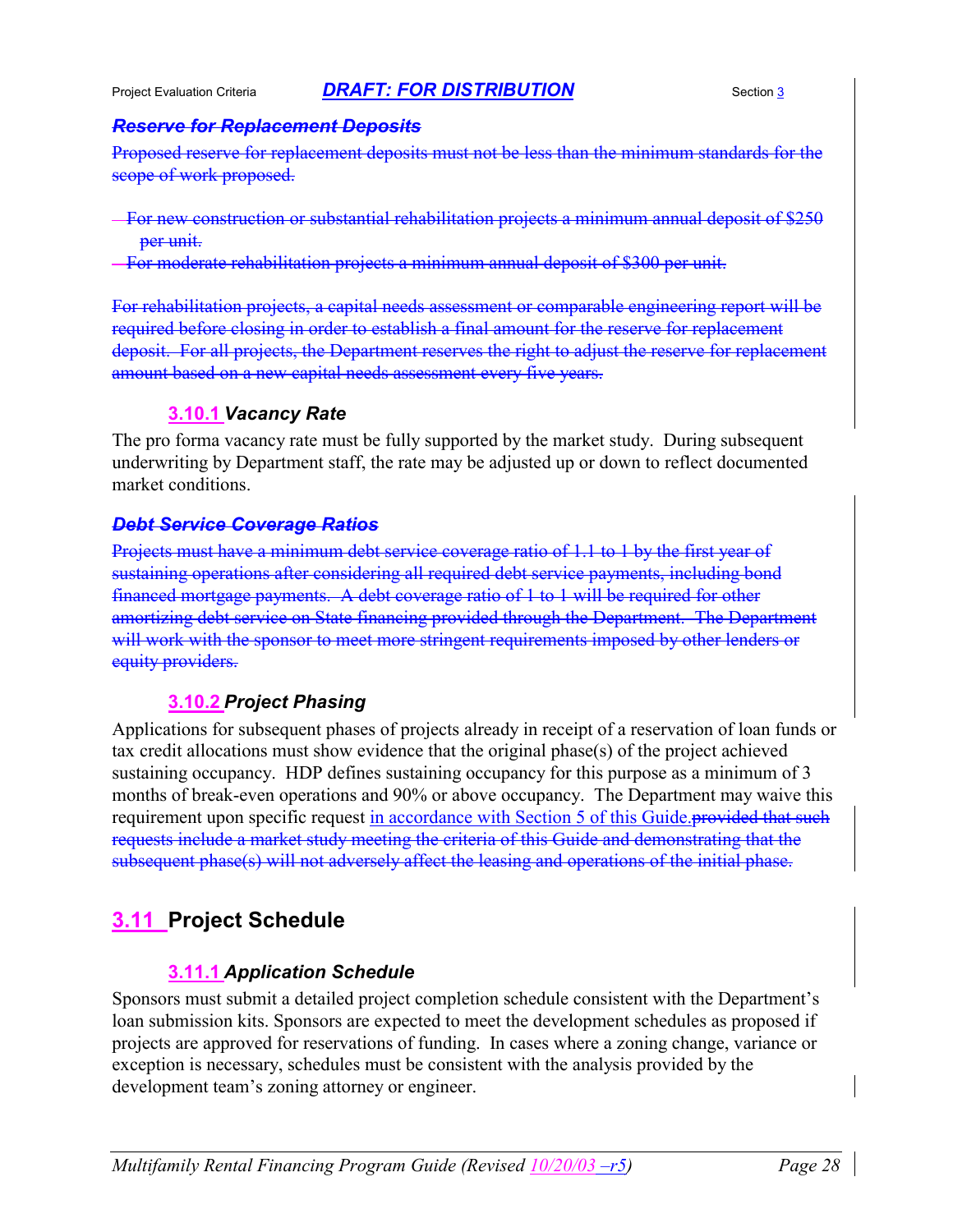### ~~*Reserve for Replacement Deposits*~~

~~Proposed reserve for replacement deposits must not be less than the minimum standards for the scope of work proposed.~~

- ~~For new construction or substantial rehabilitation projects a minimum annual deposit of $250 per unit.~~
- ~~For moderate rehabilitation projects a minimum annual deposit of $300 per unit.~~

~~For rehabilitation projects, a capital needs assessment or comparable engineering report will be required before closing in order to establish a final amount for the reserve for replacement deposit. For all projects, the Department reserves the right to adjust the reserve for replacement amount based on a new capital needs assessment every five years.~~

### 3.10.1 *Vacancy Rate*

The pro forma vacancy rate must be fully supported by the market study. During subsequent underwriting by Department staff, the rate may be adjusted up or down to reflect documented market conditions.

### ~~*Debt Service Coverage Ratios*~~

~~Projects must have a minimum debt service coverage ratio of 1.1 to 1 by the first year of sustaining operations after considering all required debt service payments, including bond financed mortgage payments. A debt coverage ratio of 1 to 1 will be required for other amortizing debt service on State financing provided through the Department. The Department will work with the sponsor to meet more stringent requirements imposed by other lenders or equity providers.~~

### 3.10.2 *Project Phasing*

Applications for subsequent phases of projects already in receipt of a reservation of loan funds or tax credit allocations must show evidence that the original phase(s) of the project achieved sustaining occupancy. HDP defines sustaining occupancy for this purpose as a minimum of 3 months of break-even operations and 90% or above occupancy. The Department may waive this requirement upon specific request in accordance with Section 5 of this Guide.~~provided that such requests include a market study meeting the criteria of this Guide and demonstrating that the subsequent phase(s) will not adversely affect the leasing and operations of the initial phase.~~

## 3.11 Project Schedule

### 3.11.1 *Application Schedule*

Sponsors must submit a detailed project completion schedule consistent with the Department's loan submission kits. Sponsors are expected to meet the development schedules as proposed if projects are approved for reservations of funding. In cases where a zoning change, variance or exception is necessary, schedules must be consistent with the analysis provided by the development team's zoning attorney or engineer.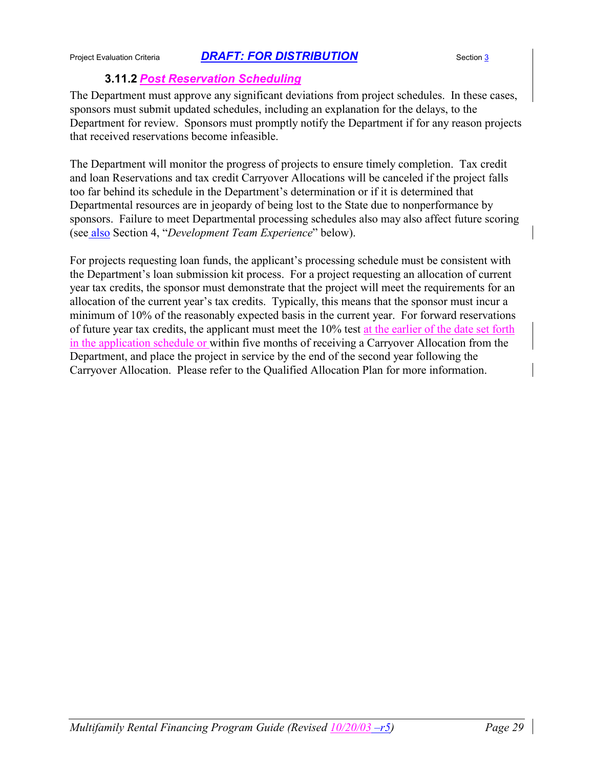### 3.11.2 *Post Reservation Scheduling*

The Department must approve any significant deviations from project schedules. In these cases, sponsors must submit updated schedules, including an explanation for the delays, to the Department for review. Sponsors must promptly notify the Department if for any reason projects that received reservations become infeasible.

The Department will monitor the progress of projects to ensure timely completion. Tax credit and loan Reservations and tax credit Carryover Allocations will be canceled if the project falls too far behind its schedule in the Department's determination or if it is determined that Departmental resources are in jeopardy of being lost to the State due to nonperformance by sponsors. Failure to meet Departmental processing schedules also may also affect future scoring (see also Section 4, "*Development Team Experience*" below).

For projects requesting loan funds, the applicant's processing schedule must be consistent with the Department's loan submission kit process. For a project requesting an allocation of current year tax credits, the sponsor must demonstrate that the project will meet the requirements for an allocation of the current year's tax credits. Typically, this means that the sponsor must incur a minimum of 10% of the reasonably expected basis in the current year. For forward reservations of future year tax credits, the applicant must meet the 10% test at the earlier of the date set forth in the application schedule or within five months of receiving a Carryover Allocation from the Department, and place the project in service by the end of the second year following the Carryover Allocation. Please refer to the Qualified Allocation Plan for more information.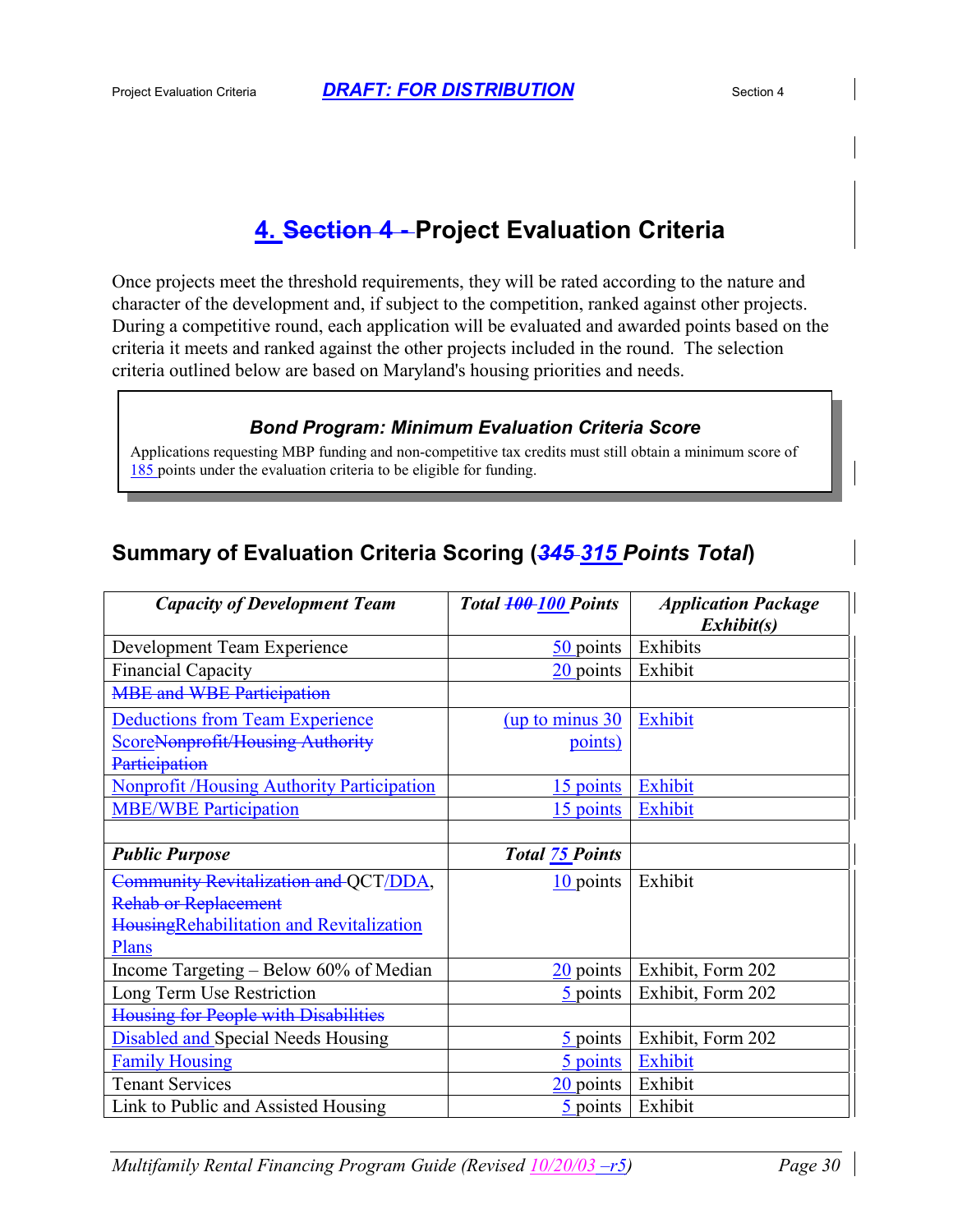# 4. ~~Section 4 -~~ Project Evaluation Criteria

Once projects meet the threshold requirements, they will be rated according to the nature and character of the development and, if subject to the competition, ranked against other projects. During a competitive round, each application will be evaluated and awarded points based on the criteria it meets and ranked against the other projects included in the round. The selection criteria outlined below are based on Maryland's housing priorities and needs.

> **_Bond Program: Minimum Evaluation Criteria Score_**
>
> Applications requesting MBP funding and non-competitive tax credits must still obtain a minimum score of 185 points under the evaluation criteria to be eligible for funding.

## Summary of Evaluation Criteria Scoring (~~*345*~~ *315 Points Total*)

| ***Capacity of Development Team*** | ***Total ~~100~~ 100 Points*** | ***Application Package Exhibit(s)*** |
|---|---|---|
| Development Team Experience | 50 points | Exhibits |
| Financial Capacity | 20 points | Exhibit |
| ~~MBE and WBE Participation~~ | | |
| Deductions from Team Experience Score~~Nonprofit/Housing Authority Participation~~ | (up to minus 30 points) | Exhibit |
| Nonprofit /Housing Authority Participation | 15 points | Exhibit |
| MBE/WBE Participation | 15 points | Exhibit |
| | | |
| ***Public Purpose*** | ***Total 75 Points*** | |
| ~~Community Revitalization and~~ QCT/DDA, ~~Rehab or Replacement Housing~~Rehabilitation and Revitalization Plans | 10 points | Exhibit |
| Income Targeting – Below 60% of Median | 20 points | Exhibit, Form 202 |
| Long Term Use Restriction | 5 points | Exhibit, Form 202 |
| ~~Housing for People with Disabilities~~ | | |
| Disabled and Special Needs Housing | 5 points | Exhibit, Form 202 |
| Family Housing | 5 points | Exhibit |
| Tenant Services | 20 points | Exhibit |
| Link to Public and Assisted Housing | 5 points | Exhibit |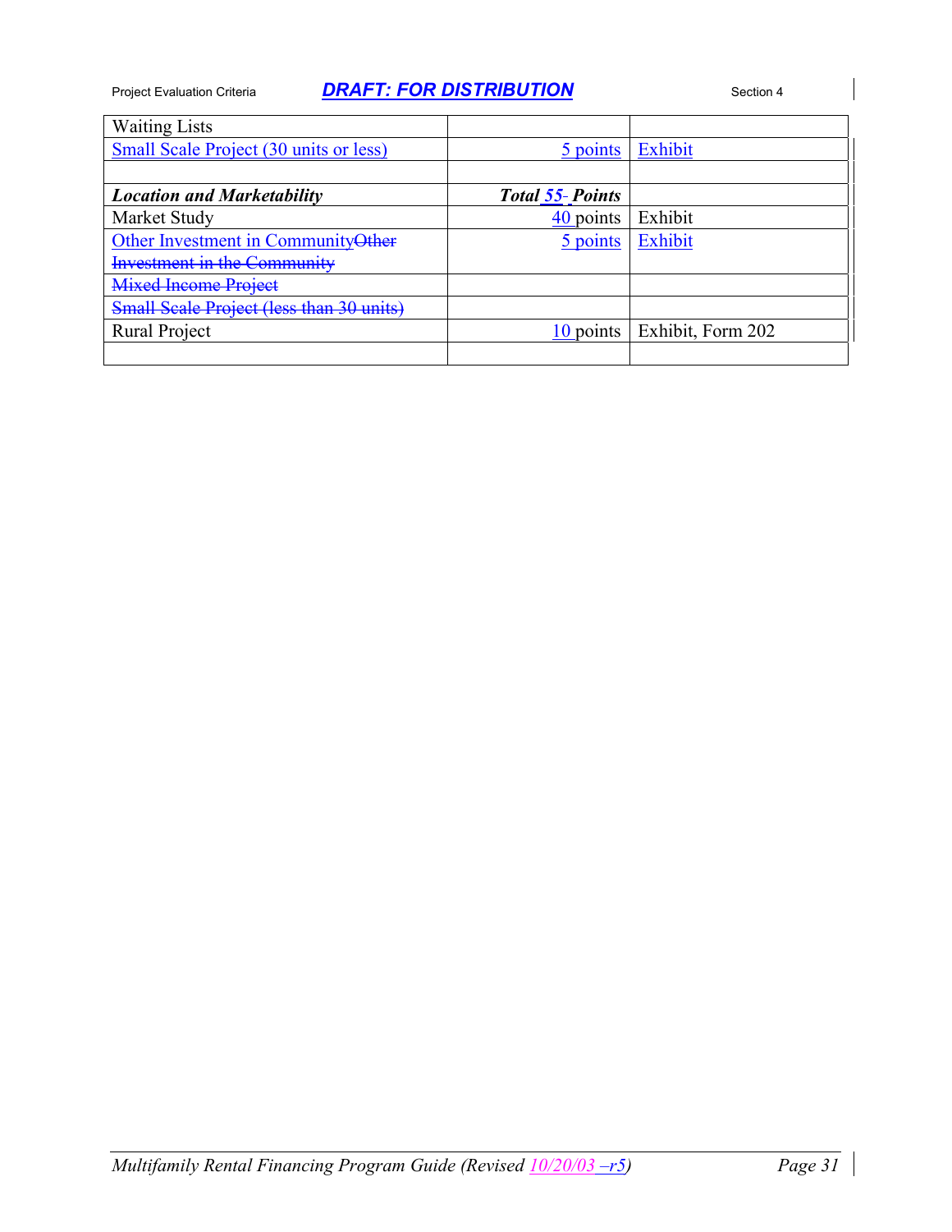| | | |
|---|---|---|
| Waiting Lists | | |
| Small Scale Project (30 units or less) | 5 points | Exhibit |
| | | |
| ***Location and Marketability*** | ***Total 55 Points*** | |
| Market Study | 40 points | Exhibit |
| Other Investment in Community ~~Other Investment in the Community~~ | 5 points | Exhibit |
| ~~Mixed Income Project~~ | | |
| ~~Small Scale Project (less than 30 units)~~ | | |
| Rural Project | 10 points | Exhibit, Form 202 |
| | | |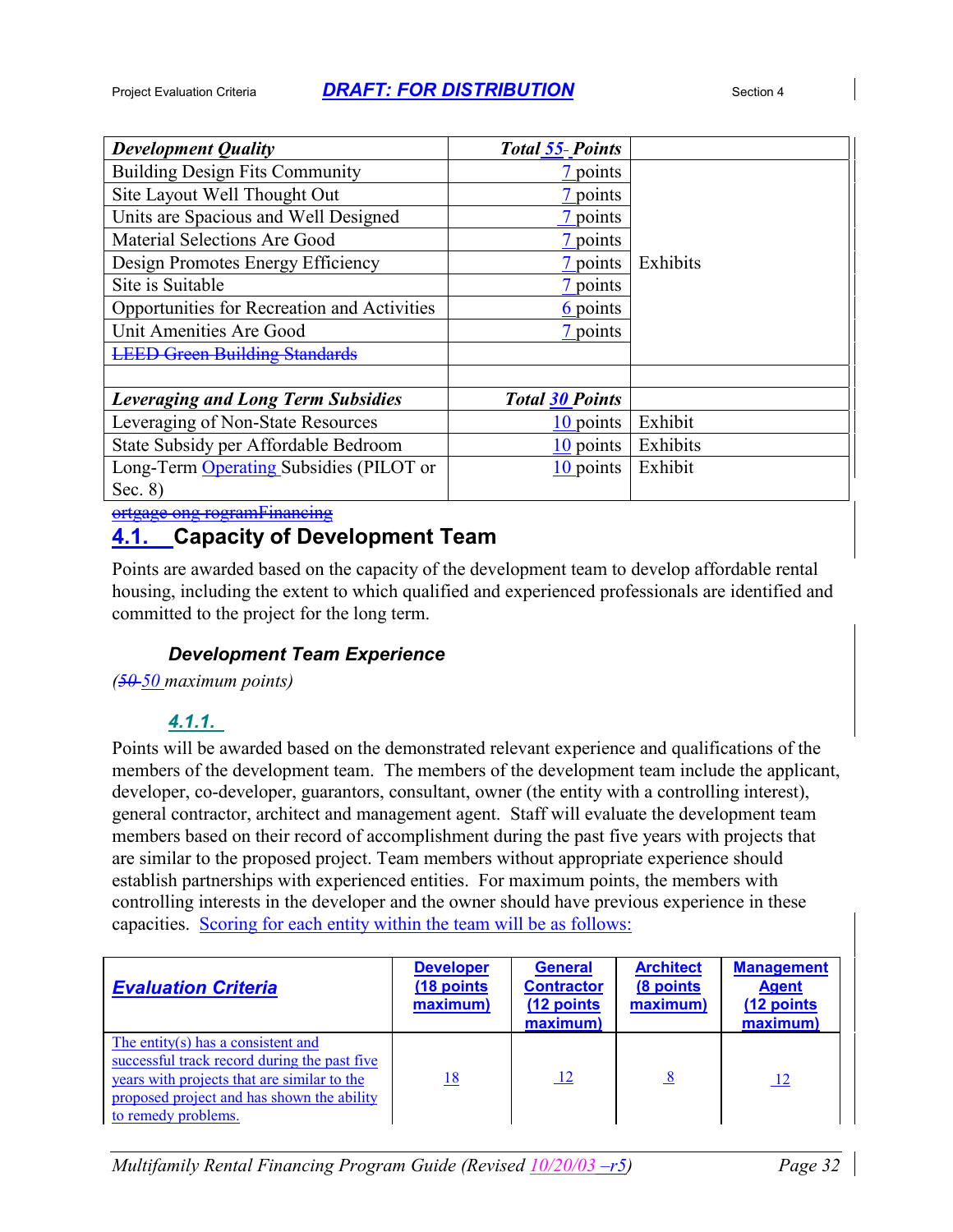| *Development Quality* | *Total 55 Points* | |
|---|---|---|
| Building Design Fits Community | 7 points | Exhibits |
| Site Layout Well Thought Out | 7 points | |
| Units are Spacious and Well Designed | 7 points | |
| Material Selections Are Good | 7 points | |
| Design Promotes Energy Efficiency | 7 points | |
| Site is Suitable | 7 points | |
| Opportunities for Recreation and Activities | 6 points | |
| Unit Amenities Are Good | 7 points | |
| ~~LEED Green Building Standards~~ | | |
| | | |
| *Leveraging and Long Term Subsidies* | *Total 30 Points* | |
| Leveraging of Non-State Resources | 10 points | Exhibit |
| State Subsidy per Affordable Bedroom | 10 points | Exhibits |
| Long-Term Operating Subsidies (PILOT or Sec. 8) | 10 points | Exhibit |

~~ortgage ong rogramFinancing~~

## 4.1. Capacity of Development Team

Points are awarded based on the capacity of the development team to develop affordable rental housing, including the extent to which qualified and experienced professionals are identified and committed to the project for the long term.

### *Development Team Experience*

*(~~50~~ 50 maximum points)*

### *4.1.1.*

Points will be awarded based on the demonstrated relevant experience and qualifications of the members of the development team. The members of the development team include the applicant, developer, co-developer, guarantors, consultant, owner (the entity with a controlling interest), general contractor, architect and management agent. Staff will evaluate the development team members based on their record of accomplishment during the past five years with projects that are similar to the proposed project. Team members without appropriate experience should establish partnerships with experienced entities. For maximum points, the members with controlling interests in the developer and the owner should have previous experience in these capacities. Scoring for each entity within the team will be as follows:

| ***Evaluation Criteria*** | **Developer (18 points maximum)** | **General Contractor (12 points maximum)** | **Architect (8 points maximum)** | **Management Agent (12 points maximum)** |
|---|---|---|---|---|
| The entity(s) has a consistent and successful track record during the past five years with projects that are similar to the proposed project and has shown the ability to remedy problems. | 18 | 12 | 8 | 12 |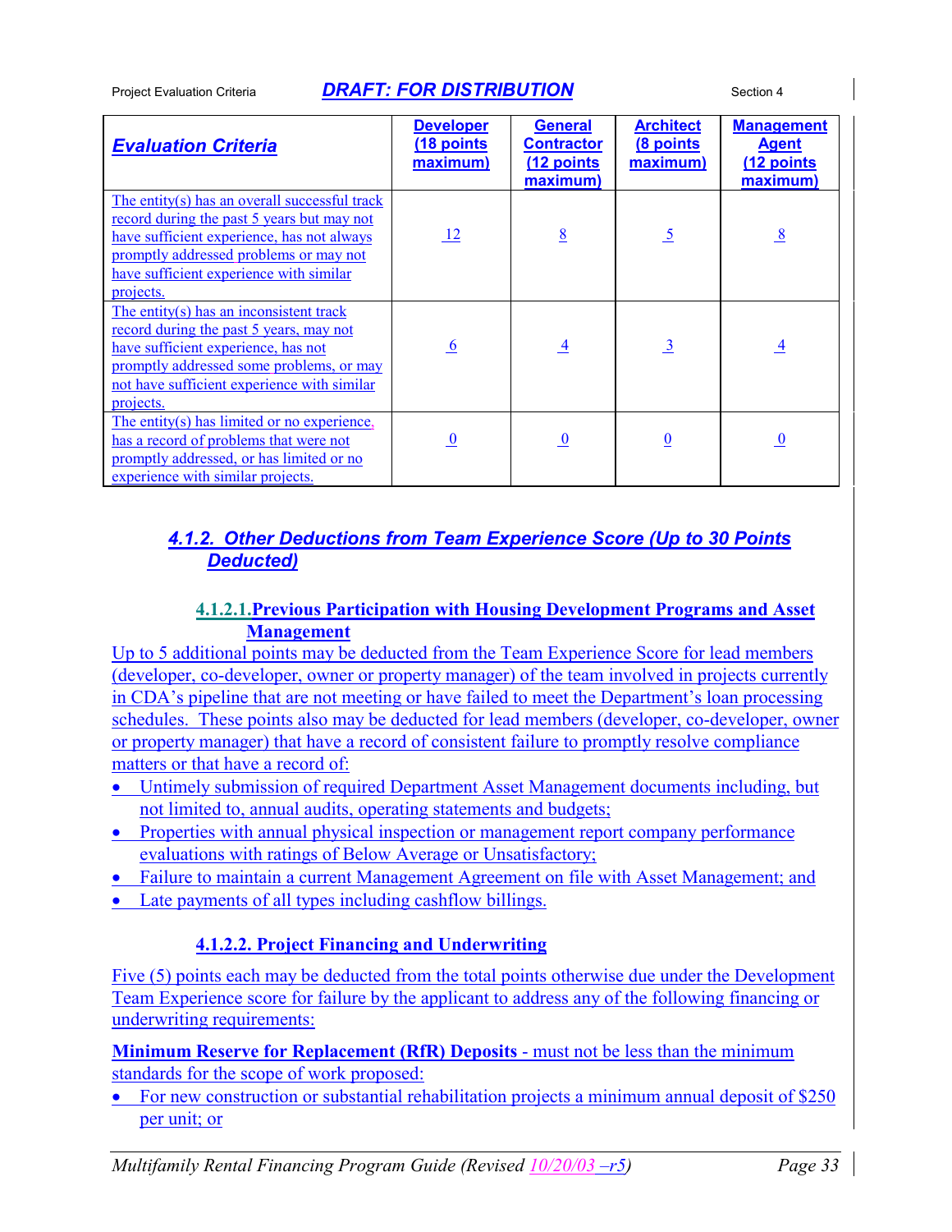| Evaluation Criteria | Developer (18 points maximum) | General Contractor (12 points maximum) | Architect (8 points maximum) | Management Agent (12 points maximum) |
|---|---|---|---|---|
| The entity(s) has an overall successful track record during the past 5 years but may not have sufficient experience, has not always promptly addressed problems or may not have sufficient experience with similar projects. | 12 | 8 | 5 | 8 |
| The entity(s) has an inconsistent track record during the past 5 years, may not have sufficient experience, has not promptly addressed some problems, or may not have sufficient experience with similar projects. | 6 | 4 | 3 | 4 |
| The entity(s) has limited or no experience, has a record of problems that were not promptly addressed, or has limited or no experience with similar projects. | 0 | 0 | 0 | 0 |

### *4.1.2. Other Deductions from Team Experience Score (Up to 30 Points Deducted)*

#### 4.1.2.1. Previous Participation with Housing Development Programs and Asset Management

Up to 5 additional points may be deducted from the Team Experience Score for lead members (developer, co-developer, owner or property manager) of the team involved in projects currently in CDA's pipeline that are not meeting or have failed to meet the Department's loan processing schedules. These points also may be deducted for lead members (developer, co-developer, owner or property manager) that have a record of consistent failure to promptly resolve compliance matters or that have a record of:

- Untimely submission of required Department Asset Management documents including, but not limited to, annual audits, operating statements and budgets;
- Properties with annual physical inspection or management report company performance evaluations with ratings of Below Average or Unsatisfactory;
- Failure to maintain a current Management Agreement on file with Asset Management; and
- Late payments of all types including cashflow billings.

#### 4.1.2.2. Project Financing and Underwriting

Five (5) points each may be deducted from the total points otherwise due under the Development Team Experience score for failure by the applicant to address any of the following financing or underwriting requirements:

**Minimum Reserve for Replacement (RfR) Deposits** - must not be less than the minimum standards for the scope of work proposed:

- For new construction or substantial rehabilitation projects a minimum annual deposit of $250 per unit; or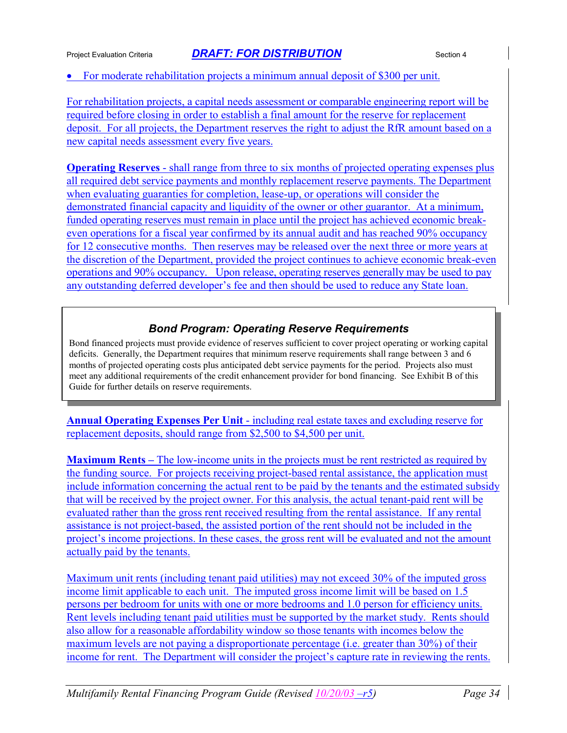- For moderate rehabilitation projects a minimum annual deposit of $300 per unit.

For rehabilitation projects, a capital needs assessment or comparable engineering report will be required before closing in order to establish a final amount for the reserve for replacement deposit. For all projects, the Department reserves the right to adjust the RfR amount based on a new capital needs assessment every five years.

**Operating Reserves** - shall range from three to six months of projected operating expenses plus all required debt service payments and monthly replacement reserve payments. The Department when evaluating guaranties for completion, lease-up, or operations will consider the demonstrated financial capacity and liquidity of the owner or other guarantor. At a minimum, funded operating reserves must remain in place until the project has achieved economic break-even operations for a fiscal year confirmed by its annual audit and has reached 90% occupancy for 12 consecutive months. Then reserves may be released over the next three or more years at the discretion of the Department, provided the project continues to achieve economic break-even operations and 90% occupancy. Upon release, operating reserves generally may be used to pay any outstanding deferred developer's fee and then should be used to reduce any State loan.

### *Bond Program: Operating Reserve Requirements*

Bond financed projects must provide evidence of reserves sufficient to cover project operating or working capital deficits. Generally, the Department requires that minimum reserve requirements shall range between 3 and 6 months of projected operating costs plus anticipated debt service payments for the period. Projects also must meet any additional requirements of the credit enhancement provider for bond financing. See Exhibit B of this Guide for further details on reserve requirements.

**Annual Operating Expenses Per Unit** - including real estate taxes and excluding reserve for replacement deposits, should range from $2,500 to $4,500 per unit.

**Maximum Rents –** The low-income units in the projects must be rent restricted as required by the funding source. For projects receiving project-based rental assistance, the application must include information concerning the actual rent to be paid by the tenants and the estimated subsidy that will be received by the project owner. For this analysis, the actual tenant-paid rent will be evaluated rather than the gross rent received resulting from the rental assistance. If any rental assistance is not project-based, the assisted portion of the rent should not be included in the project's income projections. In these cases, the gross rent will be evaluated and not the amount actually paid by the tenants.

Maximum unit rents (including tenant paid utilities) may not exceed 30% of the imputed gross income limit applicable to each unit. The imputed gross income limit will be based on 1.5 persons per bedroom for units with one or more bedrooms and 1.0 person for efficiency units. Rent levels including tenant paid utilities must be supported by the market study. Rents should also allow for a reasonable affordability window so those tenants with incomes below the maximum levels are not paying a disproportionate percentage (i.e. greater than 30%) of their income for rent. The Department will consider the project's capture rate in reviewing the rents.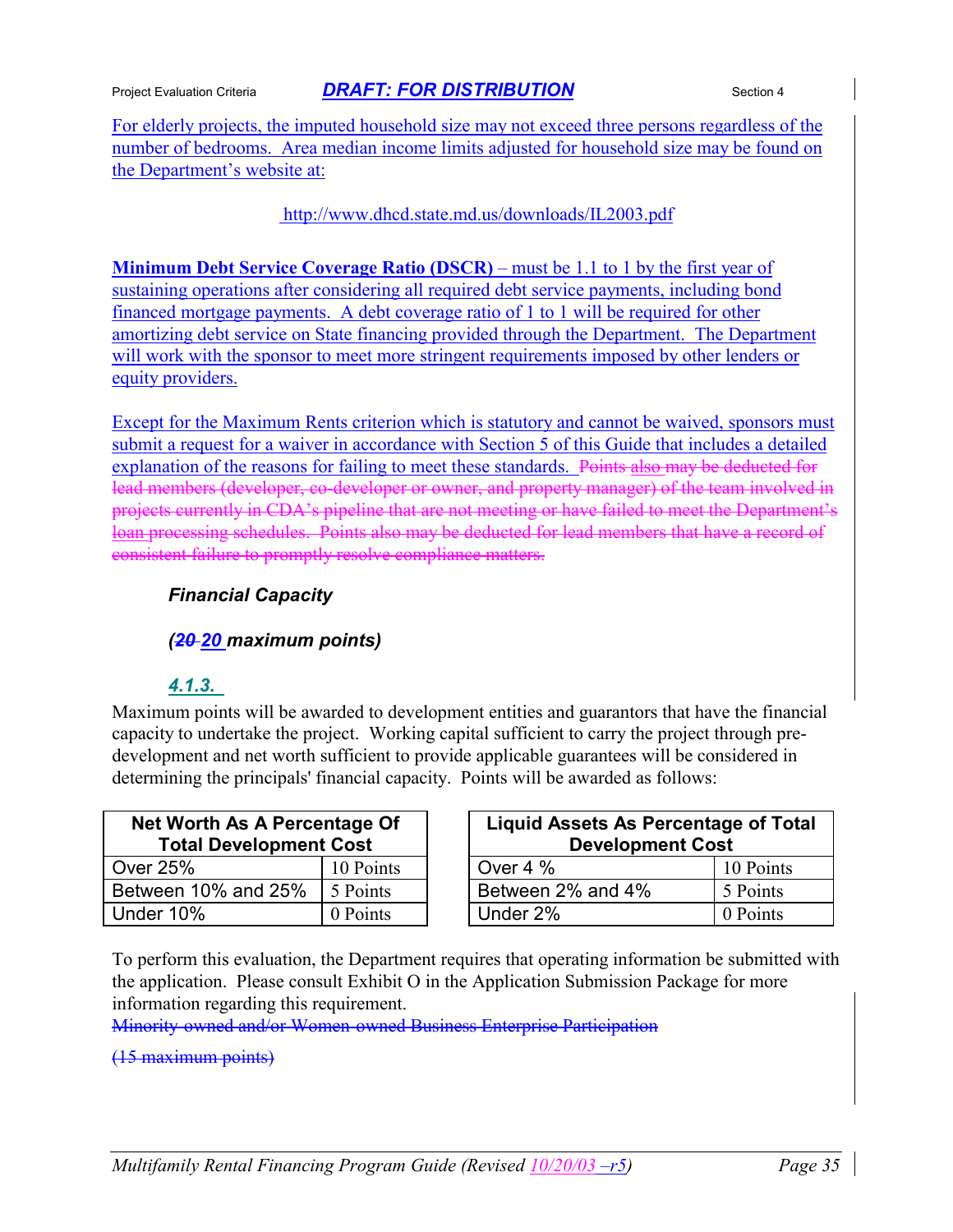For elderly projects, the imputed household size may not exceed three persons regardless of the number of bedrooms. Area median income limits adjusted for household size may be found on the Department's website at:

http://www.dhcd.state.md.us/downloads/IL2003.pdf

**Minimum Debt Service Coverage Ratio (DSCR)** – must be 1.1 to 1 by the first year of sustaining operations after considering all required debt service payments, including bond financed mortgage payments. A debt coverage ratio of 1 to 1 will be required for other amortizing debt service on State financing provided through the Department. The Department will work with the sponsor to meet more stringent requirements imposed by other lenders or equity providers.

Except for the Maximum Rents criterion which is statutory and cannot be waived, sponsors must submit a request for a waiver in accordance with Section 5 of this Guide that includes a detailed explanation of the reasons for failing to meet these standards. ~~Points also may be deducted for lead members (developer, co-developer or owner, and property manager) of the team involved in projects currently in CDA's pipeline that are not meeting or have failed to meet the Department's loan processing schedules. Points also may be deducted for lead members that have a record of consistent failure to promptly resolve compliance matters.~~

### *Financial Capacity*

***(~~20~~ 20 maximum points)***

***4.1.3.***

Maximum points will be awarded to development entities and guarantors that have the financial capacity to undertake the project. Working capital sufficient to carry the project through pre-development and net worth sufficient to provide applicable guarantees will be considered in determining the principals' financial capacity. Points will be awarded as follows:

| Net Worth As A Percentage Of Total Development Cost | |
|---|---|
| Over 25% | 10 Points |
| Between 10% and 25% | 5 Points |
| Under 10% | 0 Points |

| Liquid Assets As Percentage of Total Development Cost | |
|---|---|
| Over 4 % | 10 Points |
| Between 2% and 4% | 5 Points |
| Under 2% | 0 Points |

To perform this evaluation, the Department requires that operating information be submitted with the application. Please consult Exhibit O in the Application Submission Package for more information regarding this requirement.

~~Minority-owned and/or Women-owned Business Enterprise Participation~~

~~(15 maximum points)~~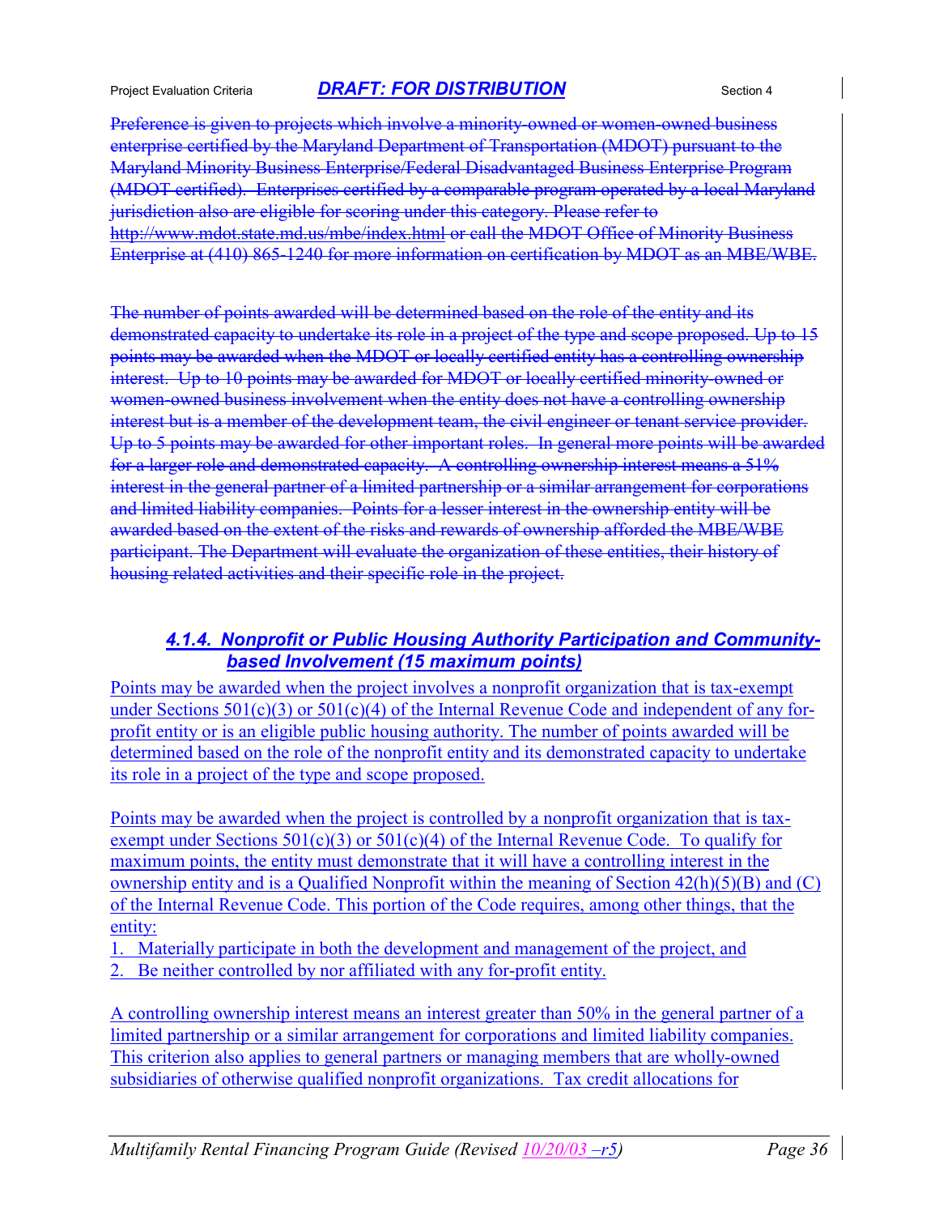~~Preference is given to projects which involve a minority-owned or women-owned business enterprise certified by the Maryland Department of Transportation (MDOT) pursuant to the Maryland Minority Business Enterprise/Federal Disadvantaged Business Enterprise Program (MDOT certified). Enterprises certified by a comparable program operated by a local Maryland jurisdiction also are eligible for scoring under this category. Please refer to http://www.mdot.state.md.us/mbe/index.html or call the MDOT Office of Minority Business Enterprise at (410) 865-1240 for more information on certification by MDOT as an MBE/WBE.~~

~~The number of points awarded will be determined based on the role of the entity and its demonstrated capacity to undertake its role in a project of the type and scope proposed. Up to 15 points may be awarded when the MDOT or locally certified entity has a controlling ownership interest. Up to 10 points may be awarded for MDOT or locally certified minority-owned or women-owned business involvement when the entity does not have a controlling ownership interest but is a member of the development team, the civil engineer or tenant service provider. Up to 5 points may be awarded for other important roles. In general more points will be awarded for a larger role and demonstrated capacity. A controlling ownership interest means a 51% interest in the general partner of a limited partnership or a similar arrangement for corporations and limited liability companies. Points for a lesser interest in the ownership entity will be awarded based on the extent of the risks and rewards of ownership afforded the MBE/WBE participant. The Department will evaluate the organization of these entities, their history of housing related activities and their specific role in the project.~~

#### *4.1.4. Nonprofit or Public Housing Authority Participation and Community-based Involvement (15 maximum points)*

Points may be awarded when the project involves a nonprofit organization that is tax-exempt under Sections 501(c)(3) or 501(c)(4) of the Internal Revenue Code and independent of any for-profit entity or is an eligible public housing authority. The number of points awarded will be determined based on the role of the nonprofit entity and its demonstrated capacity to undertake its role in a project of the type and scope proposed.

Points may be awarded when the project is controlled by a nonprofit organization that is tax-exempt under Sections 501(c)(3) or 501(c)(4) of the Internal Revenue Code. To qualify for maximum points, the entity must demonstrate that it will have a controlling interest in the ownership entity and is a Qualified Nonprofit within the meaning of Section 42(h)(5)(B) and (C) of the Internal Revenue Code. This portion of the Code requires, among other things, that the entity:

1. Materially participate in both the development and management of the project, and
2. Be neither controlled by nor affiliated with any for-profit entity.

A controlling ownership interest means an interest greater than 50% in the general partner of a limited partnership or a similar arrangement for corporations and limited liability companies. This criterion also applies to general partners or managing members that are wholly-owned subsidiaries of otherwise qualified nonprofit organizations. Tax credit allocations for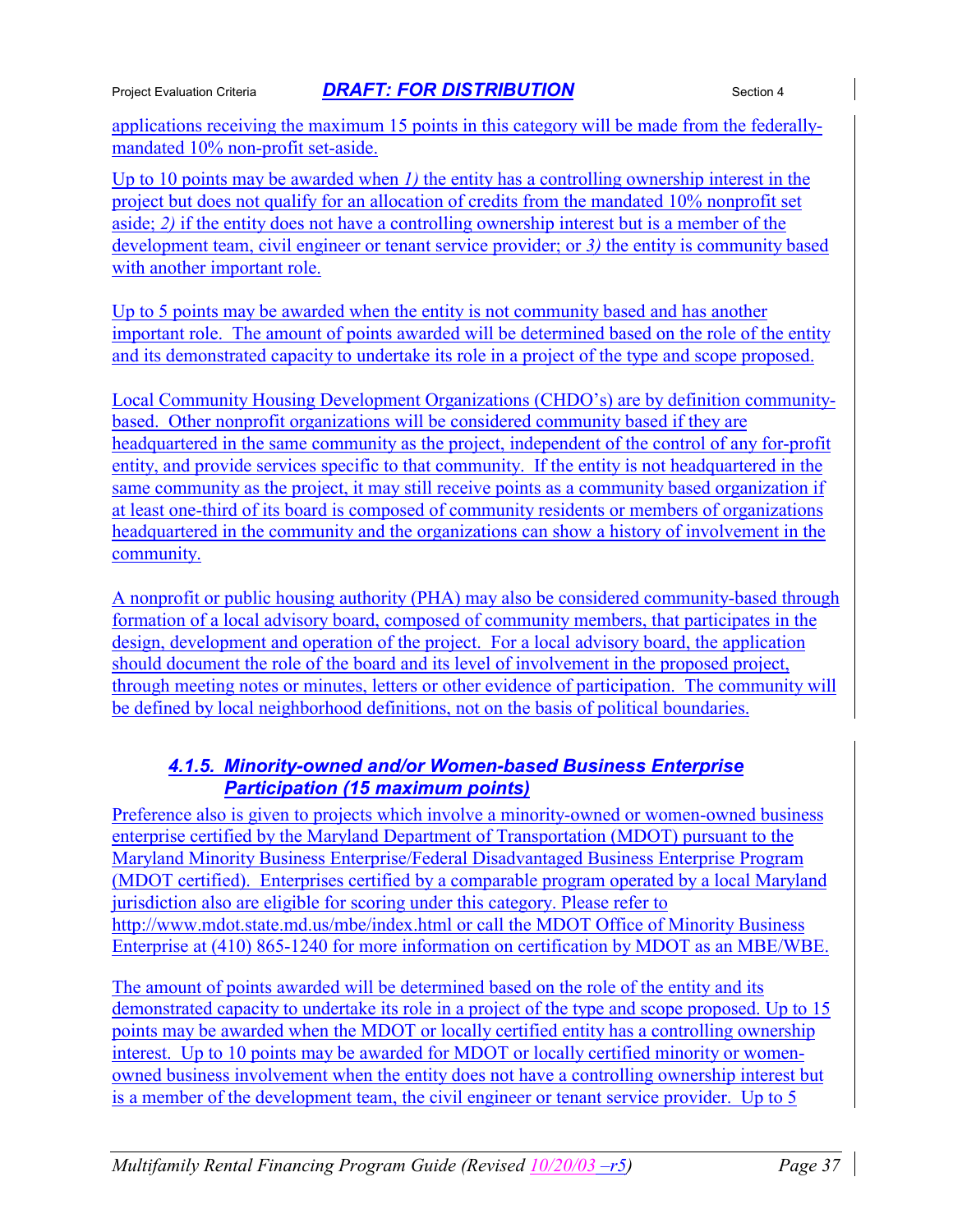applications receiving the maximum 15 points in this category will be made from the federally-mandated 10% non-profit set-aside.

Up to 10 points may be awarded when *1)* the entity has a controlling ownership interest in the project but does not qualify for an allocation of credits from the mandated 10% nonprofit set aside; *2)* if the entity does not have a controlling ownership interest but is a member of the development team, civil engineer or tenant service provider; or *3)* the entity is community based with another important role.

Up to 5 points may be awarded when the entity is not community based and has another important role. The amount of points awarded will be determined based on the role of the entity and its demonstrated capacity to undertake its role in a project of the type and scope proposed.

Local Community Housing Development Organizations (CHDO's) are by definition community-based. Other nonprofit organizations will be considered community based if they are headquartered in the same community as the project, independent of the control of any for-profit entity, and provide services specific to that community. If the entity is not headquartered in the same community as the project, it may still receive points as a community based organization if at least one-third of its board is composed of community residents or members of organizations headquartered in the community and the organizations can show a history of involvement in the community.

A nonprofit or public housing authority (PHA) may also be considered community-based through formation of a local advisory board, composed of community members, that participates in the design, development and operation of the project. For a local advisory board, the application should document the role of the board and its level of involvement in the proposed project, through meeting notes or minutes, letters or other evidence of participation. The community will be defined by local neighborhood definitions, not on the basis of political boundaries.

#### *4.1.5. Minority-owned and/or Women-based Business Enterprise Participation (15 maximum points)*

Preference also is given to projects which involve a minority-owned or women-owned business enterprise certified by the Maryland Department of Transportation (MDOT) pursuant to the Maryland Minority Business Enterprise/Federal Disadvantaged Business Enterprise Program (MDOT certified). Enterprises certified by a comparable program operated by a local Maryland jurisdiction also are eligible for scoring under this category. Please refer to http://www.mdot.state.md.us/mbe/index.html or call the MDOT Office of Minority Business Enterprise at (410) 865-1240 for more information on certification by MDOT as an MBE/WBE.

The amount of points awarded will be determined based on the role of the entity and its demonstrated capacity to undertake its role in a project of the type and scope proposed. Up to 15 points may be awarded when the MDOT or locally certified entity has a controlling ownership interest. Up to 10 points may be awarded for MDOT or locally certified minority or women-owned business involvement when the entity does not have a controlling ownership interest but is a member of the development team, the civil engineer or tenant service provider. Up to 5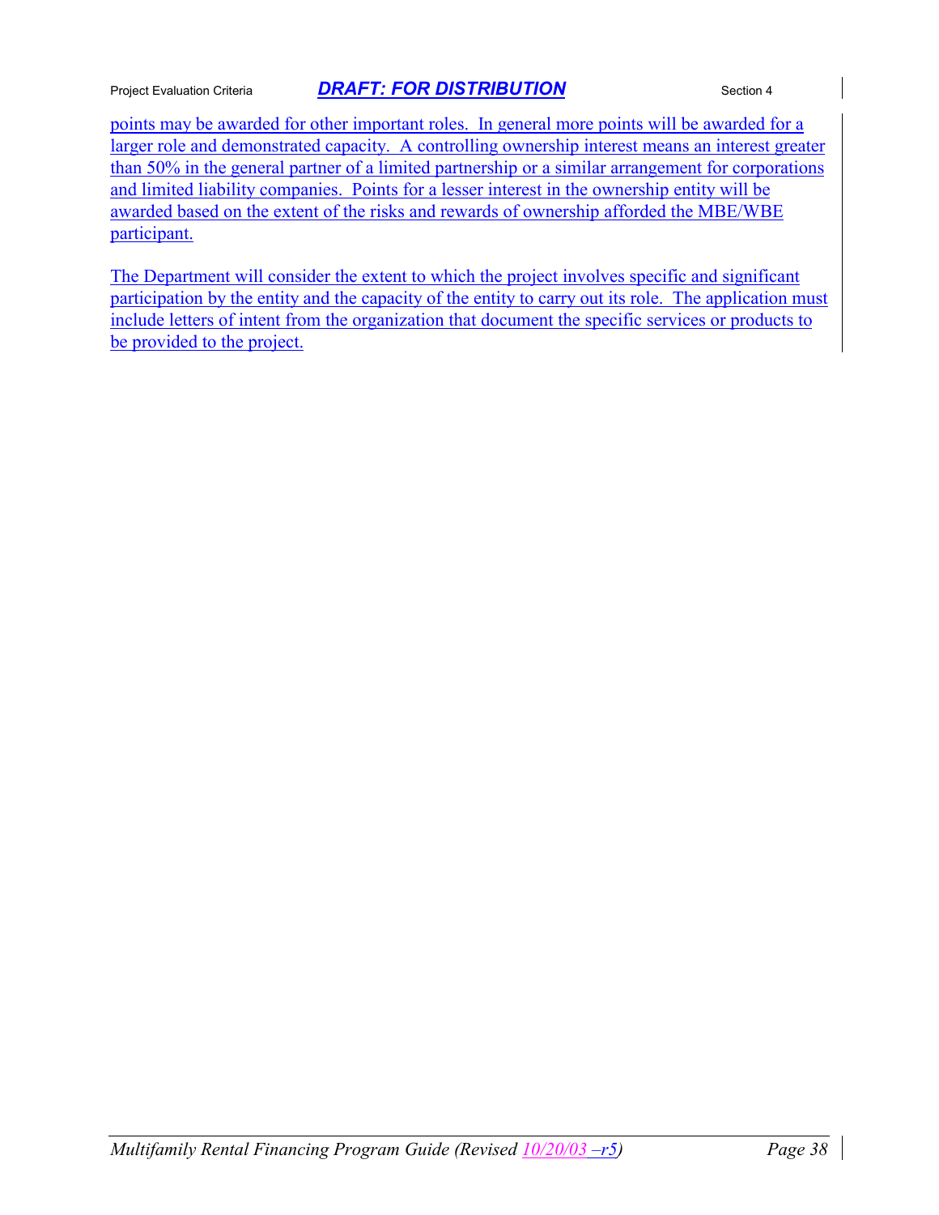points may be awarded for other important roles. In general more points will be awarded for a larger role and demonstrated capacity. A controlling ownership interest means an interest greater than 50% in the general partner of a limited partnership or a similar arrangement for corporations and limited liability companies. Points for a lesser interest in the ownership entity will be awarded based on the extent of the risks and rewards of ownership afforded the MBE/WBE participant.

The Department will consider the extent to which the project involves specific and significant participation by the entity and the capacity of the entity to carry out its role. The application must include letters of intent from the organization that document the specific services or products to be provided to the project.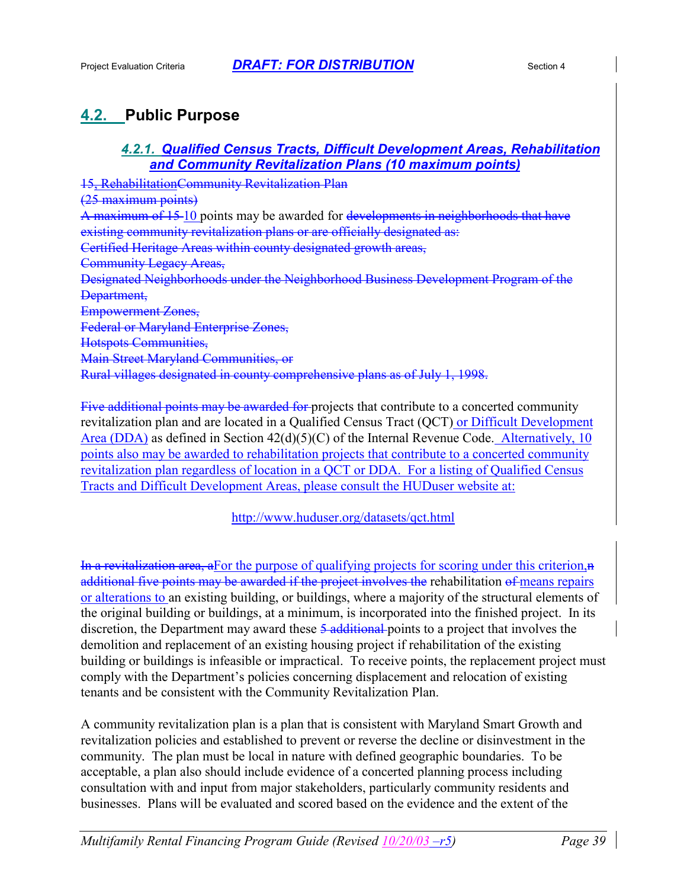## 4.2. Public Purpose

### *4.2.1. Qualified Census Tracts, Difficult Development Areas, Rehabilitation and Community Revitalization Plans (10 maximum points)*

~~15, Rehabilitation~~Community Revitalization Plan
~~(25 maximum points)~~

~~A maximum of 15~~ 10 points may be awarded for ~~developments in neighborhoods that have existing community revitalization plans or are officially designated as:~~
~~Certified Heritage Areas within county designated growth areas,~~
~~Community Legacy Areas,~~
~~Designated Neighborhoods under the Neighborhood Business Development Program of the Department,~~
~~Empowerment Zones,~~
~~Federal or Maryland Enterprise Zones,~~
~~Hotspots Communities,~~
~~Main Street Maryland Communities, or~~
~~Rural villages designated in county comprehensive plans as of July 1, 1998.~~

~~Five additional points may be awarded for~~ projects that contribute to a concerted community revitalization plan and are located in a Qualified Census Tract (QCT) or Difficult Development Area (DDA) as defined in Section 42(d)(5)(C) of the Internal Revenue Code. Alternatively, 10 points also may be awarded to rehabilitation projects that contribute to a concerted community revitalization plan regardless of location in a QCT or DDA. For a listing of Qualified Census Tracts and Difficult Development Areas, please consult the HUDuser website at:

http://www.huduser.org/datasets/qct.html

~~In a revitalization area, a~~For the purpose of qualifying projects for scoring under this criterion,~~n additional five points may be awarded if the project involves the~~ rehabilitation ~~of~~ means repairs or alterations to an existing building, or buildings, where a majority of the structural elements of the original building or buildings, at a minimum, is incorporated into the finished project. In its discretion, the Department may award these ~~5 additional~~ points to a project that involves the demolition and replacement of an existing housing project if rehabilitation of the existing building or buildings is infeasible or impractical. To receive points, the replacement project must comply with the Department's policies concerning displacement and relocation of existing tenants and be consistent with the Community Revitalization Plan.

A community revitalization plan is a plan that is consistent with Maryland Smart Growth and revitalization policies and established to prevent or reverse the decline or disinvestment in the community. The plan must be local in nature with defined geographic boundaries. To be acceptable, a plan also should include evidence of a concerted planning process including consultation with and input from major stakeholders, particularly community residents and businesses. Plans will be evaluated and scored based on the evidence and the extent of the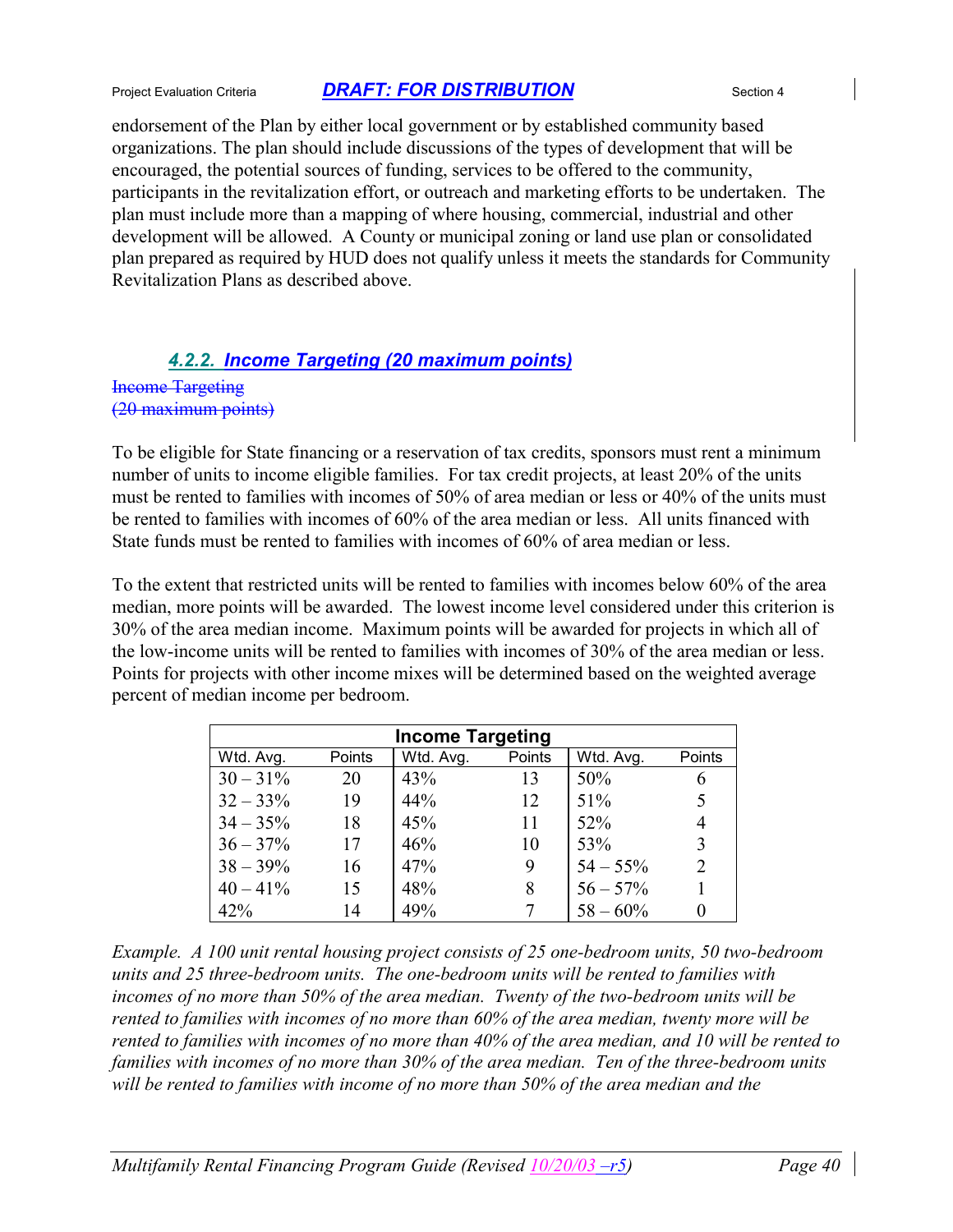endorsement of the Plan by either local government or by established community based organizations. The plan should include discussions of the types of development that will be encouraged, the potential sources of funding, services to be offered to the community, participants in the revitalization effort, or outreach and marketing efforts to be undertaken. The plan must include more than a mapping of where housing, commercial, industrial and other development will be allowed. A County or municipal zoning or land use plan or consolidated plan prepared as required by HUD does not qualify unless it meets the standards for Community Revitalization Plans as described above.

### 4.2.2. Income Targeting (20 maximum points)

~~Income Targeting~~
~~(20 maximum points)~~

To be eligible for State financing or a reservation of tax credits, sponsors must rent a minimum number of units to income eligible families. For tax credit projects, at least 20% of the units must be rented to families with incomes of 50% of area median or less or 40% of the units must be rented to families with incomes of 60% of the area median or less. All units financed with State funds must be rented to families with incomes of 60% of area median or less.

To the extent that restricted units will be rented to families with incomes below 60% of the area median, more points will be awarded. The lowest income level considered under this criterion is 30% of the area median income. Maximum points will be awarded for projects in which all of the low-income units will be rented to families with incomes of 30% of the area median or less. Points for projects with other income mixes will be determined based on the weighted average percent of median income per bedroom.

| Income Targeting | | | | | |
|---|---|---|---|---|---|
| Wtd. Avg. | Points | Wtd. Avg. | Points | Wtd. Avg. | Points |
| 30 – 31% | 20 | 43% | 13 | 50% | 6 |
| 32 – 33% | 19 | 44% | 12 | 51% | 5 |
| 34 – 35% | 18 | 45% | 11 | 52% | 4 |
| 36 – 37% | 17 | 46% | 10 | 53% | 3 |
| 38 – 39% | 16 | 47% | 9 | 54 – 55% | 2 |
| 40 – 41% | 15 | 48% | 8 | 56 – 57% | 1 |
| 42% | 14 | 49% | 7 | 58 – 60% | 0 |

*Example. A 100 unit rental housing project consists of 25 one-bedroom units, 50 two-bedroom units and 25 three-bedroom units. The one-bedroom units will be rented to families with incomes of no more than 50% of the area median. Twenty of the two-bedroom units will be rented to families with incomes of no more than 60% of the area median, twenty more will be rented to families with incomes of no more than 40% of the area median, and 10 will be rented to families with incomes of no more than 30% of the area median. Ten of the three-bedroom units will be rented to families with income of no more than 50% of the area median and the*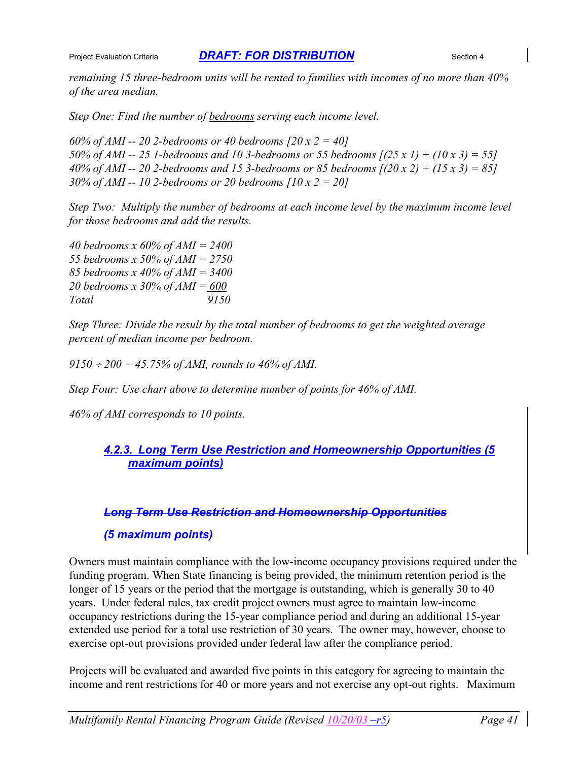*remaining 15 three-bedroom units will be rented to families with incomes of no more than 40% of the area median.*

*Step One: Find the number of bedrooms serving each income level.*

*60% of AMI -- 20 2-bedrooms or 40 bedrooms [20 x 2 = 40]*
*50% of AMI -- 25 1-bedrooms and 10 3-bedrooms or 55 bedrooms [(25 x 1) + (10 x 3) = 55]*
*40% of AMI -- 20 2-bedrooms and 15 3-bedrooms or 85 bedrooms [(20 x 2) + (15 x 3) = 85]*
*30% of AMI -- 10 2-bedrooms or 20 bedrooms [10 x 2 = 20]*

*Step Two: Multiply the number of bedrooms at each income level by the maximum income level for those bedrooms and add the results.*

*40 bedrooms x 60% of AMI = 2400*
*55 bedrooms x 50% of AMI = 2750*
*85 bedrooms x 40% of AMI = 3400*
*20 bedrooms x 30% of AMI = 600*
*Total 9150*

*Step Three: Divide the result by the total number of bedrooms to get the weighted average percent of median income per bedroom.*

*9150 ÷ 200 = 45.75% of AMI, rounds to 46% of AMI.*

*Step Four: Use chart above to determine number of points for 46% of AMI.*

*46% of AMI corresponds to 10 points.*

### 4.2.3. Long Term Use Restriction and Homeownership Opportunities (5 maximum points)

~~Long Term Use Restriction and Homeownership Opportunities~~

~~(5 maximum points)~~

Owners must maintain compliance with the low-income occupancy provisions required under the funding program. When State financing is being provided, the minimum retention period is the longer of 15 years or the period that the mortgage is outstanding, which is generally 30 to 40 years. Under federal rules, tax credit project owners must agree to maintain low-income occupancy restrictions during the 15-year compliance period and during an additional 15-year extended use period for a total use restriction of 30 years. The owner may, however, choose to exercise opt-out provisions provided under federal law after the compliance period.

Projects will be evaluated and awarded five points in this category for agreeing to maintain the income and rent restrictions for 40 or more years and not exercise any opt-out rights. Maximum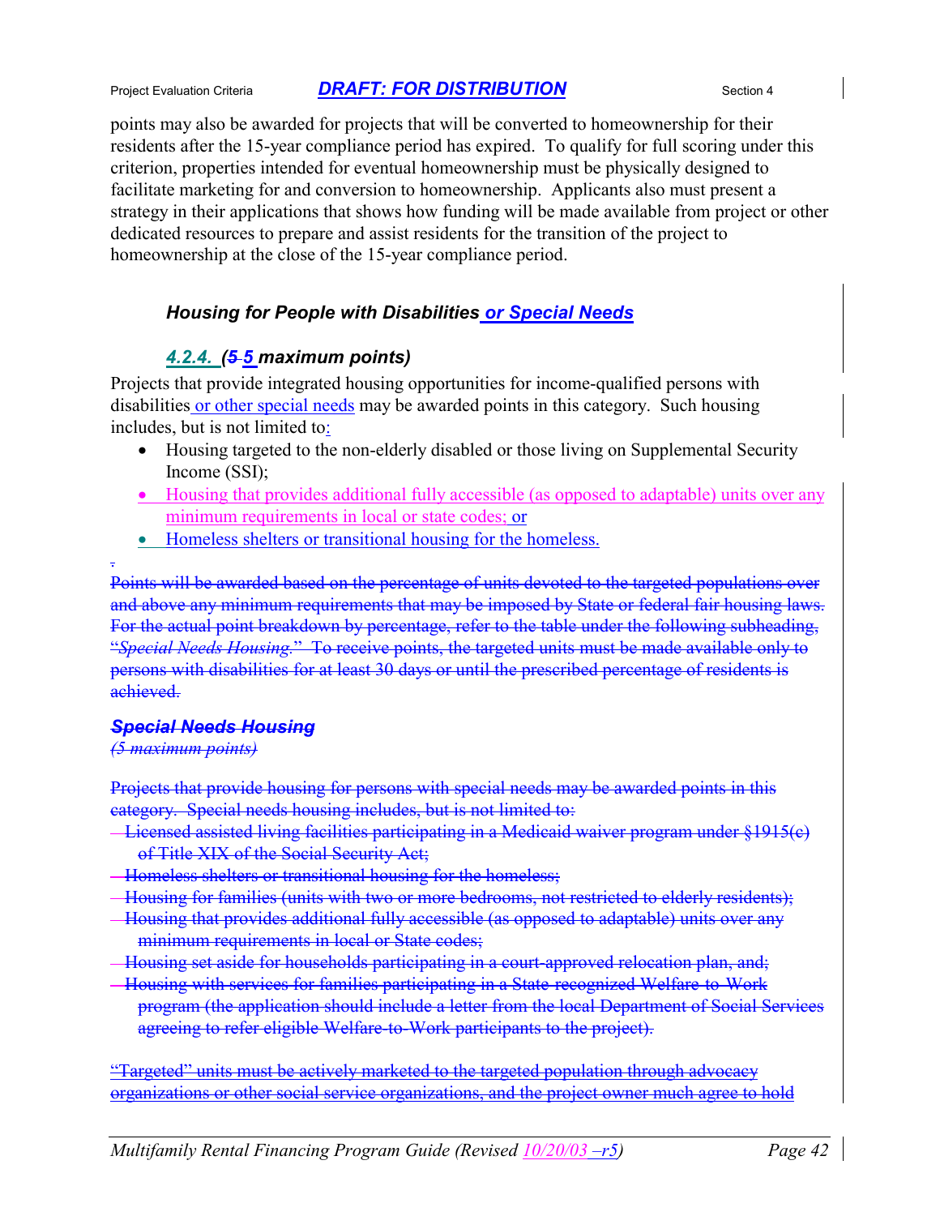points may also be awarded for projects that will be converted to homeownership for their residents after the 15-year compliance period has expired. To qualify for full scoring under this criterion, properties intended for eventual homeownership must be physically designed to facilitate marketing for and conversion to homeownership. Applicants also must present a strategy in their applications that shows how funding will be made available from project or other dedicated resources to prepare and assist residents for the transition of the project to homeownership at the close of the 15-year compliance period.

### *Housing for People with Disabilities or Special Needs*

#### *4.2.4. (5 5 maximum points)*

Projects that provide integrated housing opportunities for income-qualified persons with disabilities or other special needs may be awarded points in this category. Such housing includes, but is not limited to:

- Housing targeted to the non-elderly disabled or those living on Supplemental Security Income (SSI);
- Housing that provides additional fully accessible (as opposed to adaptable) units over any minimum requirements in local or state codes; or
- Homeless shelters or transitional housing for the homeless.

~~Points will be awarded based on the percentage of units devoted to the targeted populations over and above any minimum requirements that may be imposed by State or federal fair housing laws. For the actual point breakdown by percentage, refer to the table under the following subheading, "*Special Needs Housing*." To receive points, the targeted units must be made available only to persons with disabilities for at least 30 days or until the prescribed percentage of residents is achieved.~~

### ~~*Special Needs Housing*~~

~~*(5 maximum points)*~~

~~Projects that provide housing for persons with special needs may be awarded points in this category. Special needs housing includes, but is not limited to:~~

- ~~Licensed assisted living facilities participating in a Medicaid waiver program under §1915(c) of Title XIX of the Social Security Act;~~
- ~~Homeless shelters or transitional housing for the homeless;~~
- ~~Housing for families (units with two or more bedrooms, not restricted to elderly residents);~~
- ~~Housing that provides additional fully accessible (as opposed to adaptable) units over any minimum requirements in local or State codes;~~
- ~~Housing set aside for households participating in a court-approved relocation plan, and;~~
- ~~Housing with services for families participating in a State-recognized Welfare-to-Work program (the application should include a letter from the local Department of Social Services agreeing to refer eligible Welfare-to-Work participants to the project).~~

~~"Targeted" units must be actively marketed to the targeted population through advocacy organizations or other social service organizations, and the project owner much agree to hold~~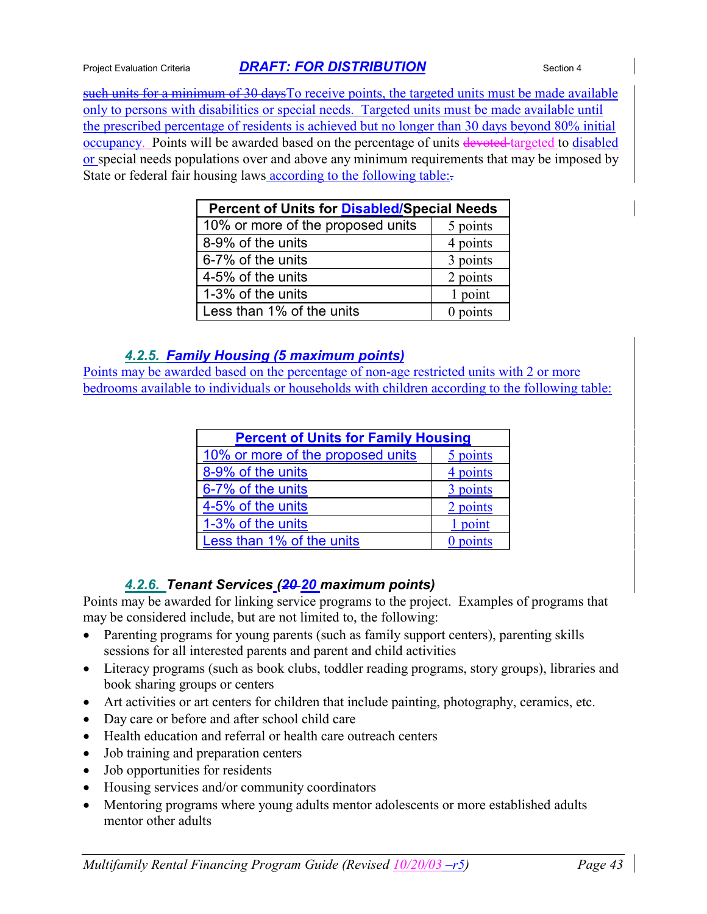~~such units for a minimum of 30 days~~To receive points, the targeted units must be made available only to persons with disabilities or special needs. Targeted units must be made available until the prescribed percentage of residents is achieved but no longer than 30 days beyond 80% initial occupancy. Points will be awarded based on the percentage of units ~~devoted~~ targeted to disabled or special needs populations over and above any minimum requirements that may be imposed by State or federal fair housing laws according to the following table:~~.~~

| Percent of Units for Disabled/Special Needs | |
|---|---|
| 10% or more of the proposed units | 5 points |
| 8-9% of the units | 4 points |
| 6-7% of the units | 3 points |
| 4-5% of the units | 2 points |
| 1-3% of the units | 1 point |
| Less than 1% of the units | 0 points |

### *4.2.5. Family Housing (5 maximum points)*

Points may be awarded based on the percentage of non-age restricted units with 2 or more bedrooms available to individuals or households with children according to the following table:

| Percent of Units for Family Housing | |
|---|---|
| 10% or more of the proposed units | 5 points |
| 8-9% of the units | 4 points |
| 6-7% of the units | 3 points |
| 4-5% of the units | 2 points |
| 1-3% of the units | 1 point |
| Less than 1% of the units | 0 points |

### *4.2.6. Tenant Services (~~20~~ 20 maximum points)*

Points may be awarded for linking service programs to the project. Examples of programs that may be considered include, but are not limited to, the following:

- Parenting programs for young parents (such as family support centers), parenting skills sessions for all interested parents and parent and child activities
- Literacy programs (such as book clubs, toddler reading programs, story groups), libraries and book sharing groups or centers
- Art activities or art centers for children that include painting, photography, ceramics, etc.
- Day care or before and after school child care
- Health education and referral or health care outreach centers
- Job training and preparation centers
- Job opportunities for residents
- Housing services and/or community coordinators
- Mentoring programs where young adults mentor adolescents or more established adults mentor other adults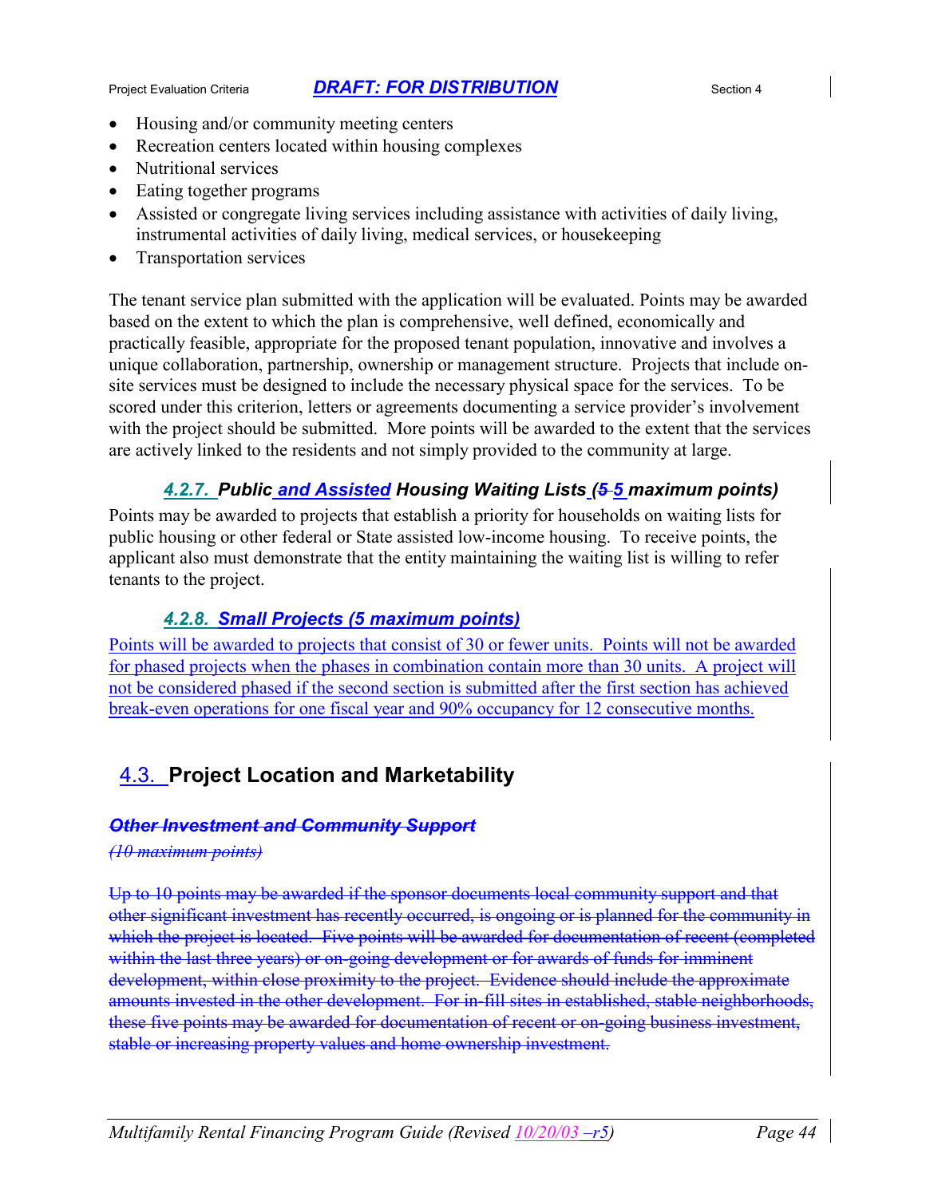- Housing and/or community meeting centers
- Recreation centers located within housing complexes
- Nutritional services
- Eating together programs
- Assisted or congregate living services including assistance with activities of daily living, instrumental activities of daily living, medical services, or housekeeping
- Transportation services

The tenant service plan submitted with the application will be evaluated. Points may be awarded based on the extent to which the plan is comprehensive, well defined, economically and practically feasible, appropriate for the proposed tenant population, innovative and involves a unique collaboration, partnership, ownership or management structure. Projects that include on-site services must be designed to include the necessary physical space for the services. To be scored under this criterion, letters or agreements documenting a service provider's involvement with the project should be submitted. More points will be awarded to the extent that the services are actively linked to the residents and not simply provided to the community at large.

### *4.2.7. Public and Assisted Housing Waiting Lists (~~5~~ 5 maximum points)*

Points may be awarded to projects that establish a priority for households on waiting lists for public housing or other federal or State assisted low-income housing. To receive points, the applicant also must demonstrate that the entity maintaining the waiting list is willing to refer tenants to the project.

### *4.2.8. Small Projects (5 maximum points)*

Points will be awarded to projects that consist of 30 or fewer units. Points will not be awarded for phased projects when the phases in combination contain more than 30 units. A project will not be considered phased if the second section is submitted after the first section has achieved break-even operations for one fiscal year and 90% occupancy for 12 consecutive months.

## 4.3. Project Location and Marketability

~~***Other Investment and Community Support***~~

~~*(10 maximum points)*~~

~~Up to 10 points may be awarded if the sponsor documents local community support and that other significant investment has recently occurred, is ongoing or is planned for the community in which the project is located. Five points will be awarded for documentation of recent (completed within the last three years) or on-going development or for awards of funds for imminent development, within close proximity to the project. Evidence should include the approximate amounts invested in the other development. For in-fill sites in established, stable neighborhoods, these five points may be awarded for documentation of recent or on-going business investment, stable or increasing property values and home ownership investment.~~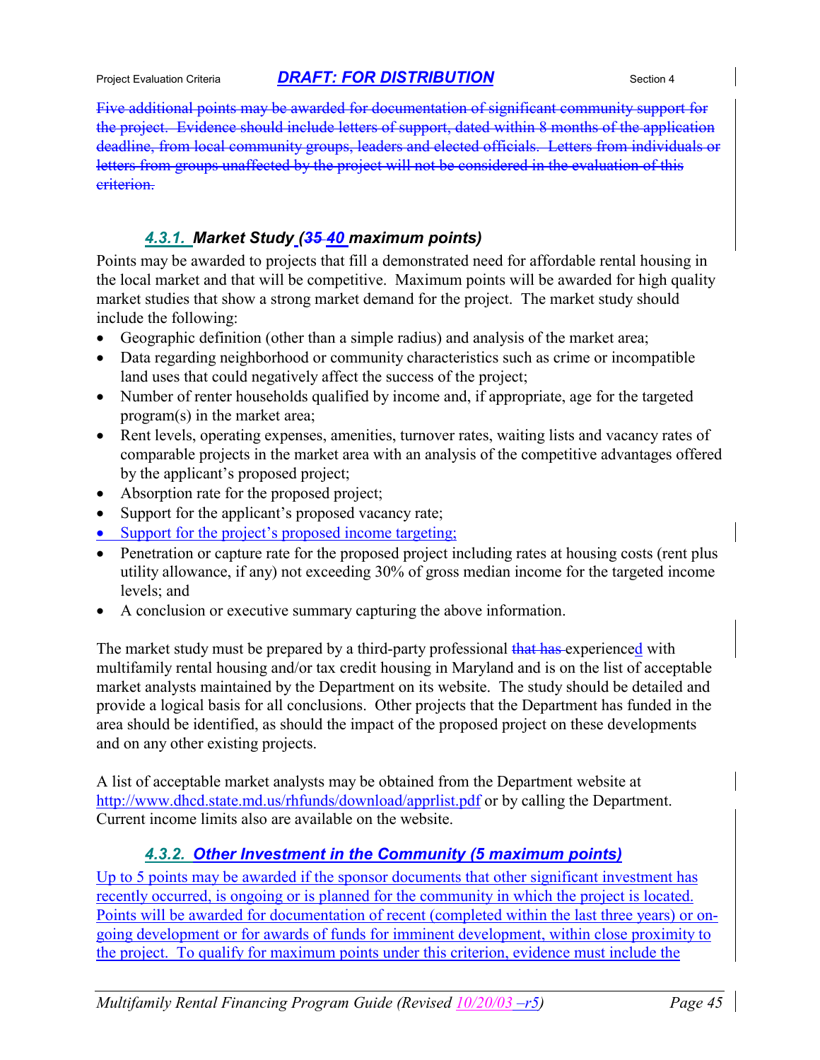~~Five additional points may be awarded for documentation of significant community support for the project. Evidence should include letters of support, dated within 8 months of the application deadline, from local community groups, leaders and elected officials. Letters from individuals or letters from groups unaffected by the project will not be considered in the evaluation of this criterion.~~

### *4.3.1. Market Study (~~35~~ 40 maximum points)*

Points may be awarded to projects that fill a demonstrated need for affordable rental housing in the local market and that will be competitive. Maximum points will be awarded for high quality market studies that show a strong market demand for the project. The market study should include the following:

- Geographic definition (other than a simple radius) and analysis of the market area;
- Data regarding neighborhood or community characteristics such as crime or incompatible land uses that could negatively affect the success of the project;
- Number of renter households qualified by income and, if appropriate, age for the targeted program(s) in the market area;
- Rent levels, operating expenses, amenities, turnover rates, waiting lists and vacancy rates of comparable projects in the market area with an analysis of the competitive advantages offered by the applicant's proposed project;
- Absorption rate for the proposed project;
- Support for the applicant's proposed vacancy rate;
- Support for the project's proposed income targeting;
- Penetration or capture rate for the proposed project including rates at housing costs (rent plus utility allowance, if any) not exceeding 30% of gross median income for the targeted income levels; and
- A conclusion or executive summary capturing the above information.

The market study must be prepared by a third-party professional ~~that has~~ experienced with multifamily rental housing and/or tax credit housing in Maryland and is on the list of acceptable market analysts maintained by the Department on its website. The study should be detailed and provide a logical basis for all conclusions. Other projects that the Department has funded in the area should be identified, as should the impact of the proposed project on these developments and on any other existing projects.

A list of acceptable market analysts may be obtained from the Department website at http://www.dhcd.state.md.us/rhfunds/download/apprlist.pdf or by calling the Department. Current income limits also are available on the website.

### *4.3.2. Other Investment in the Community (5 maximum points)*

Up to 5 points may be awarded if the sponsor documents that other significant investment has recently occurred, is ongoing or is planned for the community in which the project is located. Points will be awarded for documentation of recent (completed within the last three years) or on-going development or for awards of funds for imminent development, within close proximity to the project. To qualify for maximum points under this criterion, evidence must include the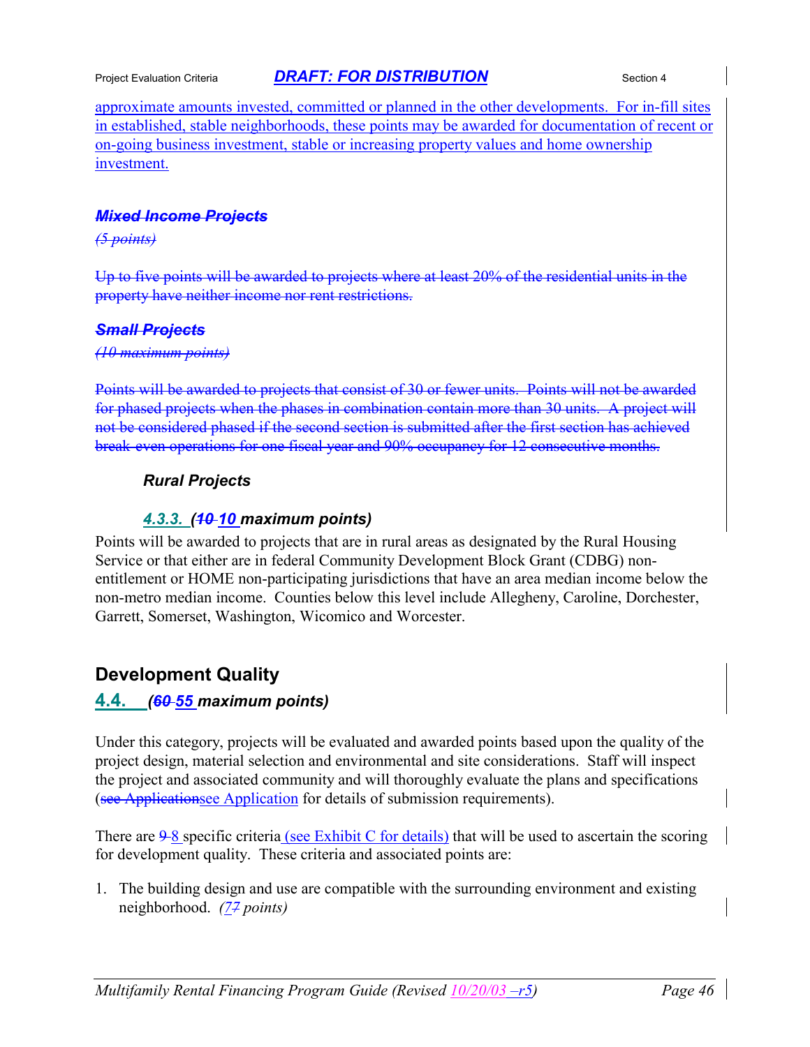approximate amounts invested, committed or planned in the other developments. For in-fill sites in established, stable neighborhoods, these points may be awarded for documentation of recent or on-going business investment, stable or increasing property values and home ownership investment.

### ~~*Mixed Income Projects*~~

~~*(5 points)*~~

~~Up to five points will be awarded to projects where at least 20% of the residential units in the property have neither income nor rent restrictions.~~

### ~~*Small Projects*~~

~~*(10 maximum points)*~~

~~Points will be awarded to projects that consist of 30 or fewer units. Points will not be awarded for phased projects when the phases in combination contain more than 30 units. A project will not be considered phased if the second section is submitted after the first section has achieved break-even operations for one fiscal year and 90% occupancy for 12 consecutive months.~~

### *Rural Projects*

#### *4.3.3. (~~10~~ 10 maximum points)*

Points will be awarded to projects that are in rural areas as designated by the Rural Housing Service or that either are in federal Community Development Block Grant (CDBG) non-entitlement or HOME non-participating jurisdictions that have an area median income below the non-metro median income. Counties below this level include Allegheny, Caroline, Dorchester, Garrett, Somerset, Washington, Wicomico and Worcester.

## Development Quality

### 4.4. *(~~60~~ 55 maximum points)*

Under this category, projects will be evaluated and awarded points based upon the quality of the project design, material selection and environmental and site considerations. Staff will inspect the project and associated community and will thoroughly evaluate the plans and specifications (~~see Application~~see Application for details of submission requirements).

There are ~~9~~ 8 specific criteria (see Exhibit C for details) that will be used to ascertain the scoring for development quality. These criteria and associated points are:

1. The building design and use are compatible with the surrounding environment and existing neighborhood. *(7~~7~~ points)*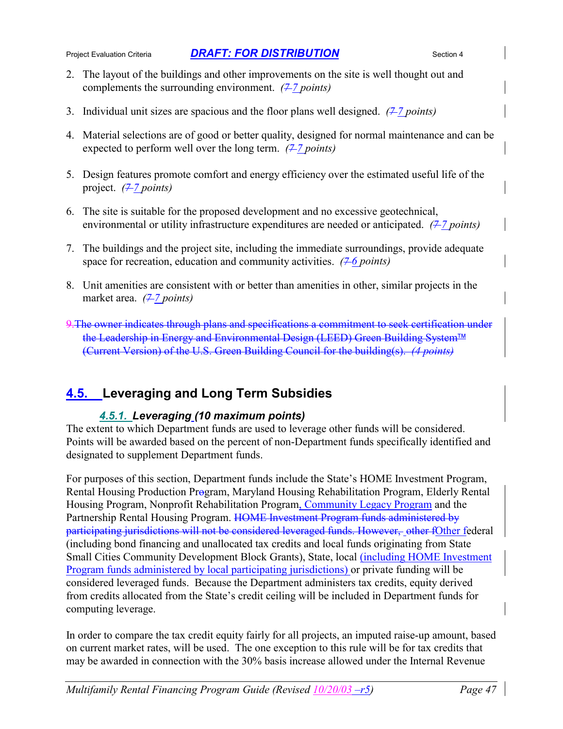2. The layout of the buildings and other improvements on the site is well thought out and complements the surrounding environment. *(~~7~~ 7 points)*

3. Individual unit sizes are spacious and the floor plans well designed. *(~~7~~ 7 points)*

4. Material selections are of good or better quality, designed for normal maintenance and can be expected to perform well over the long term. *(~~7~~ 7 points)*

5. Design features promote comfort and energy efficiency over the estimated useful life of the project. *(~~7~~ 7 points)*

6. The site is suitable for the proposed development and no excessive geotechnical, environmental or utility infrastructure expenditures are needed or anticipated. *(~~7~~ 7 points)*

7. The buildings and the project site, including the immediate surroundings, provide adequate space for recreation, education and community activities. *(~~7~~ 6 points)*

8. Unit amenities are consistent with or better than amenities in other, similar projects in the market area. *(~~7~~ 7 points)*

~~9. The owner indicates through plans and specifications a commitment to seek certification under the Leadership in Energy and Environmental Design (LEED) Green Building System™ (Current Version) of the U.S. Green Building Council for the building(s). *(4 points)*~~

## 4.5. Leveraging and Long Term Subsidies

### *4.5.1. Leveraging (10 maximum points)*

The extent to which Department funds are used to leverage other funds will be considered. Points will be awarded based on the percent of non-Department funds specifically identified and designated to supplement Department funds.

For purposes of this section, Department funds include the State's HOME Investment Program, Rental Housing Production Pr~~o~~gram, Maryland Housing Rehabilitation Program, Elderly Rental Housing Program, Nonprofit Rehabilitation Program, Community Legacy Program and the Partnership Rental Housing Program. ~~HOME Investment Program funds administered by participating jurisdictions will not be considered leveraged funds. However, other f~~Other federal (including bond financing and unallocated tax credits and local funds originating from State Small Cities Community Development Block Grants), State, local (including HOME Investment Program funds administered by local participating jurisdictions) or private funding will be considered leveraged funds. Because the Department administers tax credits, equity derived from credits allocated from the State's credit ceiling will be included in Department funds for computing leverage.

In order to compare the tax credit equity fairly for all projects, an imputed raise-up amount, based on current market rates, will be used. The one exception to this rule will be for tax credits that may be awarded in connection with the 30% basis increase allowed under the Internal Revenue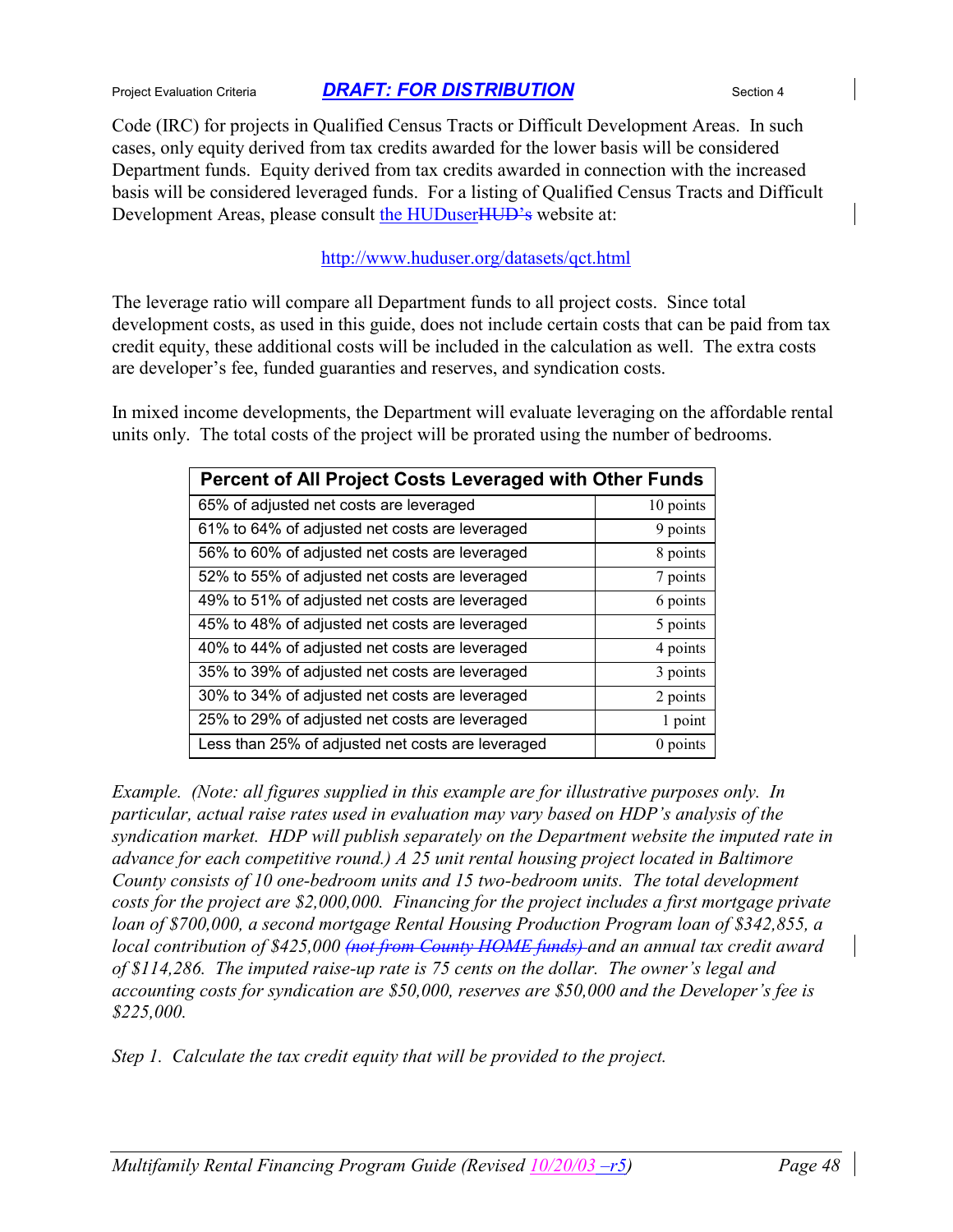Code (IRC) for projects in Qualified Census Tracts or Difficult Development Areas. In such cases, only equity derived from tax credits awarded for the lower basis will be considered Department funds. Equity derived from tax credits awarded in connection with the increased basis will be considered leveraged funds. For a listing of Qualified Census Tracts and Difficult Development Areas, please consult the HUDuser~~HUD's~~ website at:

http://www.huduser.org/datasets/qct.html

The leverage ratio will compare all Department funds to all project costs. Since total development costs, as used in this guide, does not include certain costs that can be paid from tax credit equity, these additional costs will be included in the calculation as well. The extra costs are developer's fee, funded guaranties and reserves, and syndication costs.

In mixed income developments, the Department will evaluate leveraging on the affordable rental units only. The total costs of the project will be prorated using the number of bedrooms.

| Percent of All Project Costs Leveraged with Other Funds | |
|---|---|
| 65% of adjusted net costs are leveraged | 10 points |
| 61% to 64% of adjusted net costs are leveraged | 9 points |
| 56% to 60% of adjusted net costs are leveraged | 8 points |
| 52% to 55% of adjusted net costs are leveraged | 7 points |
| 49% to 51% of adjusted net costs are leveraged | 6 points |
| 45% to 48% of adjusted net costs are leveraged | 5 points |
| 40% to 44% of adjusted net costs are leveraged | 4 points |
| 35% to 39% of adjusted net costs are leveraged | 3 points |
| 30% to 34% of adjusted net costs are leveraged | 2 points |
| 25% to 29% of adjusted net costs are leveraged | 1 point |
| Less than 25% of adjusted net costs are leveraged | 0 points |

*Example. (Note: all figures supplied in this example are for illustrative purposes only. In particular, actual raise rates used in evaluation may vary based on HDP's analysis of the syndication market. HDP will publish separately on the Department website the imputed rate in advance for each competitive round.) A 25 unit rental housing project located in Baltimore County consists of 10 one-bedroom units and 15 two-bedroom units. The total development costs for the project are $2,000,000. Financing for the project includes a first mortgage private loan of $700,000, a second mortgage Rental Housing Production Program loan of $342,855, a local contribution of $425,000 ~~(not from County HOME funds)~~ and an annual tax credit award of $114,286. The imputed raise-up rate is 75 cents on the dollar. The owner's legal and accounting costs for syndication are $50,000, reserves are $50,000 and the Developer's fee is $225,000.*

*Step 1. Calculate the tax credit equity that will be provided to the project.*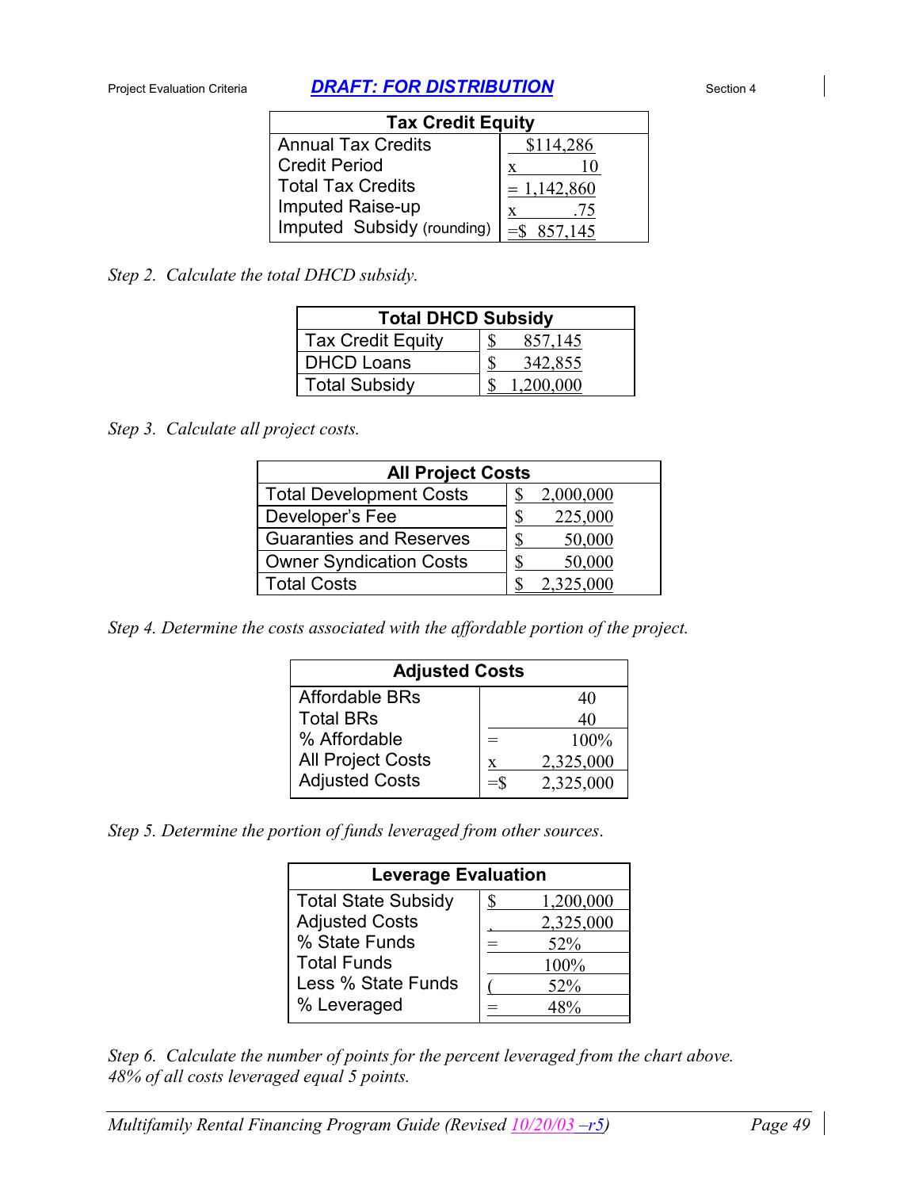| Tax Credit Equity | |
|---|---|
| Annual Tax Credits | $114,286 |
| Credit Period | x 10 |
| Total Tax Credits | = 1,142,860 |
| Imputed Raise-up | x .75 |
| Imputed Subsidy (rounding) | =$ 857,145 |

*Step 2. Calculate the total DHCD subsidy.*

| Total DHCD Subsidy | |
|---|---|
| Tax Credit Equity | $ 857,145 |
| DHCD Loans | $ 342,855 |
| Total Subsidy | $ 1,200,000 |

*Step 3. Calculate all project costs.*

| All Project Costs | |
|---|---|
| Total Development Costs | $ 2,000,000 |
| Developer's Fee | $ 225,000 |
| Guaranties and Reserves | $ 50,000 |
| Owner Syndication Costs | $ 50,000 |
| Total Costs | $ 2,325,000 |

*Step 4. Determine the costs associated with the affordable portion of the project.*

| Adjusted Costs | |
|---|---|
| Affordable BRs | 40 |
| Total BRs | 40 |
| % Affordable | = 100% |
| All Project Costs | x 2,325,000 |
| Adjusted Costs | =$ 2,325,000 |

*Step 5. Determine the portion of funds leveraged from other sources.*

| Leverage Evaluation | |
|---|---|
| Total State Subsidy | $ 1,200,000 |
| Adjusted Costs | , 2,325,000 |
| % State Funds | = 52% |
| Total Funds | 100% |
| Less % State Funds | ( 52% |
| % Leveraged | = 48% |

*Step 6. Calculate the number of points for the percent leveraged from the chart above. 48% of all costs leveraged equal 5 points.*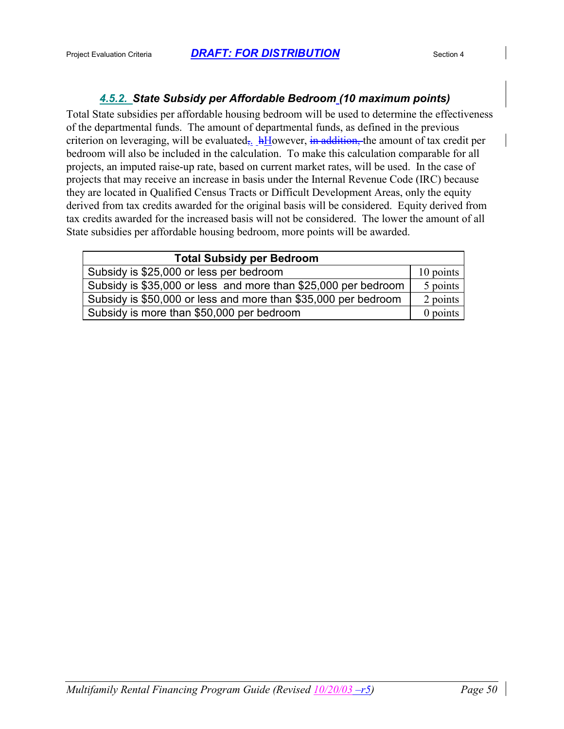### 4.5.2. State Subsidy per Affordable Bedroom (10 maximum points)

Total State subsidies per affordable housing bedroom will be used to determine the effectiveness of the departmental funds. The amount of departmental funds, as defined in the previous criterion on leveraging, will be evaluated. However, the amount of tax credit per bedroom will also be included in the calculation. To make this calculation comparable for all projects, an imputed raise-up rate, based on current market rates, will be used. In the case of projects that may receive an increase in basis under the Internal Revenue Code (IRC) because they are located in Qualified Census Tracts or Difficult Development Areas, only the equity derived from tax credits awarded for the original basis will be considered. Equity derived from tax credits awarded for the increased basis will not be considered. The lower the amount of all State subsidies per affordable housing bedroom, more points will be awarded.

| Total Subsidy per Bedroom | |
|---|---|
| Subsidy is $25,000 or less per bedroom | 10 points |
| Subsidy is $35,000 or less and more than $25,000 per bedroom | 5 points |
| Subsidy is $50,000 or less and more than $35,000 per bedroom | 2 points |
| Subsidy is more than $50,000 per bedroom | 0 points |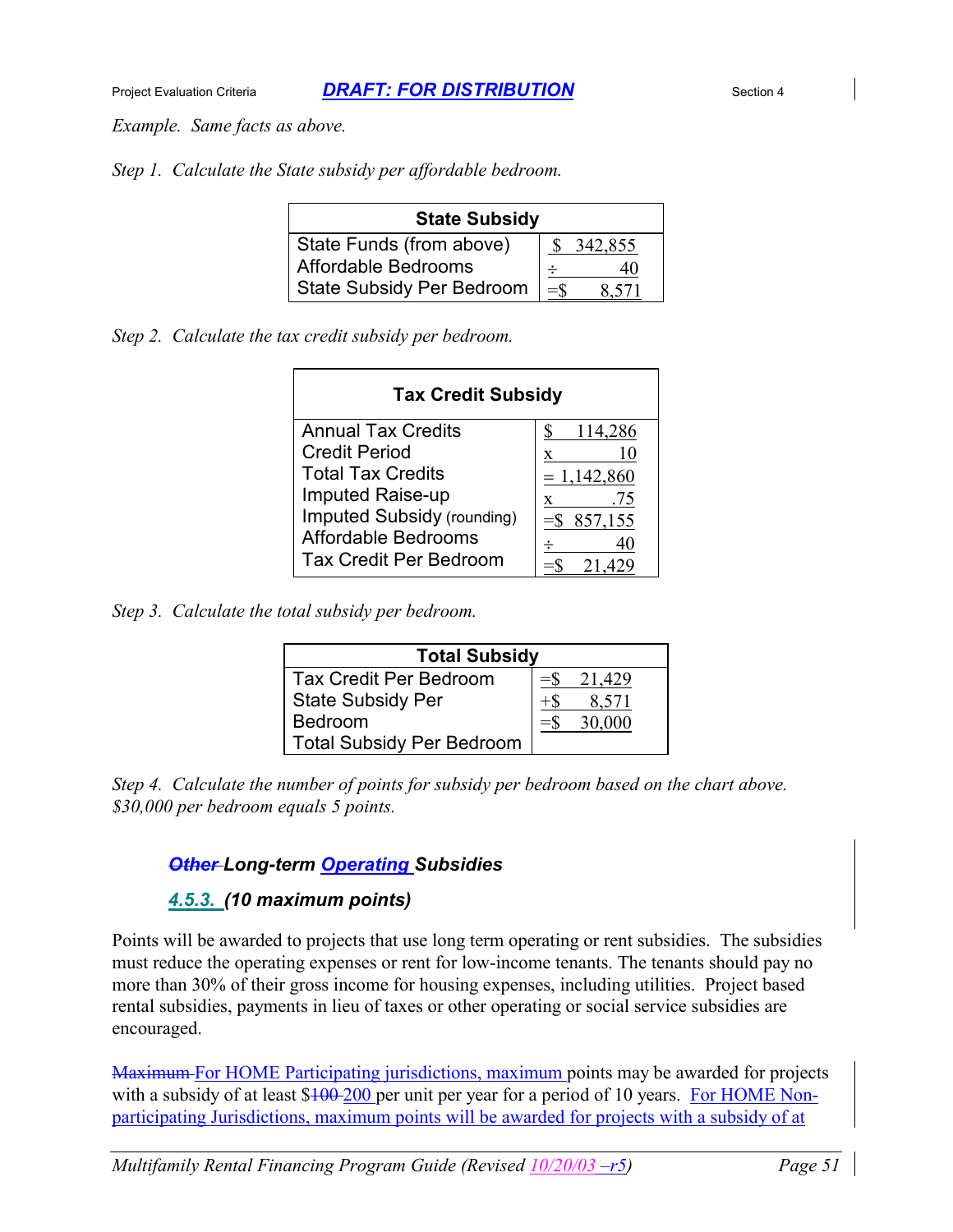*Example. Same facts as above.*

*Step 1. Calculate the State subsidy per affordable bedroom.*

| State Subsidy | |
|---|---|
| State Funds (from above) | $ 342,855 |
| Affordable Bedrooms | ÷ 40 |
| State Subsidy Per Bedroom | =$ 8,571 |

*Step 2. Calculate the tax credit subsidy per bedroom.*

| Tax Credit Subsidy | |
|---|---|
| Annual Tax Credits | $ 114,286 |
| Credit Period | x 10 |
| Total Tax Credits | = 1,142,860 |
| Imputed Raise-up | x .75 |
| Imputed Subsidy (rounding) | =$ 857,155 |
| Affordable Bedrooms | ÷ 40 |
| Tax Credit Per Bedroom | =$ 21,429 |

*Step 3. Calculate the total subsidy per bedroom.*

| Total Subsidy | |
|---|---|
| Tax Credit Per Bedroom | =$ 21,429 |
| State Subsidy Per Bedroom | +$ 8,571 |
| Total Subsidy Per Bedroom | =$ 30,000 |

*Step 4. Calculate the number of points for subsidy per bedroom based on the chart above. $30,000 per bedroom equals 5 points.*

### ~~*Other*~~ *Long-term Operating Subsidies*

### *4.5.3. (10 maximum points)*

Points will be awarded to projects that use long term operating or rent subsidies. The subsidies must reduce the operating expenses or rent for low-income tenants. The tenants should pay no more than 30% of their gross income for housing expenses, including utilities. Project based rental subsidies, payments in lieu of taxes or other operating or social service subsidies are encouraged.

~~Maximum~~ For HOME Participating jurisdictions, maximum points may be awarded for projects with a subsidy of at least $~~100~~ 200 per unit per year for a period of 10 years. For HOME Non-participating Jurisdictions, maximum points will be awarded for projects with a subsidy of at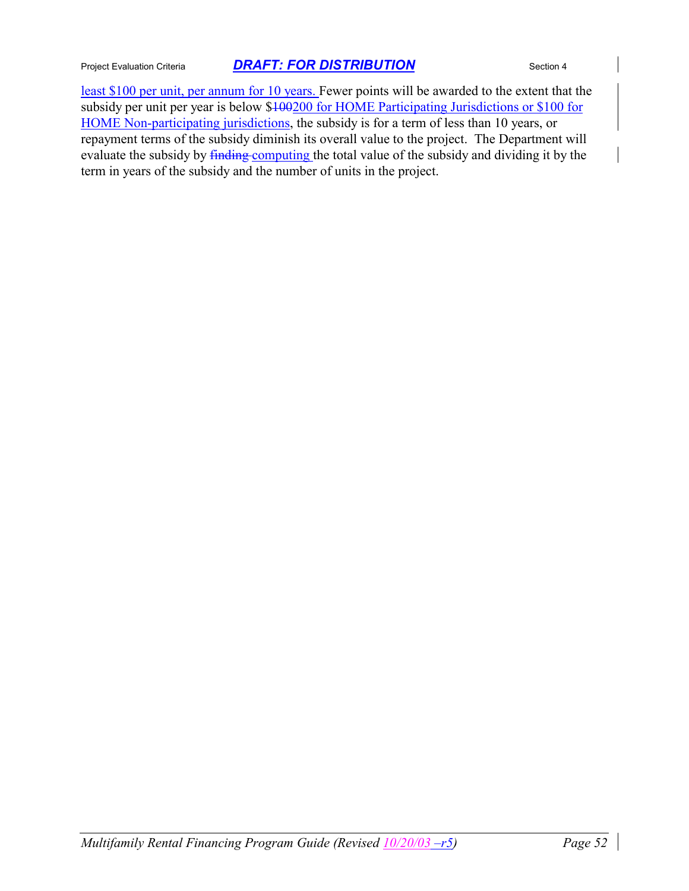least $100 per unit, per annum for 10 years. Fewer points will be awarded to the extent that the subsidy per unit per year is below $~~100~~200 for HOME Participating Jurisdictions or $100 for HOME Non-participating jurisdictions, the subsidy is for a term of less than 10 years, or repayment terms of the subsidy diminish its overall value to the project. The Department will evaluate the subsidy by ~~finding~~ computing the total value of the subsidy and dividing it by the term in years of the subsidy and the number of units in the project.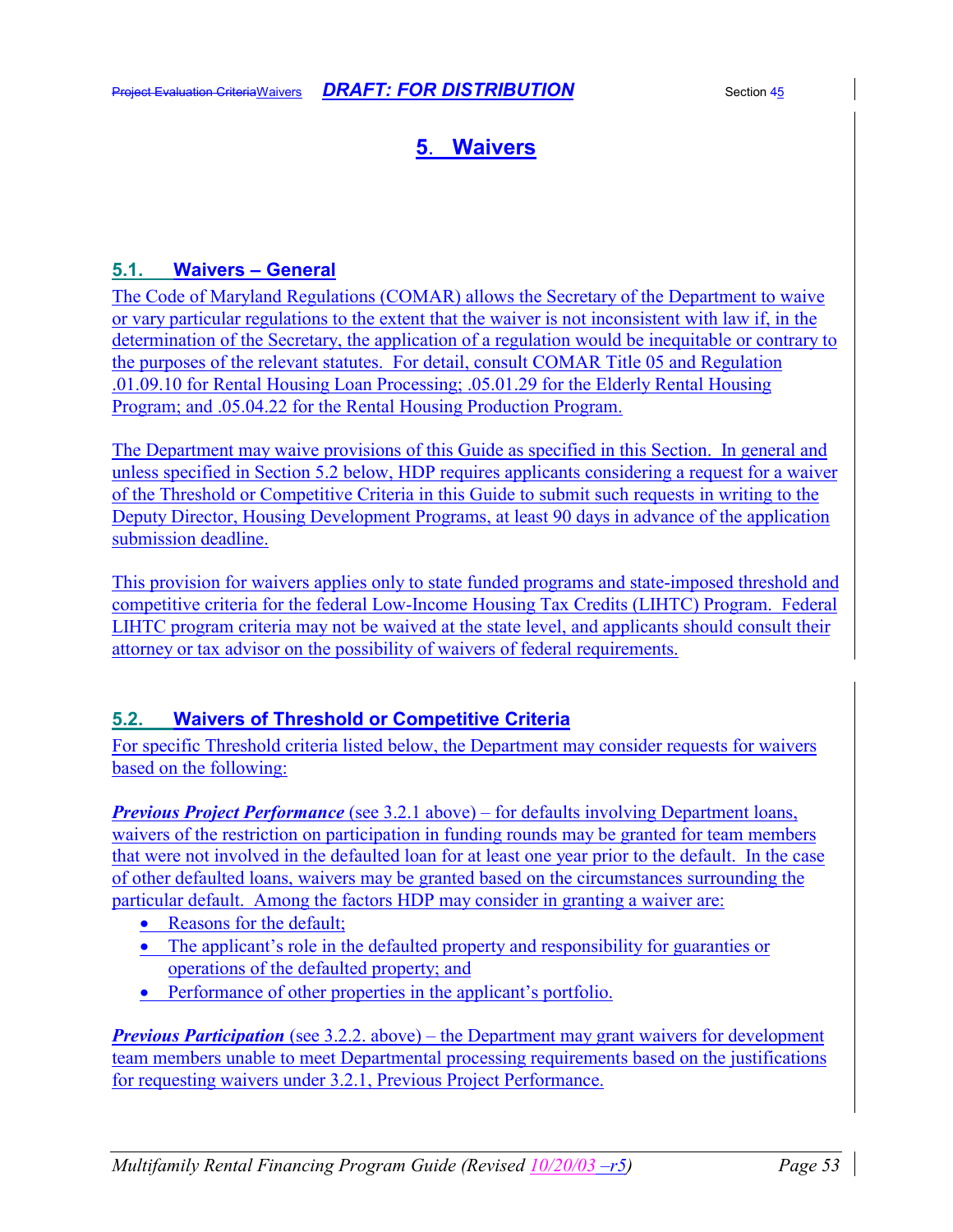# 5. Waivers

## 5.1. Waivers – General

The Code of Maryland Regulations (COMAR) allows the Secretary of the Department to waive or vary particular regulations to the extent that the waiver is not inconsistent with law if, in the determination of the Secretary, the application of a regulation would be inequitable or contrary to the purposes of the relevant statutes. For detail, consult COMAR Title 05 and Regulation .01.09.10 for Rental Housing Loan Processing; .05.01.29 for the Elderly Rental Housing Program; and .05.04.22 for the Rental Housing Production Program.

The Department may waive provisions of this Guide as specified in this Section. In general and unless specified in Section 5.2 below, HDP requires applicants considering a request for a waiver of the Threshold or Competitive Criteria in this Guide to submit such requests in writing to the Deputy Director, Housing Development Programs, at least 90 days in advance of the application submission deadline.

This provision for waivers applies only to state funded programs and state-imposed threshold and competitive criteria for the federal Low-Income Housing Tax Credits (LIHTC) Program. Federal LIHTC program criteria may not be waived at the state level, and applicants should consult their attorney or tax advisor on the possibility of waivers of federal requirements.

## 5.2. Waivers of Threshold or Competitive Criteria

For specific Threshold criteria listed below, the Department may consider requests for waivers based on the following:

***Previous Project Performance*** (see 3.2.1 above) – for defaults involving Department loans, waivers of the restriction on participation in funding rounds may be granted for team members that were not involved in the defaulted loan for at least one year prior to the default. In the case of other defaulted loans, waivers may be granted based on the circumstances surrounding the particular default. Among the factors HDP may consider in granting a waiver are:

- Reasons for the default;
- The applicant's role in the defaulted property and responsibility for guaranties or operations of the defaulted property; and
- Performance of other properties in the applicant's portfolio.

***Previous Participation*** (see 3.2.2. above) – the Department may grant waivers for development team members unable to meet Departmental processing requirements based on the justifications for requesting waivers under 3.2.1, Previous Project Performance.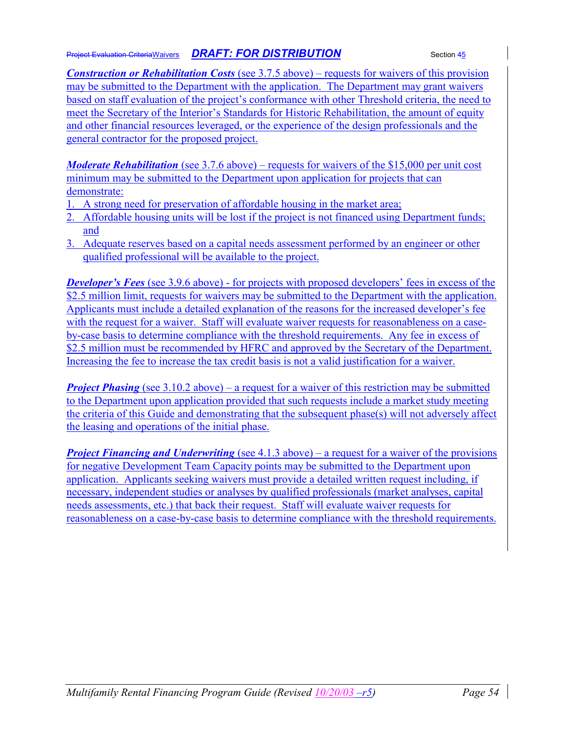***Construction or Rehabilitation Costs*** (see 3.7.5 above) – requests for waivers of this provision may be submitted to the Department with the application. The Department may grant waivers based on staff evaluation of the project's conformance with other Threshold criteria, the need to meet the Secretary of the Interior's Standards for Historic Rehabilitation, the amount of equity and other financial resources leveraged, or the experience of the design professionals and the general contractor for the proposed project.

***Moderate Rehabilitation*** (see 3.7.6 above) – requests for waivers of the $15,000 per unit cost minimum may be submitted to the Department upon application for projects that can demonstrate:

1. A strong need for preservation of affordable housing in the market area;
2. Affordable housing units will be lost if the project is not financed using Department funds; and
3. Adequate reserves based on a capital needs assessment performed by an engineer or other qualified professional will be available to the project.

***Developer's Fees*** (see 3.9.6 above) - for projects with proposed developers' fees in excess of the $2.5 million limit, requests for waivers may be submitted to the Department with the application. Applicants must include a detailed explanation of the reasons for the increased developer's fee with the request for a waiver. Staff will evaluate waiver requests for reasonableness on a case-by-case basis to determine compliance with the threshold requirements. Any fee in excess of $2.5 million must be recommended by HFRC and approved by the Secretary of the Department. Increasing the fee to increase the tax credit basis is not a valid justification for a waiver.

***Project Phasing*** (see 3.10.2 above) – a request for a waiver of this restriction may be submitted to the Department upon application provided that such requests include a market study meeting the criteria of this Guide and demonstrating that the subsequent phase(s) will not adversely affect the leasing and operations of the initial phase.

***Project Financing and Underwriting*** (see 4.1.3 above) – a request for a waiver of the provisions for negative Development Team Capacity points may be submitted to the Department upon application. Applicants seeking waivers must provide a detailed written request including, if necessary, independent studies or analyses by qualified professionals (market analyses, capital needs assessments, etc.) that back their request. Staff will evaluate waiver requests for reasonableness on a case-by-case basis to determine compliance with the threshold requirements.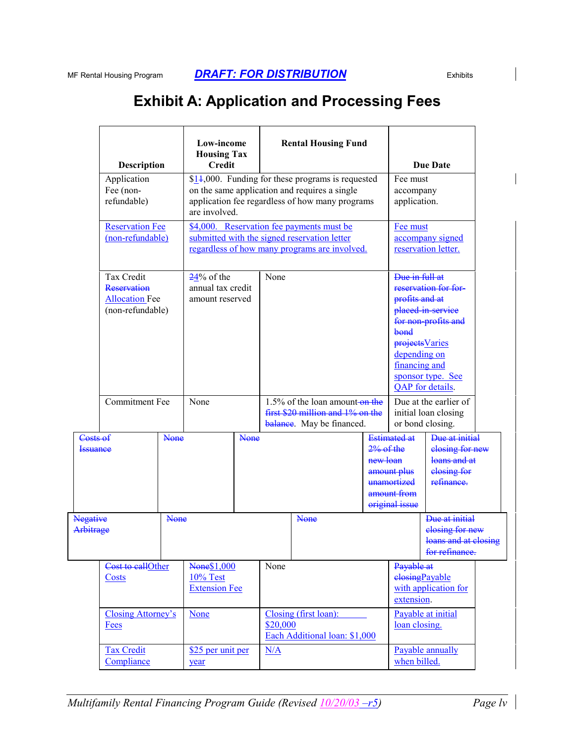# Exhibit A: Application and Processing Fees

| Description | Low-income Housing Tax Credit | Rental Housing Fund | Due Date |
|---|---|---|---|
| Application Fee (non-refundable) | $11,000. Funding for these programs is requested on the same application and requires a single application fee regardless of how many programs are involved. | | Fee must accompany application. |
| Reservation Fee (non-refundable) | $4,000. Reservation fee payments must be submitted with the signed reservation letter regardless of how many programs are involved. | | Fee must accompany signed reservation letter. |
| Tax Credit Reservation Allocation Fee (non-refundable) | 24% of the annual tax credit amount reserved | None | Due in full at reservation for for-profits and at placed in service for non-profits and bond projectsVaries depending on financing and sponsor type. See QAP for details. |
| Commitment Fee | None | 1.5% of the loan amount on the first $20 million and 1% on the balance. May be financed. | Due at the earlier of initial loan closing or bond closing. |
| Costs of Issuance | None | None / Estimated at 2% of the new loan amount plus unamortized amount from original issue | Due at initial closing for new loans and at closing for refinance. |
| Negative Arbitrage | None | None | Due at initial closing for new loans and at closing for refinance. |
| Cost to callOther Costs | None$1,000 10% Test Extension Fee | None | Payable at closingPayable with application for extension. |
| Closing Attorney's Fees | None | Closing (first loan): $20,000<br>Each Additional loan: $1,000 | Payable at initial loan closing. |
| Tax Credit Compliance | $25 per unit per year | N/A | Payable annually when billed. |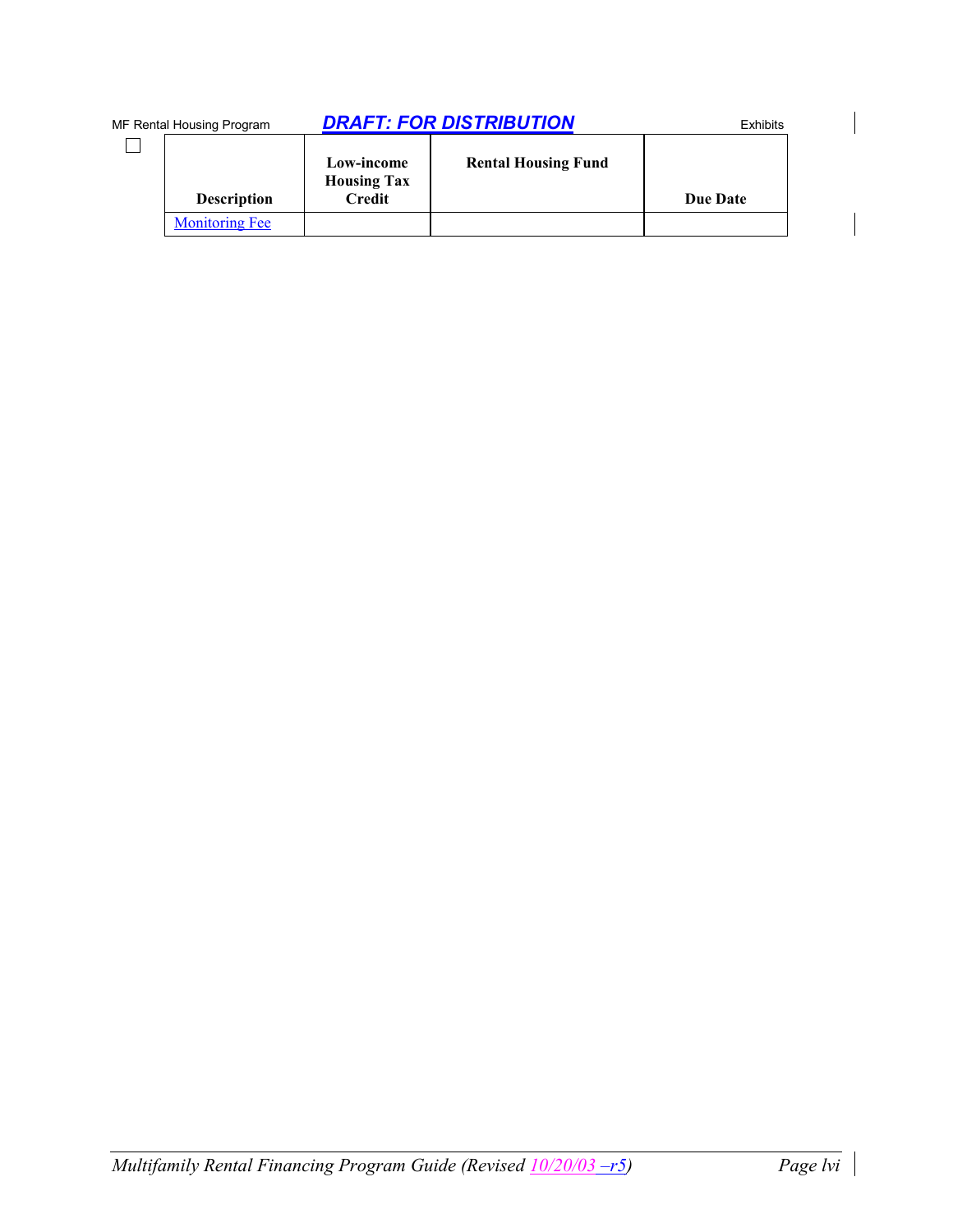| Description | Low-income Housing Tax Credit | Rental Housing Fund | Due Date |
|---|---|---|---|
| Monitoring Fee | | | |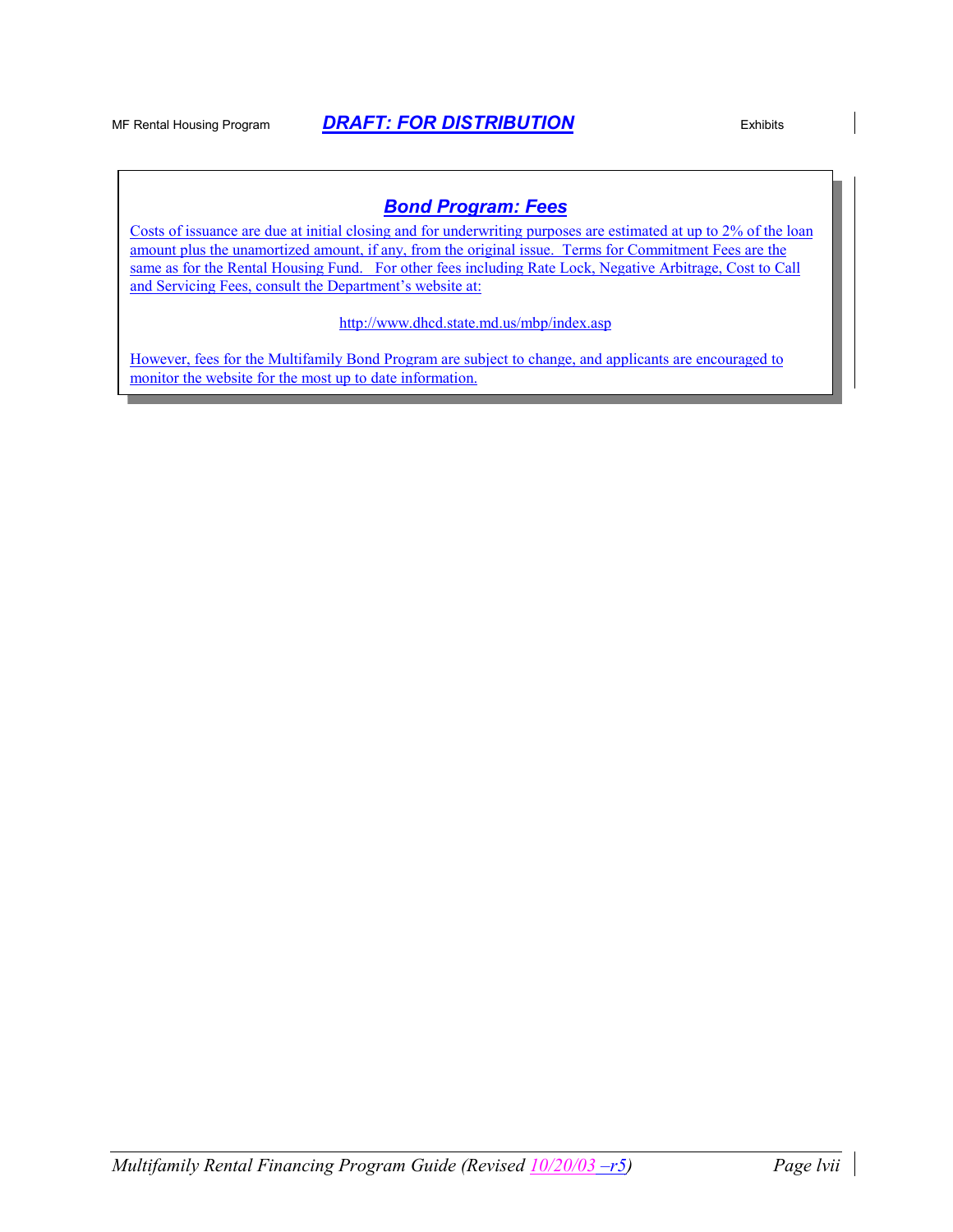## Bond Program: Fees

Costs of issuance are due at initial closing and for underwriting purposes are estimated at up to 2% of the loan amount plus the unamortized amount, if any, from the original issue. Terms for Commitment Fees are the same as for the Rental Housing Fund. For other fees including Rate Lock, Negative Arbitrage, Cost to Call and Servicing Fees, consult the Department's website at:

http://www.dhcd.state.md.us/mbp/index.asp

However, fees for the Multifamily Bond Program are subject to change, and applicants are encouraged to monitor the website for the most up to date information.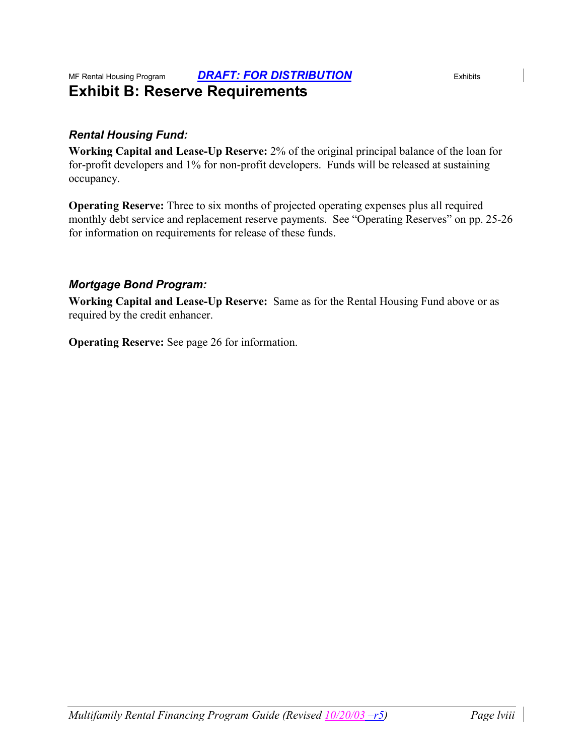# Exhibit B: Reserve Requirements

### *Rental Housing Fund:*

**Working Capital and Lease-Up Reserve:** 2% of the original principal balance of the loan for for-profit developers and 1% for non-profit developers. Funds will be released at sustaining occupancy.

**Operating Reserve:** Three to six months of projected operating expenses plus all required monthly debt service and replacement reserve payments. See "Operating Reserves" on pp. 25-26 for information on requirements for release of these funds.

### *Mortgage Bond Program:*

**Working Capital and Lease-Up Reserve:** Same as for the Rental Housing Fund above or as required by the credit enhancer.

**Operating Reserve:** See page 26 for information.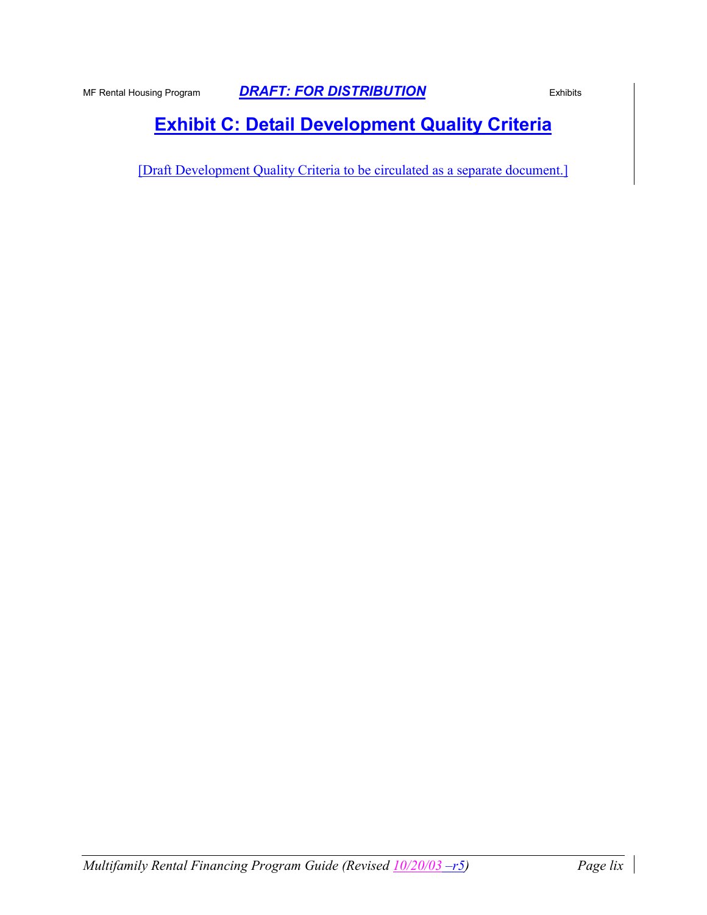# Exhibit C: Detail Development Quality Criteria

[Draft Development Quality Criteria to be circulated as a separate document.]